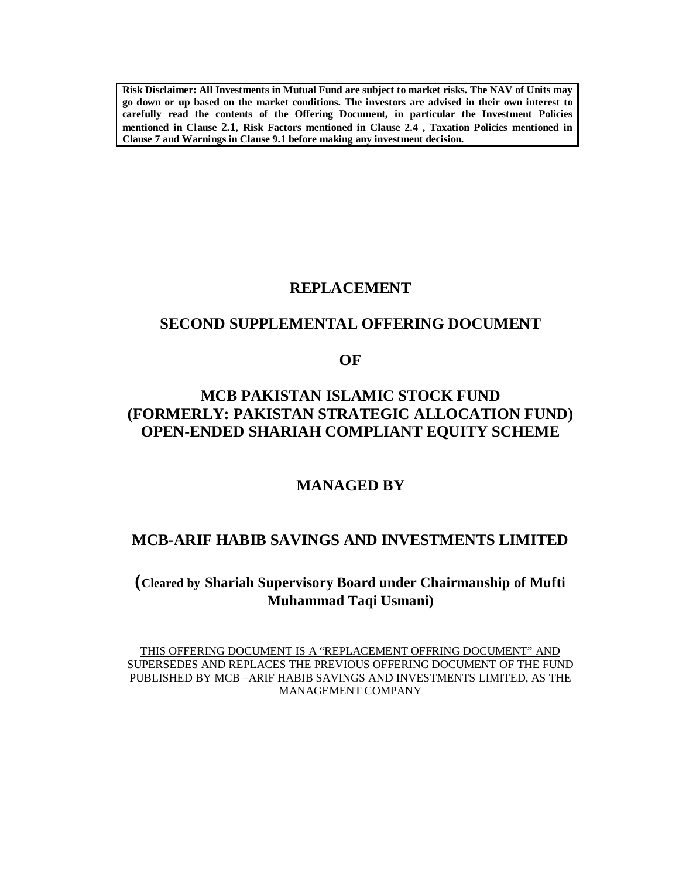**Risk Disclaimer: All Investments in Mutual Fund are subject to market risks. The NAV of Units may go down or up based on the market conditions. The investors are advised in their own interest to carefully read the contents of the Offering Document, in particular the Investment Policies mentioned in Clause 2.1, Risk Factors mentioned in Clause 2.4 , Taxation Policies mentioned in Clause 7 and Warnings in Clause 9.1 before making any investment decision.**

# REPLACEMENT

# SECOND SUPPLEMENTAL OFFERING DOCUMENT

# OF

# MCB PAKISTAN ISLAMIC STOCK FUND (FORMERLY: PAKISTAN STRATEGIC ALLOCATION FUND) OPEN-ENDED SHARIAH COMPLIANT EQUITY SCHEME

## MANAGED BY

## MCB-ARIF HABIB SAVINGS AND INVESTMENTS LIMITED

**(Cleared by Shariah Supervisory Board under Chairmanship of Mufti Muhammad Taqi Usmani)**

<u>THIS OFFERING DOCUMENT IS A "REPLACEMENT OFFRING DOCUMENT" AND SUPERSEDES AND REPLACES THE PREVIOUS OFFERING DOCUMENT OF THE FUND PUBLISHED BY MCB –ARIF HABIB SAVINGS AND INVESTMENTS LIMITED, AS THE MANAGEMENT COMPANY</u>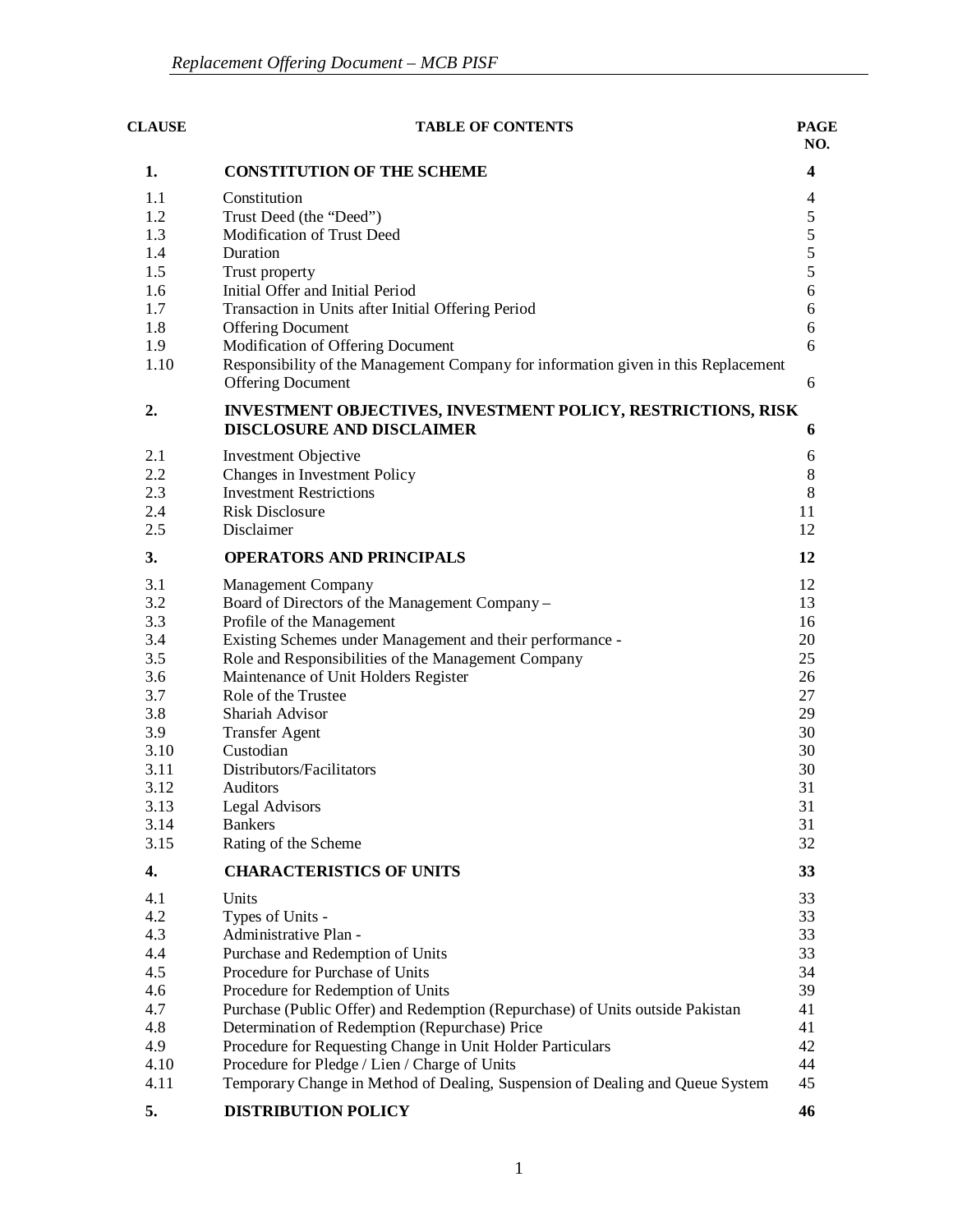| CLAUSE | TABLE OF CONTENTS | PAGE NO. |
|---|---|---|
| **1.** | **CONSTITUTION OF THE SCHEME** | **4** |
| 1.1 | Constitution | 4 |
| 1.2 | Trust Deed (the "Deed") | 5 |
| 1.3 | Modification of Trust Deed | 5 |
| 1.4 | Duration | 5 |
| 1.5 | Trust property | 5 |
| 1.6 | Initial Offer and Initial Period | 6 |
| 1.7 | Transaction in Units after Initial Offering Period | 6 |
| 1.8 | Offering Document | 6 |
| 1.9 | Modification of Offering Document | 6 |
| 1.10 | Responsibility of the Management Company for information given in this Replacement Offering Document | 6 |
| **2.** | **INVESTMENT OBJECTIVES, INVESTMENT POLICY, RESTRICTIONS, RISK DISCLOSURE AND DISCLAIMER** | **6** |
| 2.1 | Investment Objective | 6 |
| 2.2 | Changes in Investment Policy | 8 |
| 2.3 | Investment Restrictions | 8 |
| 2.4 | Risk Disclosure | 11 |
| 2.5 | Disclaimer | 12 |
| **3.** | **OPERATORS AND PRINCIPALS** | **12** |
| 3.1 | Management Company | 12 |
| 3.2 | Board of Directors of the Management Company – | 13 |
| 3.3 | Profile of the Management | 16 |
| 3.4 | Existing Schemes under Management and their performance - | 20 |
| 3.5 | Role and Responsibilities of the Management Company | 25 |
| 3.6 | Maintenance of Unit Holders Register | 26 |
| 3.7 | Role of the Trustee | 27 |
| 3.8 | Shariah Advisor | 29 |
| 3.9 | Transfer Agent | 30 |
| 3.10 | Custodian | 30 |
| 3.11 | Distributors/Facilitators | 30 |
| 3.12 | Auditors | 31 |
| 3.13 | Legal Advisors | 31 |
| 3.14 | Bankers | 31 |
| 3.15 | Rating of the Scheme | 32 |
| **4.** | **CHARACTERISTICS OF UNITS** | **33** |
| 4.1 | Units | 33 |
| 4.2 | Types of Units - | 33 |
| 4.3 | Administrative Plan - | 33 |
| 4.4 | Purchase and Redemption of Units | 33 |
| 4.5 | Procedure for Purchase of Units | 34 |
| 4.6 | Procedure for Redemption of Units | 39 |
| 4.7 | Purchase (Public Offer) and Redemption (Repurchase) of Units outside Pakistan | 41 |
| 4.8 | Determination of Redemption (Repurchase) Price | 41 |
| 4.9 | Procedure for Requesting Change in Unit Holder Particulars | 42 |
| 4.10 | Procedure for Pledge / Lien / Charge of Units | 44 |
| 4.11 | Temporary Change in Method of Dealing, Suspension of Dealing and Queue System | 45 |
| **5.** | **DISTRIBUTION POLICY** | **46** |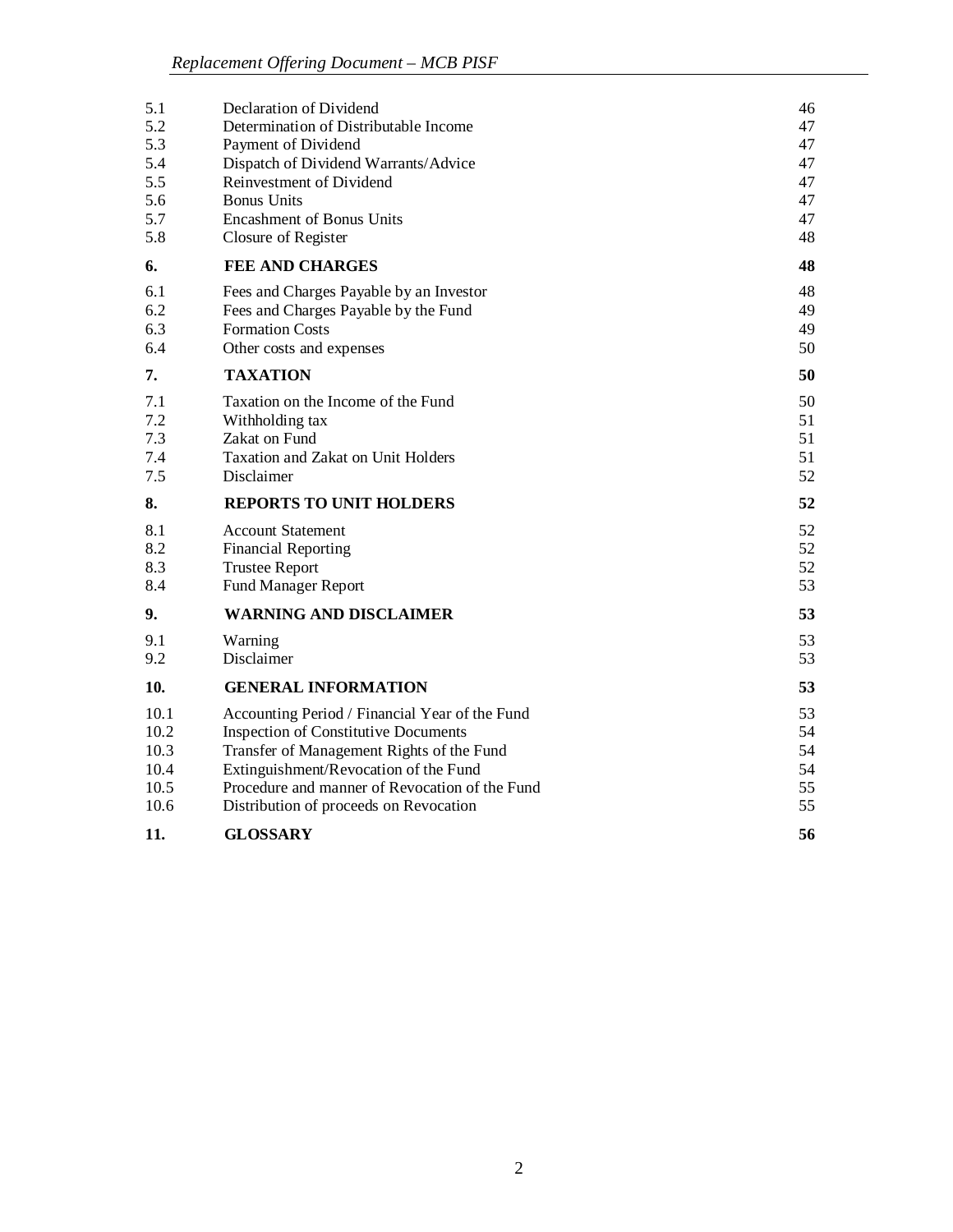| | | |
|---|---|---|
| 5.1 | Declaration of Dividend | 46 |
| 5.2 | Determination of Distributable Income | 47 |
| 5.3 | Payment of Dividend | 47 |
| 5.4 | Dispatch of Dividend Warrants/Advice | 47 |
| 5.5 | Reinvestment of Dividend | 47 |
| 5.6 | Bonus Units | 47 |
| 5.7 | Encashment of Bonus Units | 47 |
| 5.8 | Closure of Register | 48 |
| **6.** | **FEE AND CHARGES** | **48** |
| 6.1 | Fees and Charges Payable by an Investor | 48 |
| 6.2 | Fees and Charges Payable by the Fund | 49 |
| 6.3 | Formation Costs | 49 |
| 6.4 | Other costs and expenses | 50 |
| **7.** | **TAXATION** | **50** |
| 7.1 | Taxation on the Income of the Fund | 50 |
| 7.2 | Withholding tax | 51 |
| 7.3 | Zakat on Fund | 51 |
| 7.4 | Taxation and Zakat on Unit Holders | 51 |
| 7.5 | Disclaimer | 52 |
| **8.** | **REPORTS TO UNIT HOLDERS** | **52** |
| 8.1 | Account Statement | 52 |
| 8.2 | Financial Reporting | 52 |
| 8.3 | Trustee Report | 52 |
| 8.4 | Fund Manager Report | 53 |
| **9.** | **WARNING AND DISCLAIMER** | **53** |
| 9.1 | Warning | 53 |
| 9.2 | Disclaimer | 53 |
| **10.** | **GENERAL INFORMATION** | **53** |
| 10.1 | Accounting Period / Financial Year of the Fund | 53 |
| 10.2 | Inspection of Constitutive Documents | 54 |
| 10.3 | Transfer of Management Rights of the Fund | 54 |
| 10.4 | Extinguishment/Revocation of the Fund | 54 |
| 10.5 | Procedure and manner of Revocation of the Fund | 55 |
| 10.6 | Distribution of proceeds on Revocation | 55 |
| **11.** | **GLOSSARY** | **56** |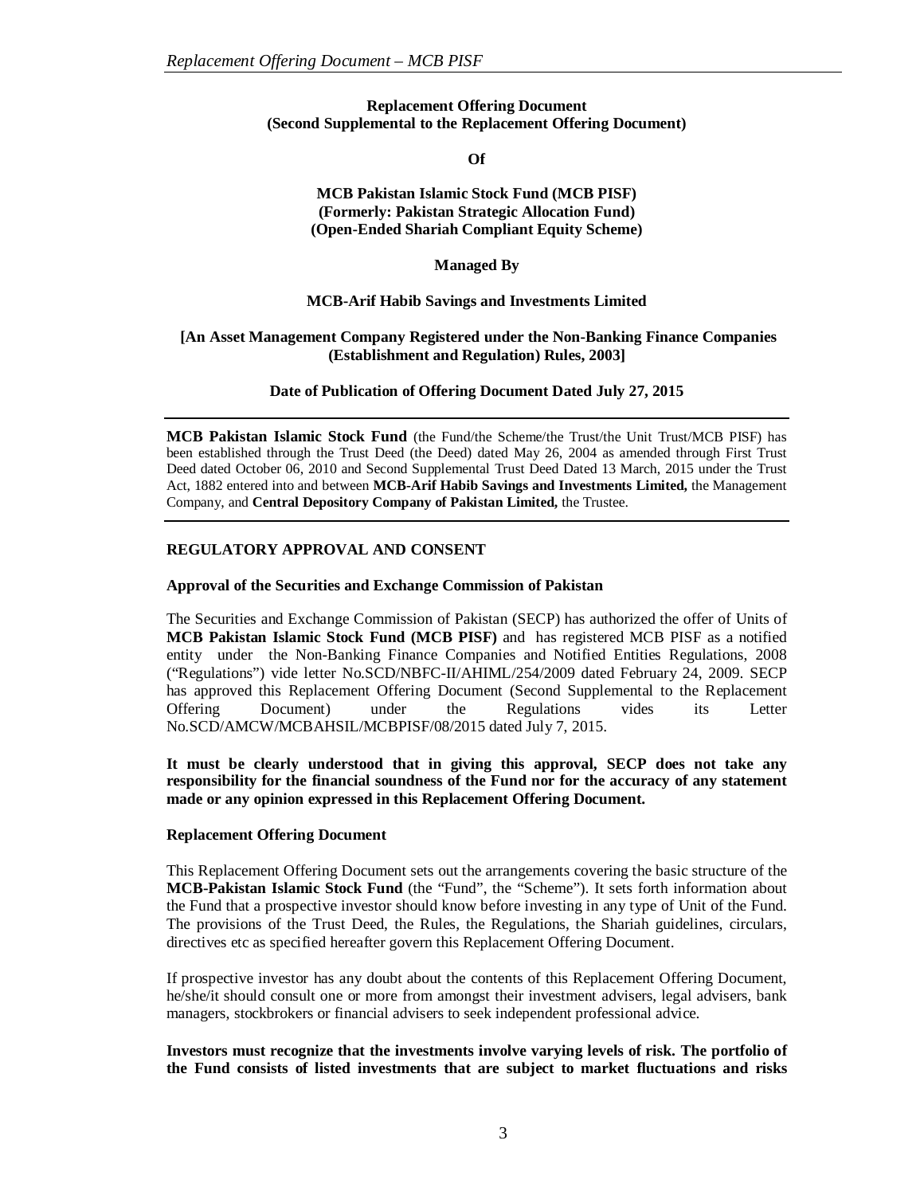**Replacement Offering Document**
**(Second Supplemental to the Replacement Offering Document)**

**Of**

**MCB Pakistan Islamic Stock Fund (MCB PISF)**
**(Formerly: Pakistan Strategic Allocation Fund)**
**(Open-Ended Shariah Compliant Equity Scheme)**

**Managed By**

**MCB-Arif Habib Savings and Investments Limited**

**[An Asset Management Company Registered under the Non-Banking Finance Companies (Establishment and Regulation) Rules, 2003]**

**Date of Publication of Offering Document Dated July 27, 2015**

---

**MCB Pakistan Islamic Stock Fund** (the Fund/the Scheme/the Trust/the Unit Trust/MCB PISF) has been established through the Trust Deed (the Deed) dated May 26, 2004 as amended through First Trust Deed dated October 06, 2010 and Second Supplemental Trust Deed Dated 13 March, 2015 under the Trust Act, 1882 entered into and between **MCB-Arif Habib Savings and Investments Limited,** the Management Company, and **Central Depository Company of Pakistan Limited,** the Trustee.

---

## REGULATORY APPROVAL AND CONSENT

### Approval of the Securities and Exchange Commission of Pakistan

The Securities and Exchange Commission of Pakistan (SECP) has authorized the offer of Units of **MCB Pakistan Islamic Stock Fund (MCB PISF)** and has registered MCB PISF as a notified entity under the Non-Banking Finance Companies and Notified Entities Regulations, 2008 ("Regulations") vide letter No.SCD/NBFC-II/AHIML/254/2009 dated February 24, 2009. SECP has approved this Replacement Offering Document (Second Supplemental to the Replacement Offering Document) under the Regulations vides its Letter No.SCD/AMCW/MCBAHSIL/MCBPISF/08/2015 dated July 7, 2015.

**It must be clearly understood that in giving this approval, SECP does not take any responsibility for the financial soundness of the Fund nor for the accuracy of any statement made or any opinion expressed in this Replacement Offering Document.**

### Replacement Offering Document

This Replacement Offering Document sets out the arrangements covering the basic structure of the **MCB-Pakistan Islamic Stock Fund** (the "Fund", the "Scheme"). It sets forth information about the Fund that a prospective investor should know before investing in any type of Unit of the Fund. The provisions of the Trust Deed, the Rules, the Regulations, the Shariah guidelines, circulars, directives etc as specified hereafter govern this Replacement Offering Document.

If prospective investor has any doubt about the contents of this Replacement Offering Document, he/she/it should consult one or more from amongst their investment advisers, legal advisers, bank managers, stockbrokers or financial advisers to seek independent professional advice.

**Investors must recognize that the investments involve varying levels of risk. The portfolio of the Fund consists of listed investments that are subject to market fluctuations and risks**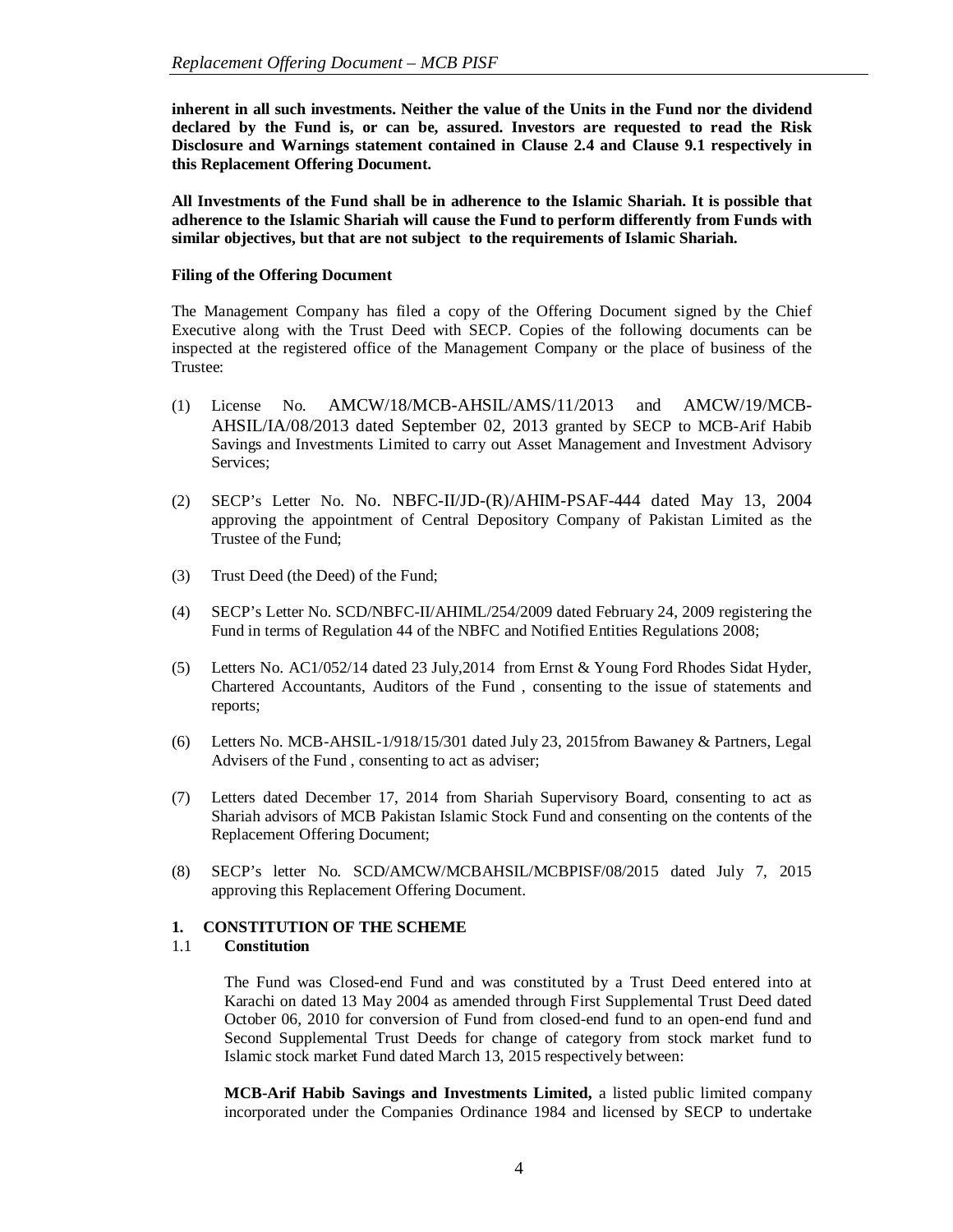**inherent in all such investments. Neither the value of the Units in the Fund nor the dividend declared by the Fund is, or can be, assured. Investors are requested to read the Risk Disclosure and Warnings statement contained in Clause 2.4 and Clause 9.1 respectively in this Replacement Offering Document.**

**All Investments of the Fund shall be in adherence to the Islamic Shariah. It is possible that adherence to the Islamic Shariah will cause the Fund to perform differently from Funds with similar objectives, but that are not subject to the requirements of Islamic Shariah.**

**Filing of the Offering Document**

The Management Company has filed a copy of the Offering Document signed by the Chief Executive along with the Trust Deed with SECP. Copies of the following documents can be inspected at the registered office of the Management Company or the place of business of the Trustee:

(1) License No. AMCW/18/MCB-AHSIL/AMS/11/2013 and AMCW/19/MCB-AHSIL/IA/08/2013 dated September 02, 2013 granted by SECP to MCB-Arif Habib Savings and Investments Limited to carry out Asset Management and Investment Advisory Services;

(2) SECP's Letter No. No. NBFC-II/JD-(R)/AHIM-PSAF-444 dated May 13, 2004 approving the appointment of Central Depository Company of Pakistan Limited as the Trustee of the Fund;

(3) Trust Deed (the Deed) of the Fund;

(4) SECP's Letter No. SCD/NBFC-II/AHIML/254/2009 dated February 24, 2009 registering the Fund in terms of Regulation 44 of the NBFC and Notified Entities Regulations 2008;

(5) Letters No. AC1/052/14 dated 23 July,2014 from Ernst & Young Ford Rhodes Sidat Hyder, Chartered Accountants, Auditors of the Fund , consenting to the issue of statements and reports;

(6) Letters No. MCB-AHSIL-1/918/15/301 dated July 23, 2015from Bawaney & Partners, Legal Advisers of the Fund , consenting to act as adviser;

(7) Letters dated December 17, 2014 from Shariah Supervisory Board, consenting to act as Shariah advisors of MCB Pakistan Islamic Stock Fund and consenting on the contents of the Replacement Offering Document;

(8) SECP's letter No. SCD/AMCW/MCBAHSIL/MCBPISF/08/2015 dated July 7, 2015 approving this Replacement Offering Document.

## 1. CONSTITUTION OF THE SCHEME

### 1.1 Constitution

The Fund was Closed-end Fund and was constituted by a Trust Deed entered into at Karachi on dated 13 May 2004 as amended through First Supplemental Trust Deed dated October 06, 2010 for conversion of Fund from closed-end fund to an open-end fund and Second Supplemental Trust Deeds for change of category from stock market fund to Islamic stock market Fund dated March 13, 2015 respectively between:

**MCB-Arif Habib Savings and Investments Limited,** a listed public limited company incorporated under the Companies Ordinance 1984 and licensed by SECP to undertake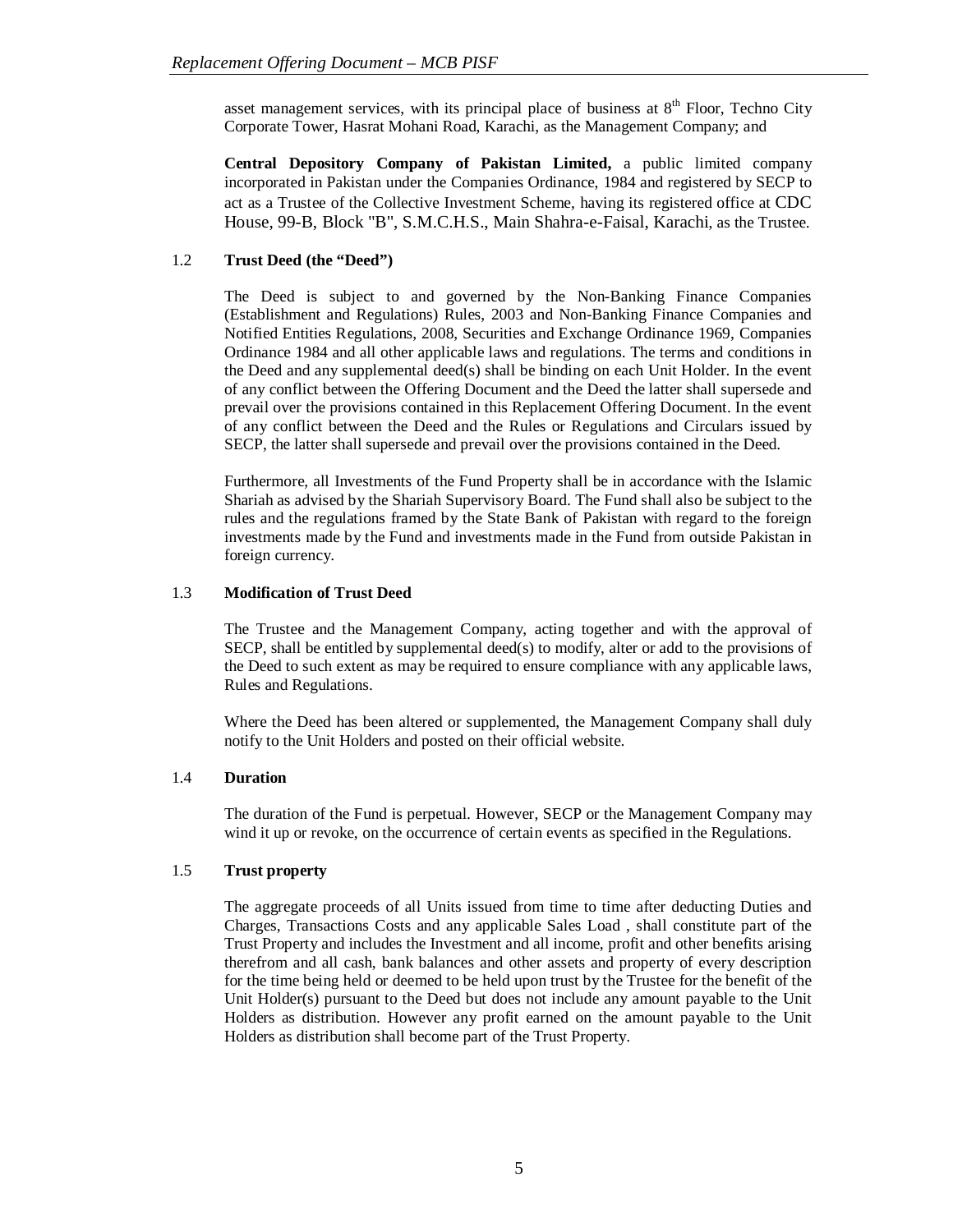asset management services, with its principal place of business at 8th Floor, Techno City Corporate Tower, Hasrat Mohani Road, Karachi, as the Management Company; and

**Central Depository Company of Pakistan Limited,** a public limited company incorporated in Pakistan under the Companies Ordinance, 1984 and registered by SECP to act as a Trustee of the Collective Investment Scheme, having its registered office at CDC House, 99-B, Block "B", S.M.C.H.S., Main Shahra-e-Faisal, Karachi, as the Trustee.

### 1.2 Trust Deed (the "Deed")

The Deed is subject to and governed by the Non-Banking Finance Companies (Establishment and Regulations) Rules, 2003 and Non-Banking Finance Companies and Notified Entities Regulations, 2008, Securities and Exchange Ordinance 1969, Companies Ordinance 1984 and all other applicable laws and regulations. The terms and conditions in the Deed and any supplemental deed(s) shall be binding on each Unit Holder. In the event of any conflict between the Offering Document and the Deed the latter shall supersede and prevail over the provisions contained in this Replacement Offering Document. In the event of any conflict between the Deed and the Rules or Regulations and Circulars issued by SECP, the latter shall supersede and prevail over the provisions contained in the Deed.

Furthermore, all Investments of the Fund Property shall be in accordance with the Islamic Shariah as advised by the Shariah Supervisory Board. The Fund shall also be subject to the rules and the regulations framed by the State Bank of Pakistan with regard to the foreign investments made by the Fund and investments made in the Fund from outside Pakistan in foreign currency.

### 1.3 Modification of Trust Deed

The Trustee and the Management Company, acting together and with the approval of SECP, shall be entitled by supplemental deed(s) to modify, alter or add to the provisions of the Deed to such extent as may be required to ensure compliance with any applicable laws, Rules and Regulations.

Where the Deed has been altered or supplemented, the Management Company shall duly notify to the Unit Holders and posted on their official website.

### 1.4 Duration

The duration of the Fund is perpetual. However, SECP or the Management Company may wind it up or revoke, on the occurrence of certain events as specified in the Regulations.

### 1.5 Trust property

The aggregate proceeds of all Units issued from time to time after deducting Duties and Charges, Transactions Costs and any applicable Sales Load , shall constitute part of the Trust Property and includes the Investment and all income, profit and other benefits arising therefrom and all cash, bank balances and other assets and property of every description for the time being held or deemed to be held upon trust by the Trustee for the benefit of the Unit Holder(s) pursuant to the Deed but does not include any amount payable to the Unit Holders as distribution. However any profit earned on the amount payable to the Unit Holders as distribution shall become part of the Trust Property.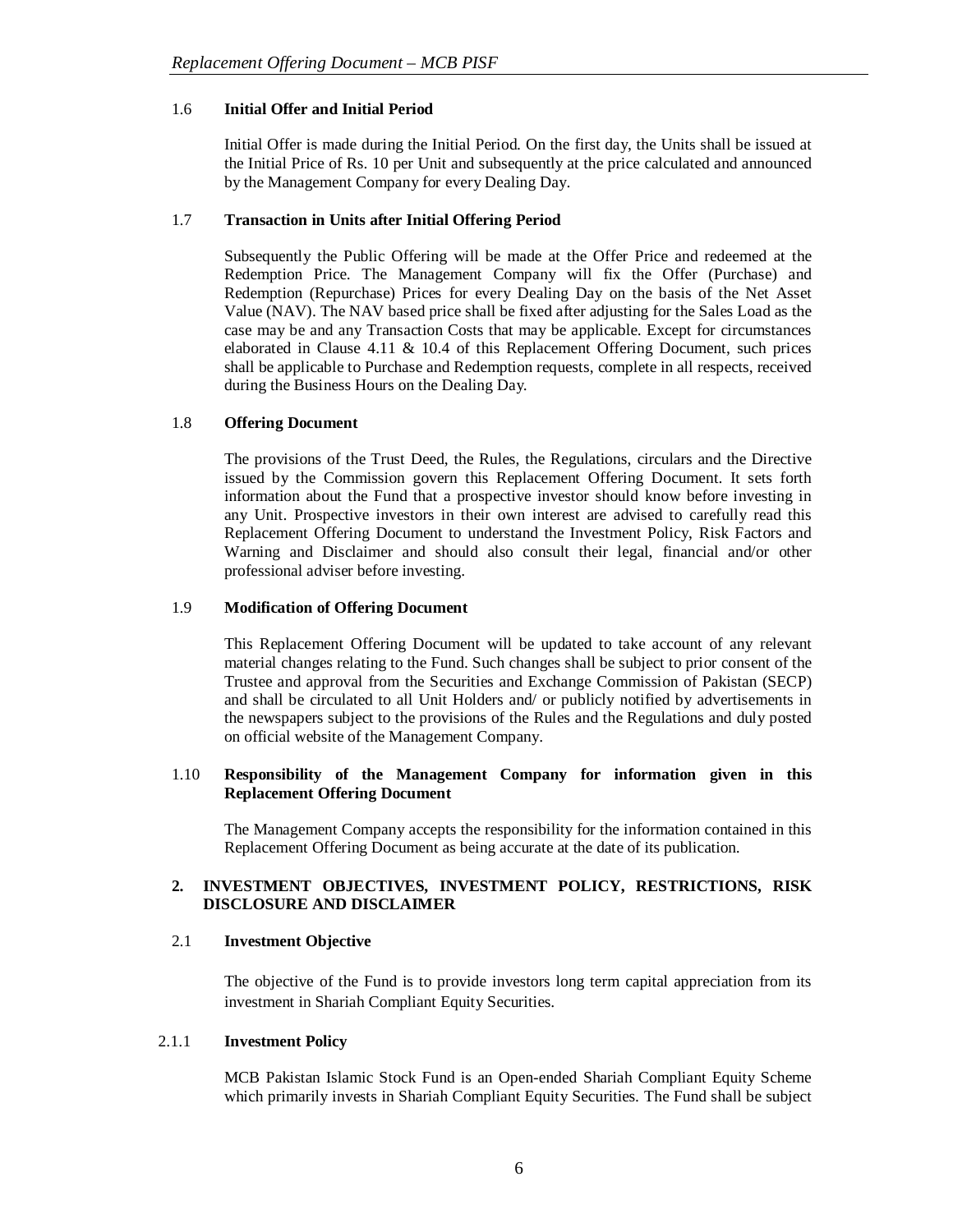### 1.6 **Initial Offer and Initial Period**

Initial Offer is made during the Initial Period. On the first day, the Units shall be issued at the Initial Price of Rs. 10 per Unit and subsequently at the price calculated and announced by the Management Company for every Dealing Day.

### 1.7 **Transaction in Units after Initial Offering Period**

Subsequently the Public Offering will be made at the Offer Price and redeemed at the Redemption Price. The Management Company will fix the Offer (Purchase) and Redemption (Repurchase) Prices for every Dealing Day on the basis of the Net Asset Value (NAV). The NAV based price shall be fixed after adjusting for the Sales Load as the case may be and any Transaction Costs that may be applicable. Except for circumstances elaborated in Clause 4.11 & 10.4 of this Replacement Offering Document, such prices shall be applicable to Purchase and Redemption requests, complete in all respects, received during the Business Hours on the Dealing Day.

### 1.8 **Offering Document**

The provisions of the Trust Deed, the Rules, the Regulations, circulars and the Directive issued by the Commission govern this Replacement Offering Document. It sets forth information about the Fund that a prospective investor should know before investing in any Unit. Prospective investors in their own interest are advised to carefully read this Replacement Offering Document to understand the Investment Policy, Risk Factors and Warning and Disclaimer and should also consult their legal, financial and/or other professional adviser before investing.

### 1.9 **Modification of Offering Document**

This Replacement Offering Document will be updated to take account of any relevant material changes relating to the Fund. Such changes shall be subject to prior consent of the Trustee and approval from the Securities and Exchange Commission of Pakistan (SECP) and shall be circulated to all Unit Holders and/ or publicly notified by advertisements in the newspapers subject to the provisions of the Rules and the Regulations and duly posted on official website of the Management Company.

### 1.10 **Responsibility of the Management Company for information given in this Replacement Offering Document**

The Management Company accepts the responsibility for the information contained in this Replacement Offering Document as being accurate at the date of its publication.

## 2. INVESTMENT OBJECTIVES, INVESTMENT POLICY, RESTRICTIONS, RISK DISCLOSURE AND DISCLAIMER

### 2.1 **Investment Objective**

The objective of the Fund is to provide investors long term capital appreciation from its investment in Shariah Compliant Equity Securities.

#### 2.1.1 **Investment Policy**

MCB Pakistan Islamic Stock Fund is an Open-ended Shariah Compliant Equity Scheme which primarily invests in Shariah Compliant Equity Securities. The Fund shall be subject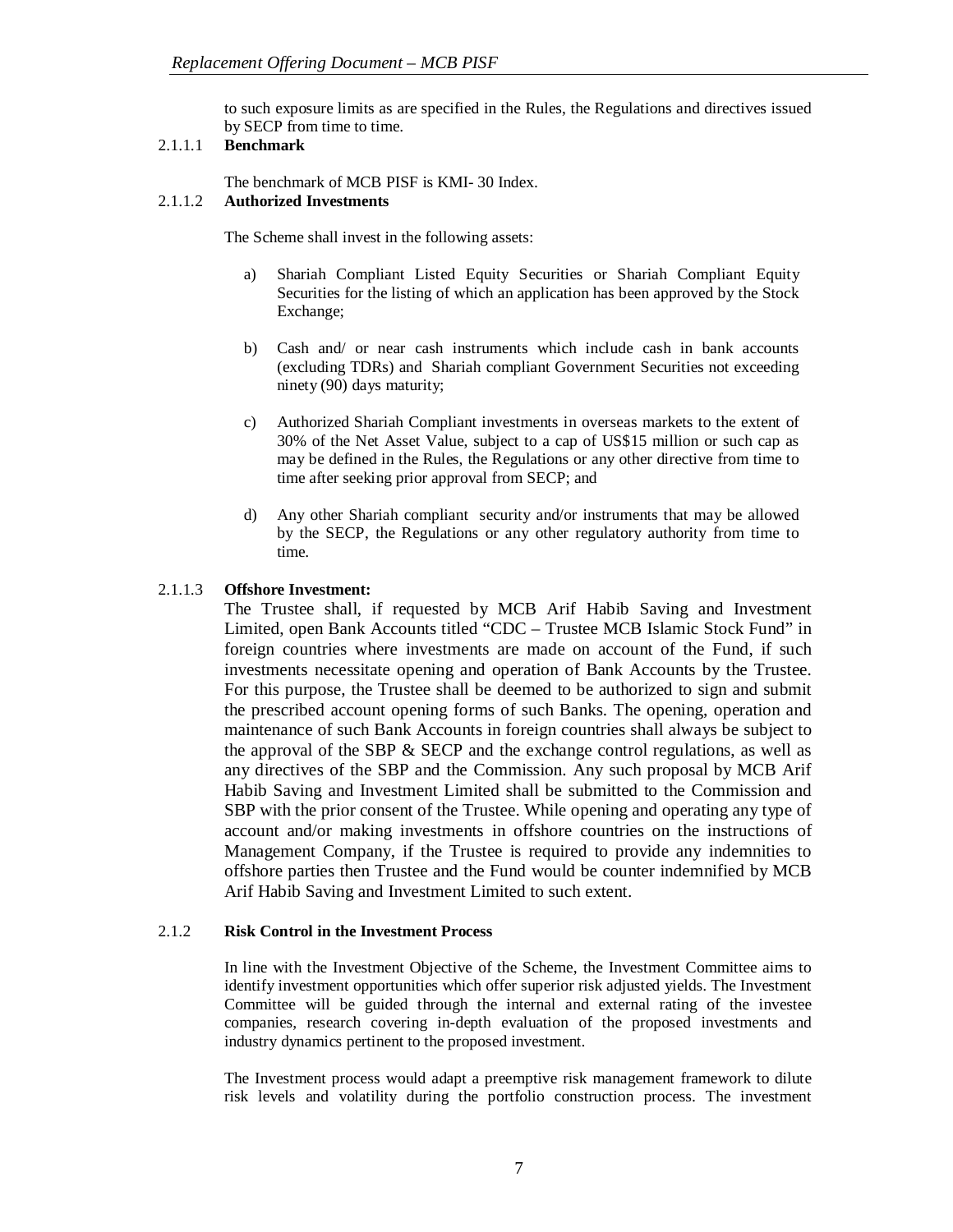to such exposure limits as are specified in the Rules, the Regulations and directives issued by SECP from time to time.

#### 2.1.1.1 Benchmark

The benchmark of MCB PISF is KMI- 30 Index.

#### 2.1.1.2 Authorized Investments

The Scheme shall invest in the following assets:

a) Shariah Compliant Listed Equity Securities or Shariah Compliant Equity Securities for the listing of which an application has been approved by the Stock Exchange;

b) Cash and/ or near cash instruments which include cash in bank accounts (excluding TDRs) and Shariah compliant Government Securities not exceeding ninety (90) days maturity;

c) Authorized Shariah Compliant investments in overseas markets to the extent of 30% of the Net Asset Value, subject to a cap of US$15 million or such cap as may be defined in the Rules, the Regulations or any other directive from time to time after seeking prior approval from SECP; and

d) Any other Shariah compliant security and/or instruments that may be allowed by the SECP, the Regulations or any other regulatory authority from time to time.

#### 2.1.1.3 Offshore Investment:

The Trustee shall, if requested by MCB Arif Habib Saving and Investment Limited, open Bank Accounts titled "CDC – Trustee MCB Islamic Stock Fund" in foreign countries where investments are made on account of the Fund, if such investments necessitate opening and operation of Bank Accounts by the Trustee. For this purpose, the Trustee shall be deemed to be authorized to sign and submit the prescribed account opening forms of such Banks. The opening, operation and maintenance of such Bank Accounts in foreign countries shall always be subject to the approval of the SBP & SECP and the exchange control regulations, as well as any directives of the SBP and the Commission. Any such proposal by MCB Arif Habib Saving and Investment Limited shall be submitted to the Commission and SBP with the prior consent of the Trustee. While opening and operating any type of account and/or making investments in offshore countries on the instructions of Management Company, if the Trustee is required to provide any indemnities to offshore parties then Trustee and the Fund would be counter indemnified by MCB Arif Habib Saving and Investment Limited to such extent.

### 2.1.2 Risk Control in the Investment Process

In line with the Investment Objective of the Scheme, the Investment Committee aims to identify investment opportunities which offer superior risk adjusted yields. The Investment Committee will be guided through the internal and external rating of the investee companies, research covering in-depth evaluation of the proposed investments and industry dynamics pertinent to the proposed investment.

The Investment process would adapt a preemptive risk management framework to dilute risk levels and volatility during the portfolio construction process. The investment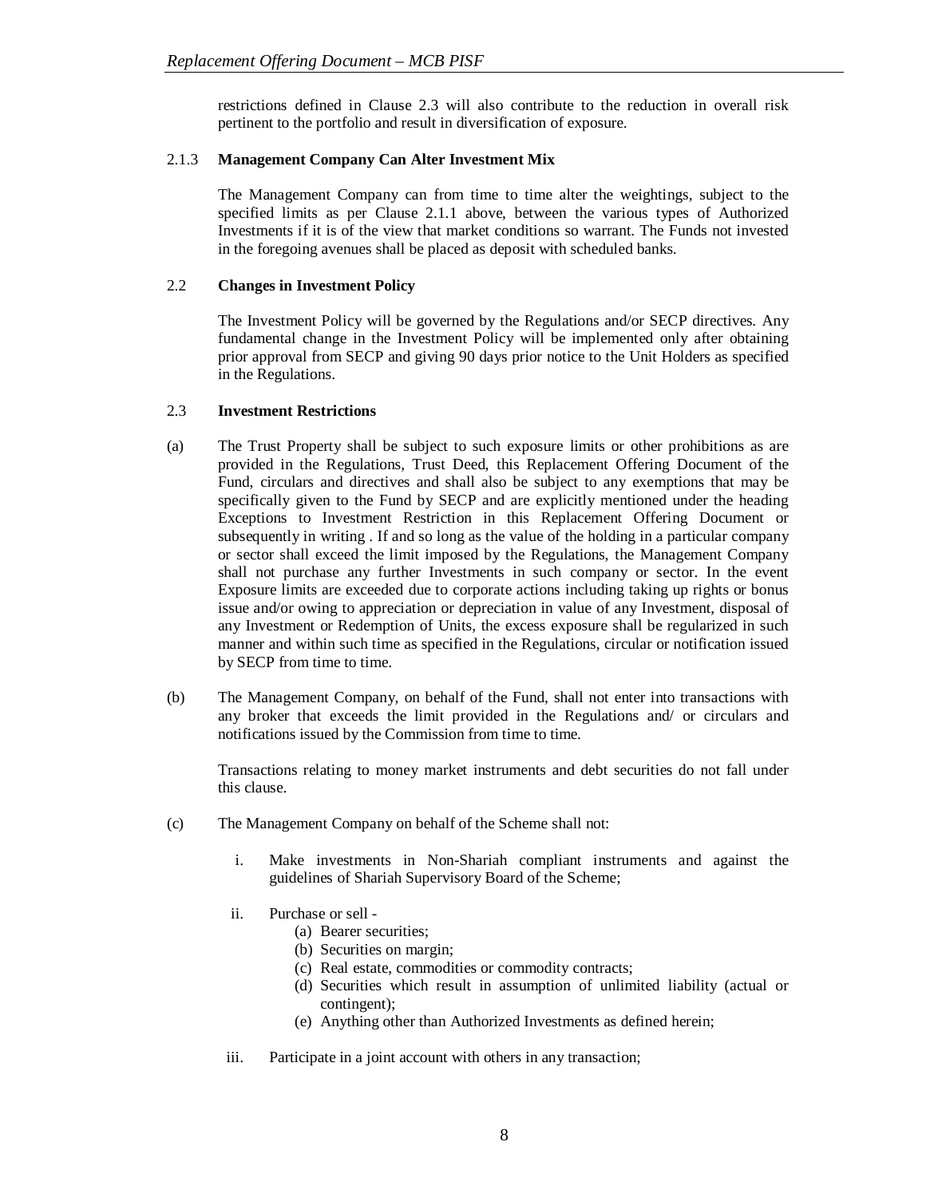restrictions defined in Clause 2.3 will also contribute to the reduction in overall risk pertinent to the portfolio and result in diversification of exposure.

### 2.1.3 Management Company Can Alter Investment Mix

The Management Company can from time to time alter the weightings, subject to the specified limits as per Clause 2.1.1 above, between the various types of Authorized Investments if it is of the view that market conditions so warrant. The Funds not invested in the foregoing avenues shall be placed as deposit with scheduled banks.

## 2.2 Changes in Investment Policy

The Investment Policy will be governed by the Regulations and/or SECP directives. Any fundamental change in the Investment Policy will be implemented only after obtaining prior approval from SECP and giving 90 days prior notice to the Unit Holders as specified in the Regulations.

## 2.3 Investment Restrictions

(a) The Trust Property shall be subject to such exposure limits or other prohibitions as are provided in the Regulations, Trust Deed, this Replacement Offering Document of the Fund, circulars and directives and shall also be subject to any exemptions that may be specifically given to the Fund by SECP and are explicitly mentioned under the heading Exceptions to Investment Restriction in this Replacement Offering Document or subsequently in writing . If and so long as the value of the holding in a particular company or sector shall exceed the limit imposed by the Regulations, the Management Company shall not purchase any further Investments in such company or sector. In the event Exposure limits are exceeded due to corporate actions including taking up rights or bonus issue and/or owing to appreciation or depreciation in value of any Investment, disposal of any Investment or Redemption of Units, the excess exposure shall be regularized in such manner and within such time as specified in the Regulations, circular or notification issued by SECP from time to time.

(b) The Management Company, on behalf of the Fund, shall not enter into transactions with any broker that exceeds the limit provided in the Regulations and/ or circulars and notifications issued by the Commission from time to time.

Transactions relating to money market instruments and debt securities do not fall under this clause.

(c) The Management Company on behalf of the Scheme shall not:

i. Make investments in Non-Shariah compliant instruments and against the guidelines of Shariah Supervisory Board of the Scheme;

ii. Purchase or sell -
   (a) Bearer securities;
   (b) Securities on margin;
   (c) Real estate, commodities or commodity contracts;
   (d) Securities which result in assumption of unlimited liability (actual or contingent);
   (e) Anything other than Authorized Investments as defined herein;

iii. Participate in a joint account with others in any transaction;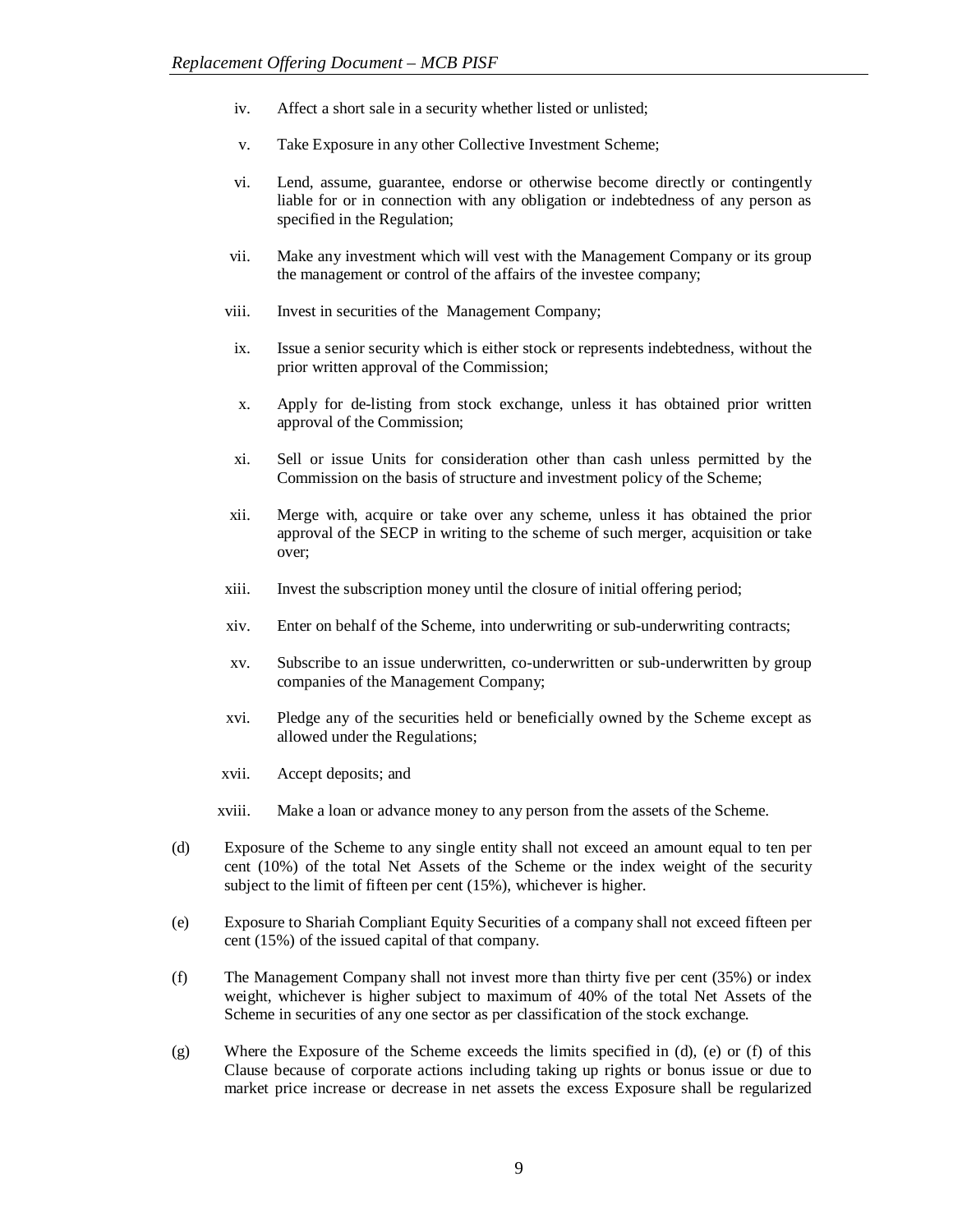iv. Affect a short sale in a security whether listed or unlisted;

v. Take Exposure in any other Collective Investment Scheme;

vi. Lend, assume, guarantee, endorse or otherwise become directly or contingently liable for or in connection with any obligation or indebtedness of any person as specified in the Regulation;

vii. Make any investment which will vest with the Management Company or its group the management or control of the affairs of the investee company;

viii. Invest in securities of the Management Company;

ix. Issue a senior security which is either stock or represents indebtedness, without the prior written approval of the Commission;

x. Apply for de-listing from stock exchange, unless it has obtained prior written approval of the Commission;

xi. Sell or issue Units for consideration other than cash unless permitted by the Commission on the basis of structure and investment policy of the Scheme;

xii. Merge with, acquire or take over any scheme, unless it has obtained the prior approval of the SECP in writing to the scheme of such merger, acquisition or take over;

xiii. Invest the subscription money until the closure of initial offering period;

xiv. Enter on behalf of the Scheme, into underwriting or sub-underwriting contracts;

xv. Subscribe to an issue underwritten, co-underwritten or sub-underwritten by group companies of the Management Company;

xvi. Pledge any of the securities held or beneficially owned by the Scheme except as allowed under the Regulations;

xvii. Accept deposits; and

xviii. Make a loan or advance money to any person from the assets of the Scheme.

(d) Exposure of the Scheme to any single entity shall not exceed an amount equal to ten per cent (10%) of the total Net Assets of the Scheme or the index weight of the security subject to the limit of fifteen per cent (15%), whichever is higher.

(e) Exposure to Shariah Compliant Equity Securities of a company shall not exceed fifteen per cent (15%) of the issued capital of that company.

(f) The Management Company shall not invest more than thirty five per cent (35%) or index weight, whichever is higher subject to maximum of 40% of the total Net Assets of the Scheme in securities of any one sector as per classification of the stock exchange.

(g) Where the Exposure of the Scheme exceeds the limits specified in (d), (e) or (f) of this Clause because of corporate actions including taking up rights or bonus issue or due to market price increase or decrease in net assets the excess Exposure shall be regularized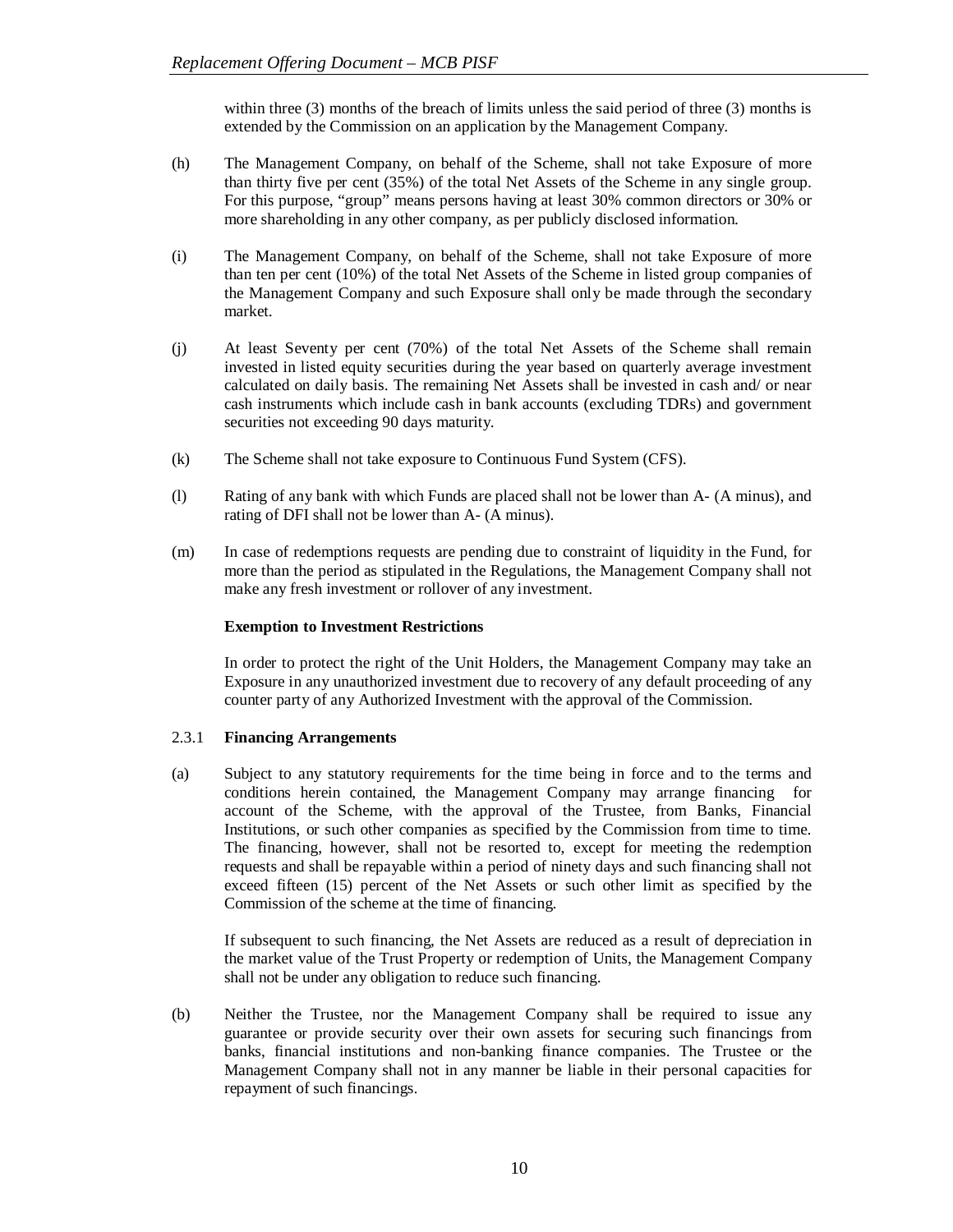within three (3) months of the breach of limits unless the said period of three (3) months is extended by the Commission on an application by the Management Company.

(h) The Management Company, on behalf of the Scheme, shall not take Exposure of more than thirty five per cent (35%) of the total Net Assets of the Scheme in any single group. For this purpose, "group" means persons having at least 30% common directors or 30% or more shareholding in any other company, as per publicly disclosed information.

(i) The Management Company, on behalf of the Scheme, shall not take Exposure of more than ten per cent (10%) of the total Net Assets of the Scheme in listed group companies of the Management Company and such Exposure shall only be made through the secondary market.

(j) At least Seventy per cent (70%) of the total Net Assets of the Scheme shall remain invested in listed equity securities during the year based on quarterly average investment calculated on daily basis. The remaining Net Assets shall be invested in cash and/ or near cash instruments which include cash in bank accounts (excluding TDRs) and government securities not exceeding 90 days maturity.

(k) The Scheme shall not take exposure to Continuous Fund System (CFS).

(l) Rating of any bank with which Funds are placed shall not be lower than A- (A minus), and rating of DFI shall not be lower than A- (A minus).

(m) In case of redemptions requests are pending due to constraint of liquidity in the Fund, for more than the period as stipulated in the Regulations, the Management Company shall not make any fresh investment or rollover of any investment.

**Exemption to Investment Restrictions**

In order to protect the right of the Unit Holders, the Management Company may take an Exposure in any unauthorized investment due to recovery of any default proceeding of any counter party of any Authorized Investment with the approval of the Commission.

2.3.1 **Financing Arrangements**

(a) Subject to any statutory requirements for the time being in force and to the terms and conditions herein contained, the Management Company may arrange financing for account of the Scheme, with the approval of the Trustee, from Banks, Financial Institutions, or such other companies as specified by the Commission from time to time. The financing, however, shall not be resorted to, except for meeting the redemption requests and shall be repayable within a period of ninety days and such financing shall not exceed fifteen (15) percent of the Net Assets or such other limit as specified by the Commission of the scheme at the time of financing.

If subsequent to such financing, the Net Assets are reduced as a result of depreciation in the market value of the Trust Property or redemption of Units, the Management Company shall not be under any obligation to reduce such financing.

(b) Neither the Trustee, nor the Management Company shall be required to issue any guarantee or provide security over their own assets for securing such financings from banks, financial institutions and non-banking finance companies. The Trustee or the Management Company shall not in any manner be liable in their personal capacities for repayment of such financings.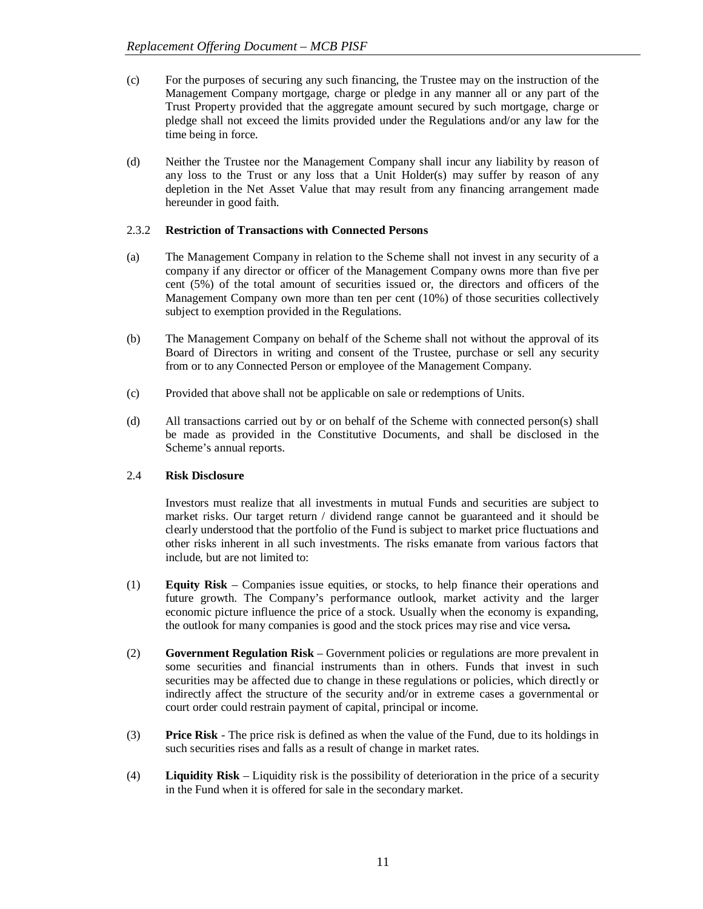(c) For the purposes of securing any such financing, the Trustee may on the instruction of the Management Company mortgage, charge or pledge in any manner all or any part of the Trust Property provided that the aggregate amount secured by such mortgage, charge or pledge shall not exceed the limits provided under the Regulations and/or any law for the time being in force.

(d) Neither the Trustee nor the Management Company shall incur any liability by reason of any loss to the Trust or any loss that a Unit Holder(s) may suffer by reason of any depletion in the Net Asset Value that may result from any financing arrangement made hereunder in good faith.

### 2.3.2 **Restriction of Transactions with Connected Persons**

(a) The Management Company in relation to the Scheme shall not invest in any security of a company if any director or officer of the Management Company owns more than five per cent (5%) of the total amount of securities issued or, the directors and officers of the Management Company own more than ten per cent (10%) of those securities collectively subject to exemption provided in the Regulations.

(b) The Management Company on behalf of the Scheme shall not without the approval of its Board of Directors in writing and consent of the Trustee, purchase or sell any security from or to any Connected Person or employee of the Management Company.

(c) Provided that above shall not be applicable on sale or redemptions of Units.

(d) All transactions carried out by or on behalf of the Scheme with connected person(s) shall be made as provided in the Constitutive Documents, and shall be disclosed in the Scheme's annual reports.

## 2.4 **Risk Disclosure**

Investors must realize that all investments in mutual Funds and securities are subject to market risks. Our target return / dividend range cannot be guaranteed and it should be clearly understood that the portfolio of the Fund is subject to market price fluctuations and other risks inherent in all such investments. The risks emanate from various factors that include, but are not limited to:

(1) **Equity Risk** – Companies issue equities, or stocks, to help finance their operations and future growth. The Company's performance outlook, market activity and the larger economic picture influence the price of a stock. Usually when the economy is expanding, the outlook for many companies is good and the stock prices may rise and vice versa**.**

(2) **Government Regulation Risk** – Government policies or regulations are more prevalent in some securities and financial instruments than in others. Funds that invest in such securities may be affected due to change in these regulations or policies, which directly or indirectly affect the structure of the security and/or in extreme cases a governmental or court order could restrain payment of capital, principal or income.

(3) **Price Risk** - The price risk is defined as when the value of the Fund, due to its holdings in such securities rises and falls as a result of change in market rates.

(4) **Liquidity Risk** – Liquidity risk is the possibility of deterioration in the price of a security in the Fund when it is offered for sale in the secondary market.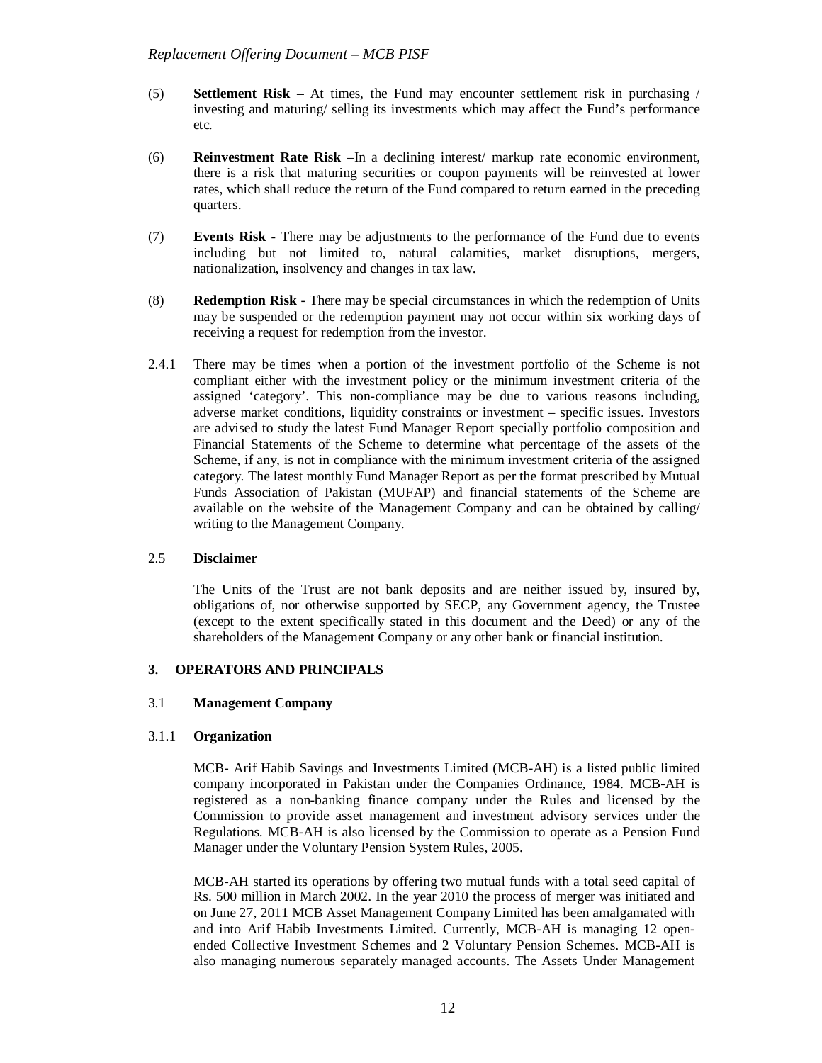(5) **Settlement Risk** – At times, the Fund may encounter settlement risk in purchasing / investing and maturing/ selling its investments which may affect the Fund's performance etc.

(6) **Reinvestment Rate Risk** –In a declining interest/ markup rate economic environment, there is a risk that maturing securities or coupon payments will be reinvested at lower rates, which shall reduce the return of the Fund compared to return earned in the preceding quarters.

(7) **Events Risk -** There may be adjustments to the performance of the Fund due to events including but not limited to, natural calamities, market disruptions, mergers, nationalization, insolvency and changes in tax law.

(8) **Redemption Risk** - There may be special circumstances in which the redemption of Units may be suspended or the redemption payment may not occur within six working days of receiving a request for redemption from the investor.

2.4.1 There may be times when a portion of the investment portfolio of the Scheme is not compliant either with the investment policy or the minimum investment criteria of the assigned 'category'. This non-compliance may be due to various reasons including, adverse market conditions, liquidity constraints or investment – specific issues. Investors are advised to study the latest Fund Manager Report specially portfolio composition and Financial Statements of the Scheme to determine what percentage of the assets of the Scheme, if any, is not in compliance with the minimum investment criteria of the assigned category. The latest monthly Fund Manager Report as per the format prescribed by Mutual Funds Association of Pakistan (MUFAP) and financial statements of the Scheme are available on the website of the Management Company and can be obtained by calling/ writing to the Management Company.

### 2.5 Disclaimer

The Units of the Trust are not bank deposits and are neither issued by, insured by, obligations of, nor otherwise supported by SECP, any Government agency, the Trustee (except to the extent specifically stated in this document and the Deed) or any of the shareholders of the Management Company or any other bank or financial institution.

## 3. OPERATORS AND PRINCIPALS

### 3.1 Management Company

#### 3.1.1 Organization

MCB- Arif Habib Savings and Investments Limited (MCB-AH) is a listed public limited company incorporated in Pakistan under the Companies Ordinance, 1984. MCB-AH is registered as a non-banking finance company under the Rules and licensed by the Commission to provide asset management and investment advisory services under the Regulations. MCB-AH is also licensed by the Commission to operate as a Pension Fund Manager under the Voluntary Pension System Rules, 2005.

MCB-AH started its operations by offering two mutual funds with a total seed capital of Rs. 500 million in March 2002. In the year 2010 the process of merger was initiated and on June 27, 2011 MCB Asset Management Company Limited has been amalgamated with and into Arif Habib Investments Limited. Currently, MCB-AH is managing 12 open-ended Collective Investment Schemes and 2 Voluntary Pension Schemes. MCB-AH is also managing numerous separately managed accounts. The Assets Under Management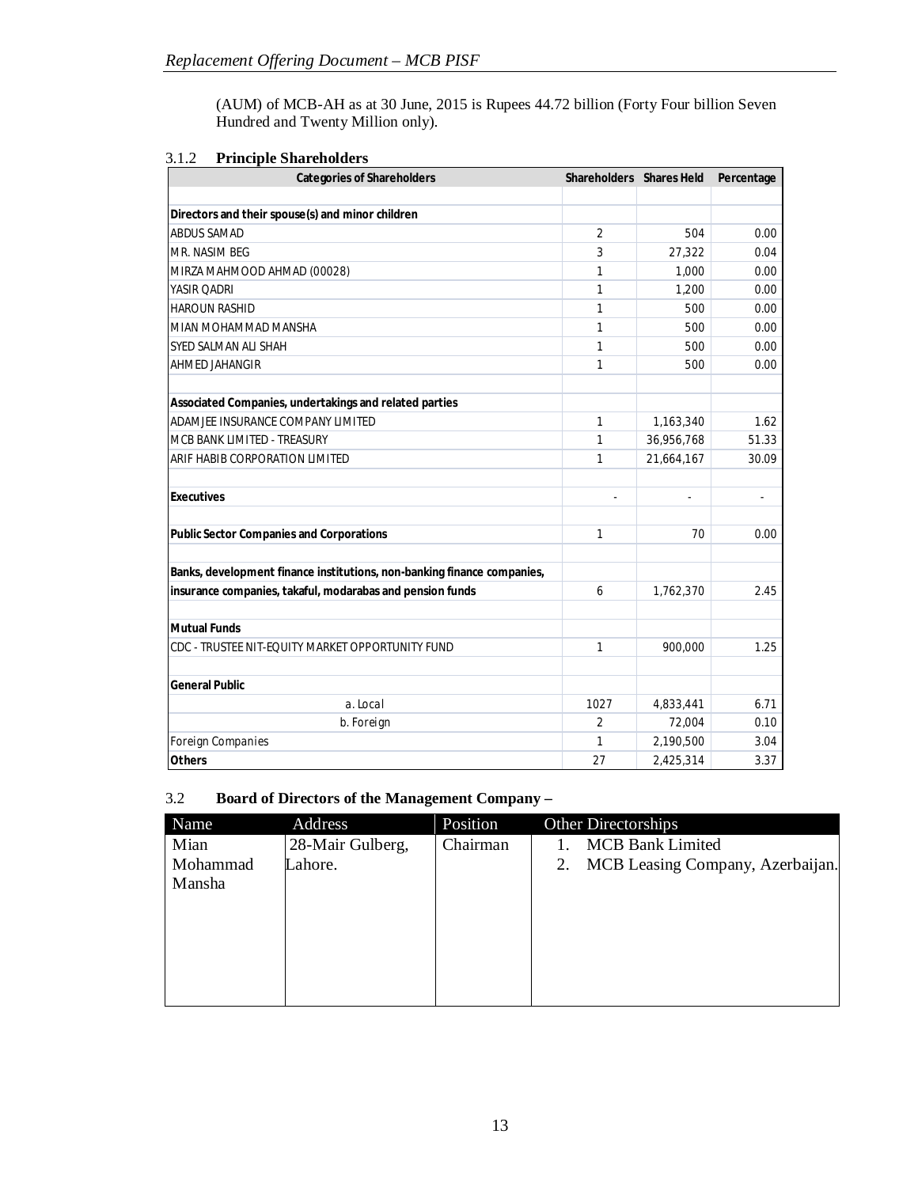(AUM) of MCB-AH as at 30 June, 2015 is Rupees 44.72 billion (Forty Four billion Seven Hundred and Twenty Million only).

### 3.1.2 **Principle Shareholders**

| Categories of Shareholders | Shareholders | Shares Held | Percentage |
|---|---|---|---|
| | | | |
| **Directors and their spouse(s) and minor children** | | | |
| ABDUS SAMAD | 2 | 504 | 0.00 |
| MR. NASIM BEG | 3 | 27,322 | 0.04 |
| MIRZA MAHMOOD AHMAD (00028) | 1 | 1,000 | 0.00 |
| YASIR QADRI | 1 | 1,200 | 0.00 |
| HAROUN RASHID | 1 | 500 | 0.00 |
| MIAN MOHAMMAD MANSHA | 1 | 500 | 0.00 |
| SYED SALMAN ALI SHAH | 1 | 500 | 0.00 |
| AHMED JAHANGIR | 1 | 500 | 0.00 |
| | | | |
| **Associated Companies, undertakings and related parties** | | | |
| ADAMJEE INSURANCE COMPANY LIMITED | 1 | 1,163,340 | 1.62 |
| MCB BANK LIMITED - TREASURY | 1 | 36,956,768 | 51.33 |
| ARIF HABIB CORPORATION LIMITED | 1 | 21,664,167 | 30.09 |
| | | | |
| **Executives** | - | - | - |
| | | | |
| **Public Sector Companies and Corporations** | 1 | 70 | 0.00 |
| | | | |
| **Banks, development finance institutions, non-banking finance companies,** | | | |
| **insurance companies, takaful, modarabas and pension funds** | 6 | 1,762,370 | 2.45 |
| | | | |
| **Mutual Funds** | | | |
| CDC - TRUSTEE NIT-EQUITY MARKET OPPORTUNITY FUND | 1 | 900,000 | 1.25 |
| | | | |
| **General Public** | | | |
| a. Local | 1027 | 4,833,441 | 6.71 |
| b. Foreign | 2 | 72,004 | 0.10 |
| Foreign Companies | 1 | 2,190,500 | 3.04 |
| **Others** | 27 | 2,425,314 | 3.37 |

## 3.2 **Board of Directors of the Management Company –**

| Name | Address | Position | Other Directorships |
|---|---|---|---|
| Mian Mohammad Mansha | 28-Mair Gulberg, Lahore. | Chairman | 1. MCB Bank Limited<br>2. MCB Leasing Company, Azerbaijan. |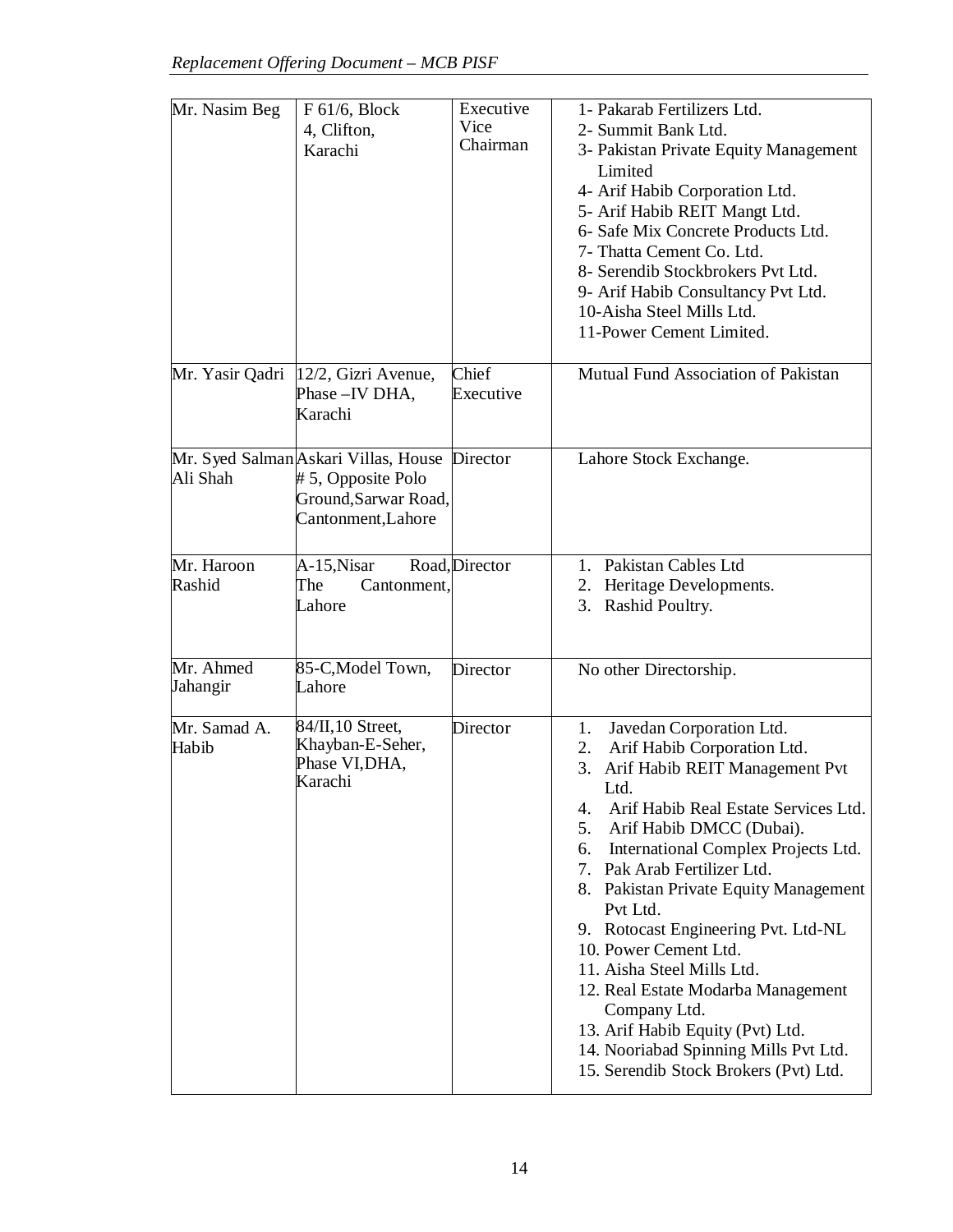| Mr. Nasim Beg | F 61/6, Block 4, Clifton, Karachi | Executive Vice Chairman | 1- Pakarab Fertilizers Ltd.<br>2- Summit Bank Ltd.<br>3- Pakistan Private Equity Management Limited<br>4- Arif Habib Corporation Ltd.<br>5- Arif Habib REIT Mangt Ltd.<br>6- Safe Mix Concrete Products Ltd.<br>7- Thatta Cement Co. Ltd.<br>8- Serendib Stockbrokers Pvt Ltd.<br>9- Arif Habib Consultancy Pvt Ltd.<br>10-Aisha Steel Mills Ltd.<br>11-Power Cement Limited. |
|---|---|---|---|
| Mr. Yasir Qadri | 12/2, Gizri Avenue, Phase –IV DHA, Karachi | Chief Executive | Mutual Fund Association of Pakistan |
| Mr. Syed Salman Ali Shah | Askari Villas, House # 5, Opposite Polo Ground,Sarwar Road, Cantonment,Lahore | Director | Lahore Stock Exchange. |
| Mr. Haroon Rashid | A-15,Nisar Road, The Cantonment, Lahore | Director | 1. Pakistan Cables Ltd<br>2. Heritage Developments.<br>3. Rashid Poultry. |
| Mr. Ahmed Jahangir | 85-C,Model Town, Lahore | Director | No other Directorship. |
| Mr. Samad A. Habib | 84/II,10 Street, Khayban-E-Seher, Phase VI,DHA, Karachi | Director | 1. Javedan Corporation Ltd.<br>2. Arif Habib Corporation Ltd.<br>3. Arif Habib REIT Management Pvt Ltd.<br>4. Arif Habib Real Estate Services Ltd.<br>5. Arif Habib DMCC (Dubai).<br>6. International Complex Projects Ltd.<br>7. Pak Arab Fertilizer Ltd.<br>8. Pakistan Private Equity Management Pvt Ltd.<br>9. Rotocast Engineering Pvt. Ltd-NL<br>10. Power Cement Ltd.<br>11. Aisha Steel Mills Ltd.<br>12. Real Estate Modarba Management Company Ltd.<br>13. Arif Habib Equity (Pvt) Ltd.<br>14. Nooriabad Spinning Mills Pvt Ltd.<br>15. Serendib Stock Brokers (Pvt) Ltd. |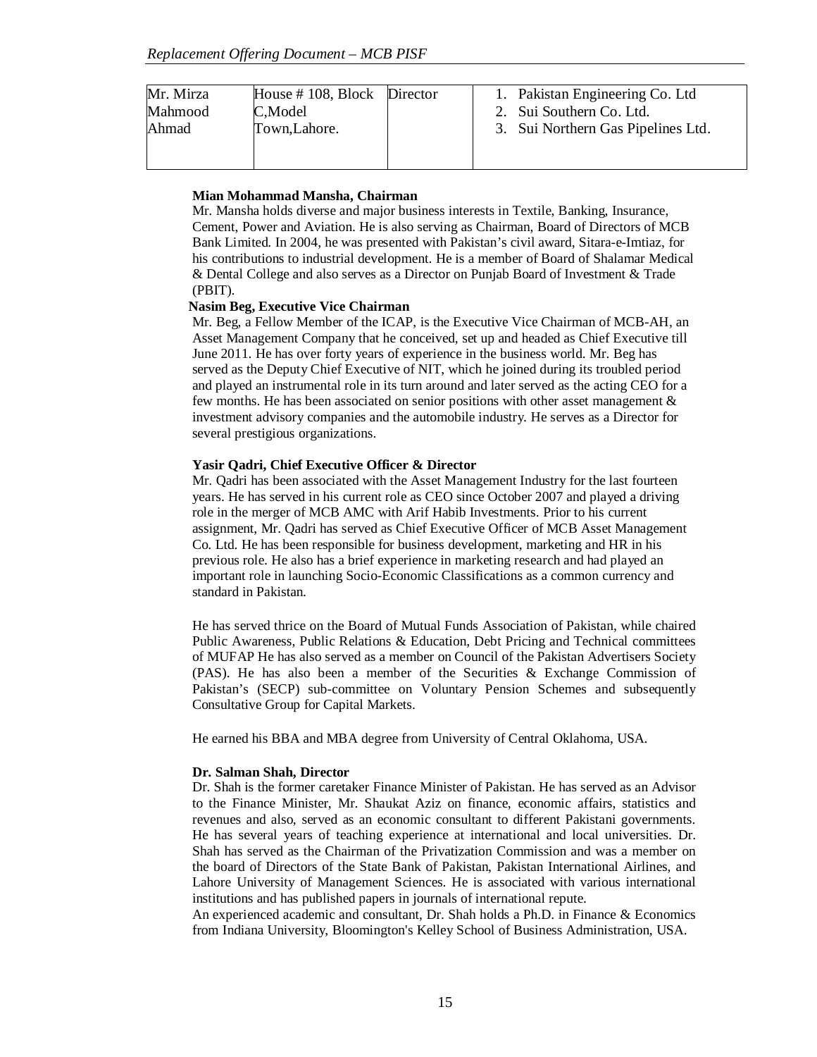| | | | |
|---|---|---|---|
| Mr. Mirza Mahmood Ahmad | House # 108, Block C,Model Town,Lahore. | Director | 1. Pakistan Engineering Co. Ltd<br>2. Sui Southern Co. Ltd.<br>3. Sui Northern Gas Pipelines Ltd. |

**Mian Mohammad Mansha, Chairman**

Mr. Mansha holds diverse and major business interests in Textile, Banking, Insurance, Cement, Power and Aviation. He is also serving as Chairman, Board of Directors of MCB Bank Limited. In 2004, he was presented with Pakistan's civil award, Sitara-e-Imtiaz, for his contributions to industrial development. He is a member of Board of Shalamar Medical & Dental College and also serves as a Director on Punjab Board of Investment & Trade (PBIT).

**Nasim Beg, Executive Vice Chairman**

Mr. Beg, a Fellow Member of the ICAP, is the Executive Vice Chairman of MCB-AH, an Asset Management Company that he conceived, set up and headed as Chief Executive till June 2011. He has over forty years of experience in the business world. Mr. Beg has served as the Deputy Chief Executive of NIT, which he joined during its troubled period and played an instrumental role in its turn around and later served as the acting CEO for a few months. He has been associated on senior positions with other asset management & investment advisory companies and the automobile industry. He serves as a Director for several prestigious organizations.

**Yasir Qadri, Chief Executive Officer & Director**

Mr. Qadri has been associated with the Asset Management Industry for the last fourteen years. He has served in his current role as CEO since October 2007 and played a driving role in the merger of MCB AMC with Arif Habib Investments. Prior to his current assignment, Mr. Qadri has served as Chief Executive Officer of MCB Asset Management Co. Ltd. He has been responsible for business development, marketing and HR in his previous role. He also has a brief experience in marketing research and had played an important role in launching Socio-Economic Classifications as a common currency and standard in Pakistan.

He has served thrice on the Board of Mutual Funds Association of Pakistan, while chaired Public Awareness, Public Relations & Education, Debt Pricing and Technical committees of MUFAP He has also served as a member on Council of the Pakistan Advertisers Society (PAS). He has also been a member of the Securities & Exchange Commission of Pakistan's (SECP) sub-committee on Voluntary Pension Schemes and subsequently Consultative Group for Capital Markets.

He earned his BBA and MBA degree from University of Central Oklahoma, USA.

**Dr. Salman Shah, Director**

Dr. Shah is the former caretaker Finance Minister of Pakistan. He has served as an Advisor to the Finance Minister, Mr. Shaukat Aziz on finance, economic affairs, statistics and revenues and also, served as an economic consultant to different Pakistani governments. He has several years of teaching experience at international and local universities. Dr. Shah has served as the Chairman of the Privatization Commission and was a member on the board of Directors of the State Bank of Pakistan, Pakistan International Airlines, and Lahore University of Management Sciences. He is associated with various international institutions and has published papers in journals of international repute.

An experienced academic and consultant, Dr. Shah holds a Ph.D. in Finance & Economics from Indiana University, Bloomington's Kelley School of Business Administration, USA.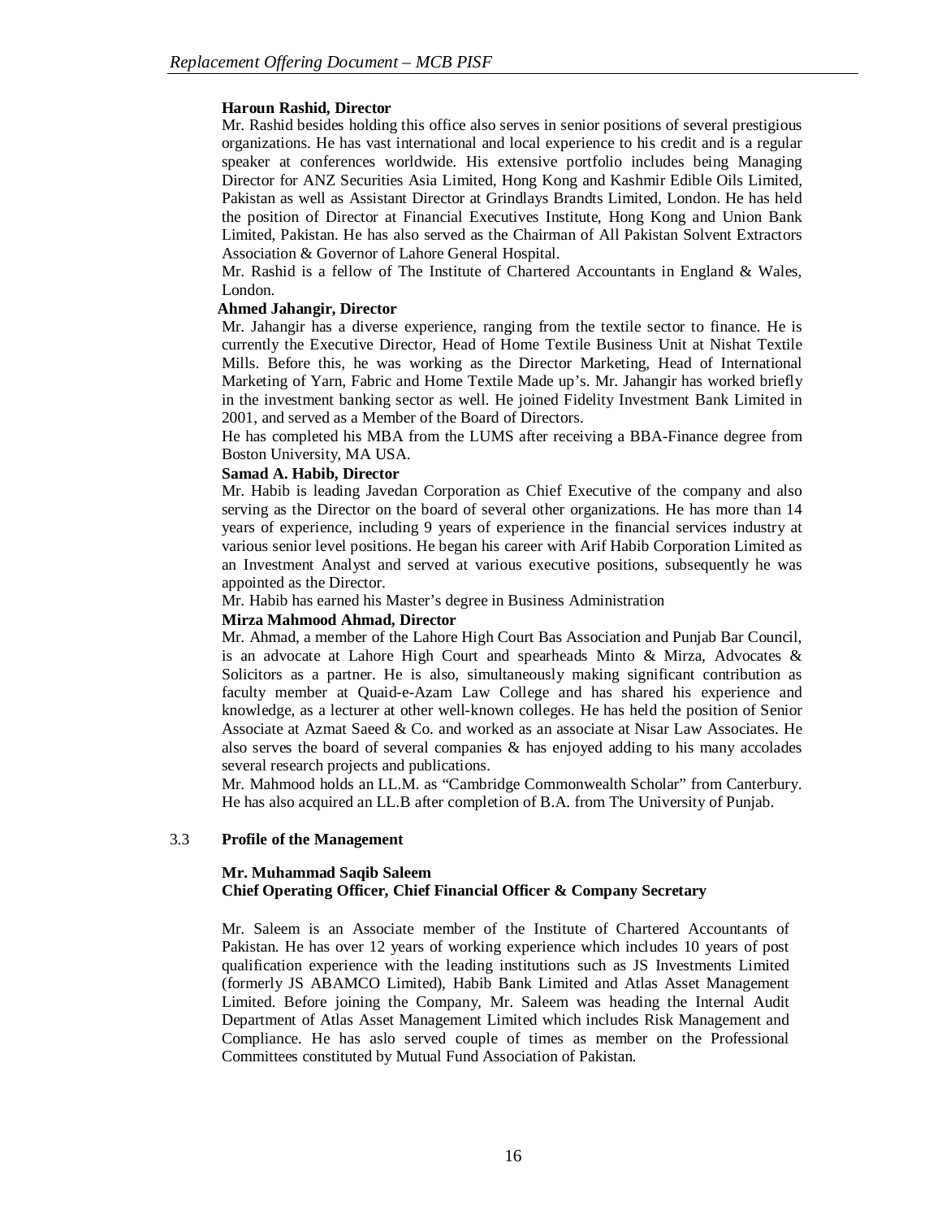**Haroun Rashid, Director**

Mr. Rashid besides holding this office also serves in senior positions of several prestigious organizations. He has vast international and local experience to his credit and is a regular speaker at conferences worldwide. His extensive portfolio includes being Managing Director for ANZ Securities Asia Limited, Hong Kong and Kashmir Edible Oils Limited, Pakistan as well as Assistant Director at Grindlays Brandts Limited, London. He has held the position of Director at Financial Executives Institute, Hong Kong and Union Bank Limited, Pakistan. He has also served as the Chairman of All Pakistan Solvent Extractors Association & Governor of Lahore General Hospital.

Mr. Rashid is a fellow of The Institute of Chartered Accountants in England & Wales, London.

**Ahmed Jahangir, Director**

Mr. Jahangir has a diverse experience, ranging from the textile sector to finance. He is currently the Executive Director, Head of Home Textile Business Unit at Nishat Textile Mills. Before this, he was working as the Director Marketing, Head of International Marketing of Yarn, Fabric and Home Textile Made up's. Mr. Jahangir has worked briefly in the investment banking sector as well. He joined Fidelity Investment Bank Limited in 2001, and served as a Member of the Board of Directors.

He has completed his MBA from the LUMS after receiving a BBA-Finance degree from Boston University, MA USA.

**Samad A. Habib, Director**

Mr. Habib is leading Javedan Corporation as Chief Executive of the company and also serving as the Director on the board of several other organizations. He has more than 14 years of experience, including 9 years of experience in the financial services industry at various senior level positions. He began his career with Arif Habib Corporation Limited as an Investment Analyst and served at various executive positions, subsequently he was appointed as the Director.

Mr. Habib has earned his Master's degree in Business Administration

**Mirza Mahmood Ahmad, Director**

Mr. Ahmad, a member of the Lahore High Court Bas Association and Punjab Bar Council, is an advocate at Lahore High Court and spearheads Minto & Mirza, Advocates & Solicitors as a partner. He is also, simultaneously making significant contribution as faculty member at Quaid-e-Azam Law College and has shared his experience and knowledge, as a lecturer at other well-known colleges. He has held the position of Senior Associate at Azmat Saeed & Co. and worked as an associate at Nisar Law Associates. He also serves the board of several companies & has enjoyed adding to his many accolades several research projects and publications.

Mr. Mahmood holds an LL.M. as "Cambridge Commonwealth Scholar" from Canterbury. He has also acquired an LL.B after completion of B.A. from The University of Punjab.

## 3.3 Profile of the Management

**Mr. Muhammad Saqib Saleem**
**Chief Operating Officer, Chief Financial Officer & Company Secretary**

Mr. Saleem is an Associate member of the Institute of Chartered Accountants of Pakistan. He has over 12 years of working experience which includes 10 years of post qualification experience with the leading institutions such as JS Investments Limited (formerly JS ABAMCO Limited), Habib Bank Limited and Atlas Asset Management Limited. Before joining the Company, Mr. Saleem was heading the Internal Audit Department of Atlas Asset Management Limited which includes Risk Management and Compliance. He has aslo served couple of times as member on the Professional Committees constituted by Mutual Fund Association of Pakistan.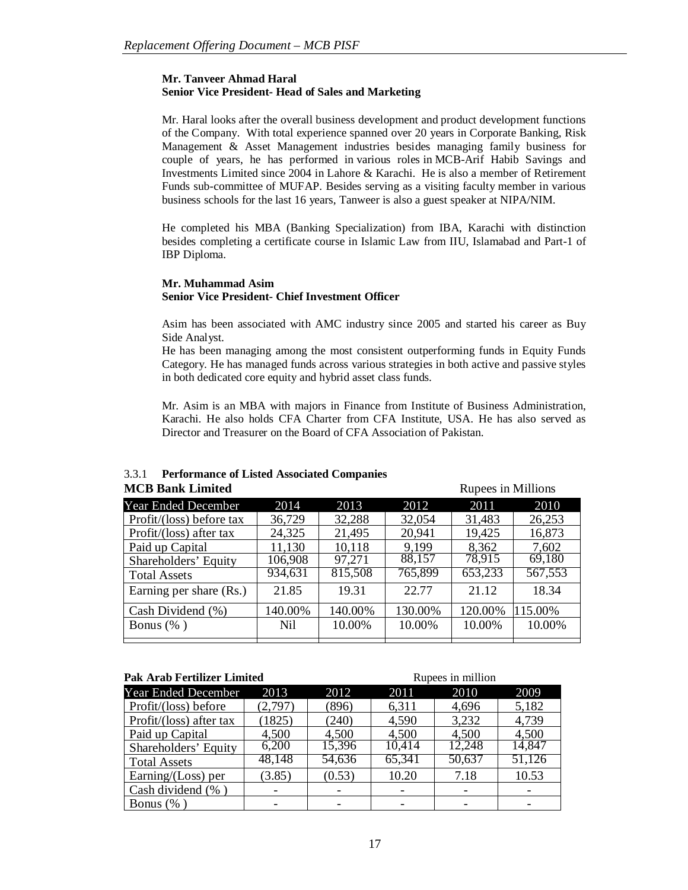**Mr. Tanveer Ahmad Haral**
**Senior Vice President- Head of Sales and Marketing**

Mr. Haral looks after the overall business development and product development functions of the Company. With total experience spanned over 20 years in Corporate Banking, Risk Management & Asset Management industries besides managing family business for couple of years, he has performed in various roles in MCB-Arif Habib Savings and Investments Limited since 2004 in Lahore & Karachi. He is also a member of Retirement Funds sub-committee of MUFAP. Besides serving as a visiting faculty member in various business schools for the last 16 years, Tanweer is also a guest speaker at NIPA/NIM.

He completed his MBA (Banking Specialization) from IBA, Karachi with distinction besides completing a certificate course in Islamic Law from IIU, Islamabad and Part-1 of IBP Diploma.

**Mr. Muhammad Asim**
**Senior Vice President- Chief Investment Officer**

Asim has been associated with AMC industry since 2005 and started his career as Buy Side Analyst.
He has been managing among the most consistent outperforming funds in Equity Funds Category. He has managed funds across various strategies in both active and passive styles in both dedicated core equity and hybrid asset class funds.

Mr. Asim is an MBA with majors in Finance from Institute of Business Administration, Karachi. He also holds CFA Charter from CFA Institute, USA. He has also served as Director and Treasurer on the Board of CFA Association of Pakistan.

### 3.3.1 Performance of Listed Associated Companies

**MCB Bank Limited** — Rupees in Millions

| Year Ended December | 2014 | 2013 | 2012 | 2011 | 2010 |
|---|---|---|---|---|---|
| Profit/(loss) before tax | 36,729 | 32,288 | 32,054 | 31,483 | 26,253 |
| Profit/(loss) after tax | 24,325 | 21,495 | 20,941 | 19,425 | 16,873 |
| Paid up Capital | 11,130 | 10,118 | 9,199 | 8,362 | 7,602 |
| Shareholders' Equity | 106,908 | 97,271 | 88,157 | 78,915 | 69,180 |
| Total Assets | 934,631 | 815,508 | 765,899 | 653,233 | 567,553 |
| Earning per share (Rs.) | 21.85 | 19.31 | 22.77 | 21.12 | 18.34 |
| Cash Dividend (%) | 140.00% | 140.00% | 130.00% | 120.00% | 115.00% |
| Bonus (% ) | Nil | 10.00% | 10.00% | 10.00% | 10.00% |

**Pak Arab Fertilizer Limited** — Rupees in million

| Year Ended December | 2013 | 2012 | 2011 | 2010 | 2009 |
|---|---|---|---|---|---|
| Profit/(loss) before | (2,797) | (896) | 6,311 | 4,696 | 5,182 |
| Profit/(loss) after tax | (1825) | (240) | 4,590 | 3,232 | 4,739 |
| Paid up Capital | 4,500 | 4,500 | 4,500 | 4,500 | 4,500 |
| Shareholders' Equity | 6,200 | 15,396 | 10,414 | 12,248 | 14,847 |
| Total Assets | 48,148 | 54,636 | 65,341 | 50,637 | 51,126 |
| Earning/(Loss) per | (3.85) | (0.53) | 10.20 | 7.18 | 10.53 |
| Cash dividend (% ) | - | - | - | - | - |
| Bonus (% ) | - | - | - | - | - |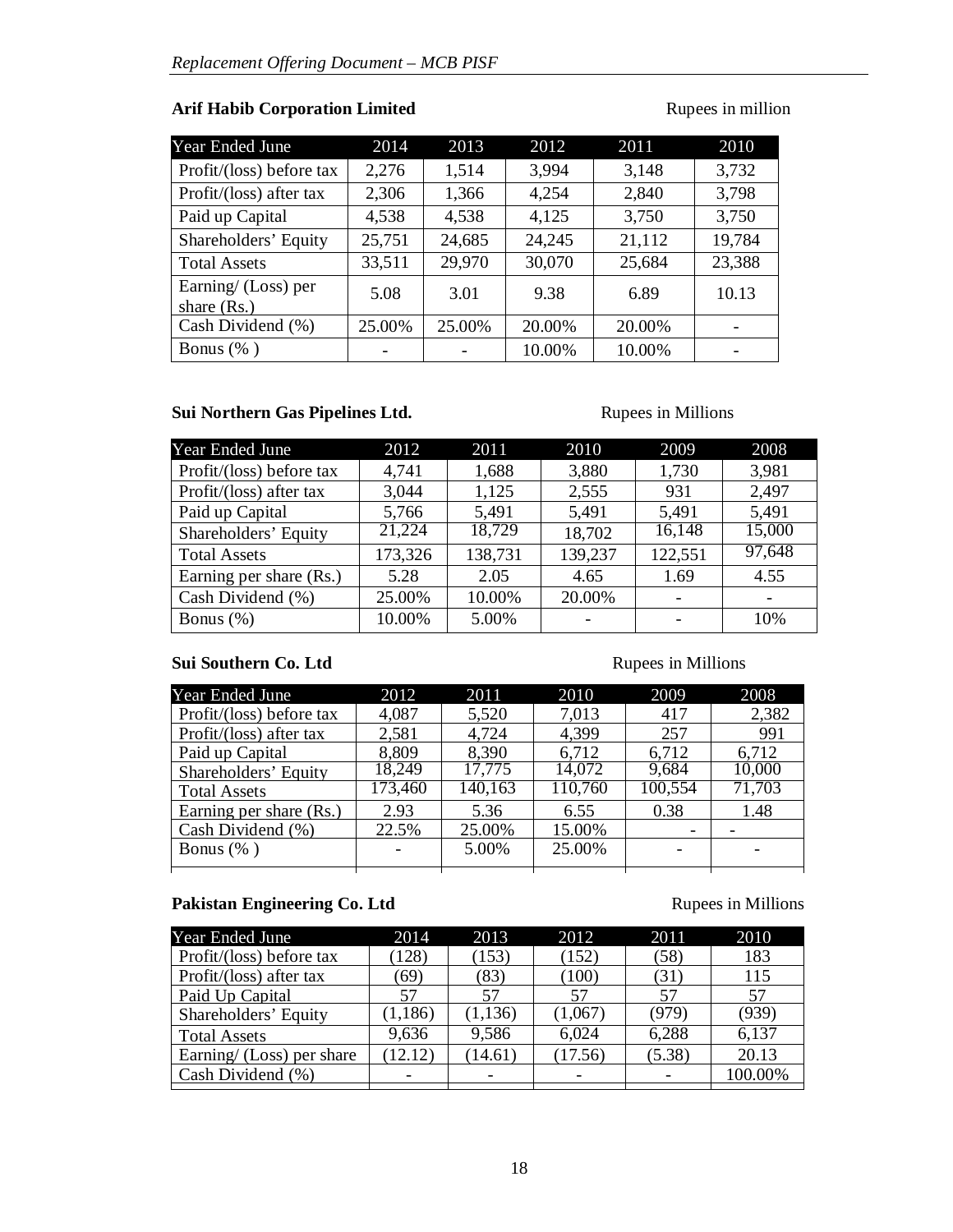**Arif Habib Corporation Limited** Rupees in million

| Year Ended June | 2014 | 2013 | 2012 | 2011 | 2010 |
|---|---|---|---|---|---|
| Profit/(loss) before tax | 2,276 | 1,514 | 3,994 | 3,148 | 3,732 |
| Profit/(loss) after tax | 2,306 | 1,366 | 4,254 | 2,840 | 3,798 |
| Paid up Capital | 4,538 | 4,538 | 4,125 | 3,750 | 3,750 |
| Shareholders' Equity | 25,751 | 24,685 | 24,245 | 21,112 | 19,784 |
| Total Assets | 33,511 | 29,970 | 30,070 | 25,684 | 23,388 |
| Earning/ (Loss) per share (Rs.) | 5.08 | 3.01 | 9.38 | 6.89 | 10.13 |
| Cash Dividend (%) | 25.00% | 25.00% | 20.00% | 20.00% | - |
| Bonus (% ) | - | - | 10.00% | 10.00% | - |

**Sui Northern Gas Pipelines Ltd.** Rupees in Millions

| Year Ended June | 2012 | 2011 | 2010 | 2009 | 2008 |
|---|---|---|---|---|---|
| Profit/(loss) before tax | 4,741 | 1,688 | 3,880 | 1,730 | 3,981 |
| Profit/(loss) after tax | 3,044 | 1,125 | 2,555 | 931 | 2,497 |
| Paid up Capital | 5,766 | 5,491 | 5,491 | 5,491 | 5,491 |
| Shareholders' Equity | 21,224 | 18,729 | 18,702 | 16,148 | 15,000 |
| Total Assets | 173,326 | 138,731 | 139,237 | 122,551 | 97,648 |
| Earning per share (Rs.) | 5.28 | 2.05 | 4.65 | 1.69 | 4.55 |
| Cash Dividend (%) | 25.00% | 10.00% | 20.00% | - | - |
| Bonus (%) | 10.00% | 5.00% | - | - | 10% |

**Sui Southern Co. Ltd** Rupees in Millions

| Year Ended June | 2012 | 2011 | 2010 | 2009 | 2008 |
|---|---|---|---|---|---|
| Profit/(loss) before tax | 4,087 | 5,520 | 7,013 | 417 | 2,382 |
| Profit/(loss) after tax | 2,581 | 4,724 | 4,399 | 257 | 991 |
| Paid up Capital | 8,809 | 8,390 | 6,712 | 6,712 | 6,712 |
| Shareholders' Equity | 18,249 | 17,775 | 14,072 | 9,684 | 10,000 |
| Total Assets | 173,460 | 140,163 | 110,760 | 100,554 | 71,703 |
| Earning per share (Rs.) | 2.93 | 5.36 | 6.55 | 0.38 | 1.48 |
| Cash Dividend (%) | 22.5% | 25.00% | 15.00% | - | - |
| Bonus (% ) | - | 5.00% | 25.00% | - | - |

**Pakistan Engineering Co. Ltd** Rupees in Millions

| Year Ended June | 2014 | 2013 | 2012 | 2011 | 2010 |
|---|---|---|---|---|---|
| Profit/(loss) before tax | (128) | (153) | (152) | (58) | 183 |
| Profit/(loss) after tax | (69) | (83) | (100) | (31) | 115 |
| Paid Up Capital | 57 | 57 | 57 | 57 | 57 |
| Shareholders' Equity | (1,186) | (1,136) | (1,067) | (979) | (939) |
| Total Assets | 9,636 | 9,586 | 6,024 | 6,288 | 6,137 |
| Earning/ (Loss) per share | (12.12) | (14.61) | (17.56) | (5.38) | 20.13 |
| Cash Dividend (%) | - | - | - | - | 100.00% |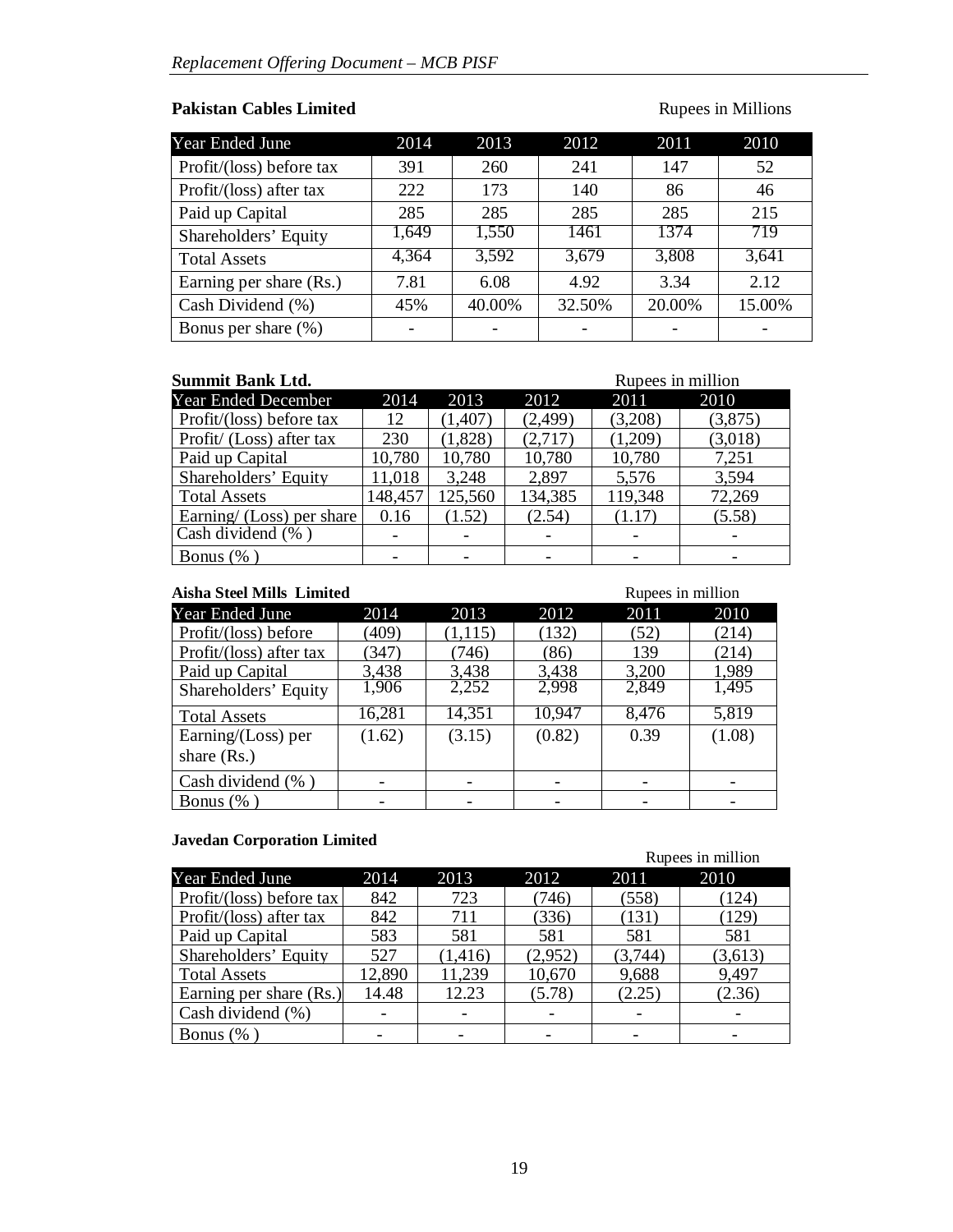**Pakistan Cables Limited**

Rupees in Millions

| Year Ended June | 2014 | 2013 | 2012 | 2011 | 2010 |
|---|---|---|---|---|---|
| Profit/(loss) before tax | 391 | 260 | 241 | 147 | 52 |
| Profit/(loss) after tax | 222 | 173 | 140 | 86 | 46 |
| Paid up Capital | 285 | 285 | 285 | 285 | 215 |
| Shareholders' Equity | 1,649 | 1,550 | 1461 | 1374 | 719 |
| Total Assets | 4,364 | 3,592 | 3,679 | 3,808 | 3,641 |
| Earning per share (Rs.) | 7.81 | 6.08 | 4.92 | 3.34 | 2.12 |
| Cash Dividend (%) | 45% | 40.00% | 32.50% | 20.00% | 15.00% |
| Bonus per share (%) | - | - | - | - | - |

**Summit Bank Ltd.**

Rupees in million

| Year Ended December | 2014 | 2013 | 2012 | 2011 | 2010 |
|---|---|---|---|---|---|
| Profit/(loss) before tax | 12 | (1,407) | (2,499) | (3,208) | (3,875) |
| Profit/ (Loss) after tax | 230 | (1,828) | (2,717) | (1,209) | (3,018) |
| Paid up Capital | 10,780 | 10,780 | 10,780 | 10,780 | 7,251 |
| Shareholders' Equity | 11,018 | 3,248 | 2,897 | 5,576 | 3,594 |
| Total Assets | 148,457 | 125,560 | 134,385 | 119,348 | 72,269 |
| Earning/ (Loss) per share | 0.16 | (1.52) | (2.54) | (1.17) | (5.58) |
| Cash dividend (% ) | - | - | - | - | - |
| Bonus (% ) | - | - | - | - | - |

**Aisha Steel Mills Limited**

Rupees in million

| Year Ended June | 2014 | 2013 | 2012 | 2011 | 2010 |
|---|---|---|---|---|---|
| Profit/(loss) before | (409) | (1,115) | (132) | (52) | (214) |
| Profit/(loss) after tax | (347) | (746) | (86) | 139 | (214) |
| Paid up Capital | 3,438 | 3,438 | 3,438 | 3,200 | 1,989 |
| Shareholders' Equity | 1,906 | 2,252 | 2,998 | 2,849 | 1,495 |
| Total Assets | 16,281 | 14,351 | 10,947 | 8,476 | 5,819 |
| Earning/(Loss) per share (Rs.) | (1.62) | (3.15) | (0.82) | 0.39 | (1.08) |
| Cash dividend (% ) | - | - | - | - | - |
| Bonus (% ) | - | - | - | - | - |

**Javedan Corporation Limited**

Rupees in million

| Year Ended June | 2014 | 2013 | 2012 | 2011 | 2010 |
|---|---|---|---|---|---|
| Profit/(loss) before tax | 842 | 723 | (746) | (558) | (124) |
| Profit/(loss) after tax | 842 | 711 | (336) | (131) | (129) |
| Paid up Capital | 583 | 581 | 581 | 581 | 581 |
| Shareholders' Equity | 527 | (1,416) | (2,952) | (3,744) | (3,613) |
| Total Assets | 12,890 | 11,239 | 10,670 | 9,688 | 9,497 |
| Earning per share (Rs.) | 14.48 | 12.23 | (5.78) | (2.25) | (2.36) |
| Cash dividend (%) | - | - | - | - | - |
| Bonus (% ) | - | - | - | - | - |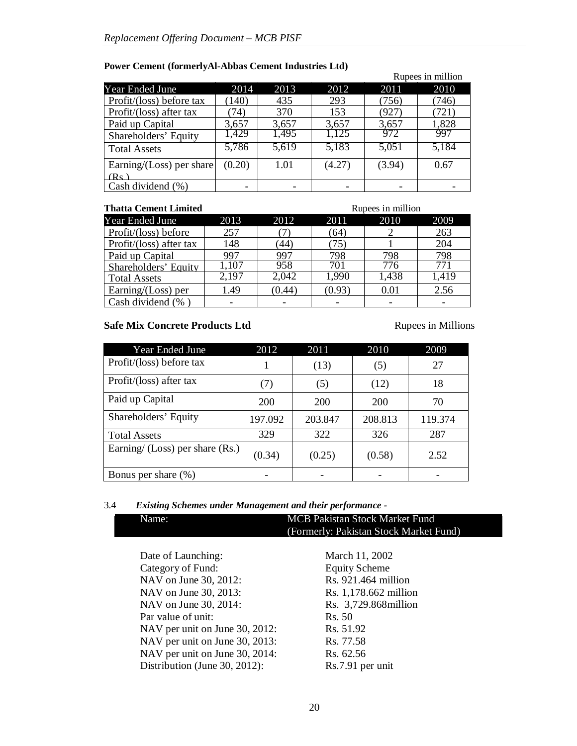**Power Cement (formerlyAl-Abbas Cement Industries Ltd)**

Rupees in million

| Year Ended June | 2014 | 2013 | 2012 | 2011 | 2010 |
|---|---|---|---|---|---|
| Profit/(loss) before tax | (140) | 435 | 293 | (756) | (746) |
| Profit/(loss) after tax | (74) | 370 | 153 | (927) | (721) |
| Paid up Capital | 3,657 | 3,657 | 3,657 | 3,657 | 1,828 |
| Shareholders' Equity | 1,429 | 1,495 | 1,125 | 972 | 997 |
| Total Assets | 5,786 | 5,619 | 5,183 | 5,051 | 5,184 |
| Earning/(Loss) per share (Rs.) | (0.20) | 1.01 | (4.27) | (3.94) | 0.67 |
| Cash dividend (%) | - | - | - | - | - |

**Thatta Cement Limited**

Rupees in million

| Year Ended June | 2013 | 2012 | 2011 | 2010 | 2009 |
|---|---|---|---|---|---|
| Profit/(loss) before | 257 | (7) | (64) | 2 | 263 |
| Profit/(loss) after tax | 148 | (44) | (75) | 1 | 204 |
| Paid up Capital | 997 | 997 | 798 | 798 | 798 |
| Shareholders' Equity | 1,107 | 958 | 701 | 776 | 771 |
| Total Assets | 2,197 | 2,042 | 1,990 | 1,438 | 1,419 |
| Earning/(Loss) per | 1.49 | (0.44) | (0.93) | 0.01 | 2.56 |
| Cash dividend (% ) | - | - | - | - | - |

**Safe Mix Concrete Products Ltd**

Rupees in Millions

| Year Ended June | 2012 | 2011 | 2010 | 2009 |
|---|---|---|---|---|
| Profit/(loss) before tax | 1 | (13) | (5) | 27 |
| Profit/(loss) after tax | (7) | (5) | (12) | 18 |
| Paid up Capital | 200 | 200 | 200 | 70 |
| Shareholders' Equity | 197.092 | 203.847 | 208.813 | 119.374 |
| Total Assets | 329 | 322 | 326 | 287 |
| Earning/ (Loss) per share (Rs.) | (0.34) | (0.25) | (0.58) | 2.52 |
| Bonus per share (%) | - | - | - | - |

3.4 ***Existing Schemes under Management and their performance -***

| Name: | MCB Pakistan Stock Market Fund (Formerly: Pakistan Stock Market Fund) |
|---|---|
| Date of Launching: | March 11, 2002 |
| Category of Fund: | Equity Scheme |
| NAV on June 30, 2012: | Rs. 921.464 million |
| NAV on June 30, 2013: | Rs. 1,178.662 million |
| NAV on June 30, 2014: | Rs. 3,729.868million |
| Par value of unit: | Rs. 50 |
| NAV per unit on June 30, 2012: | Rs. 51.92 |
| NAV per unit on June 30, 2013: | Rs. 77.58 |
| NAV per unit on June 30, 2014: | Rs. 62.56 |
| Distribution (June 30, 2012): | Rs.7.91 per unit |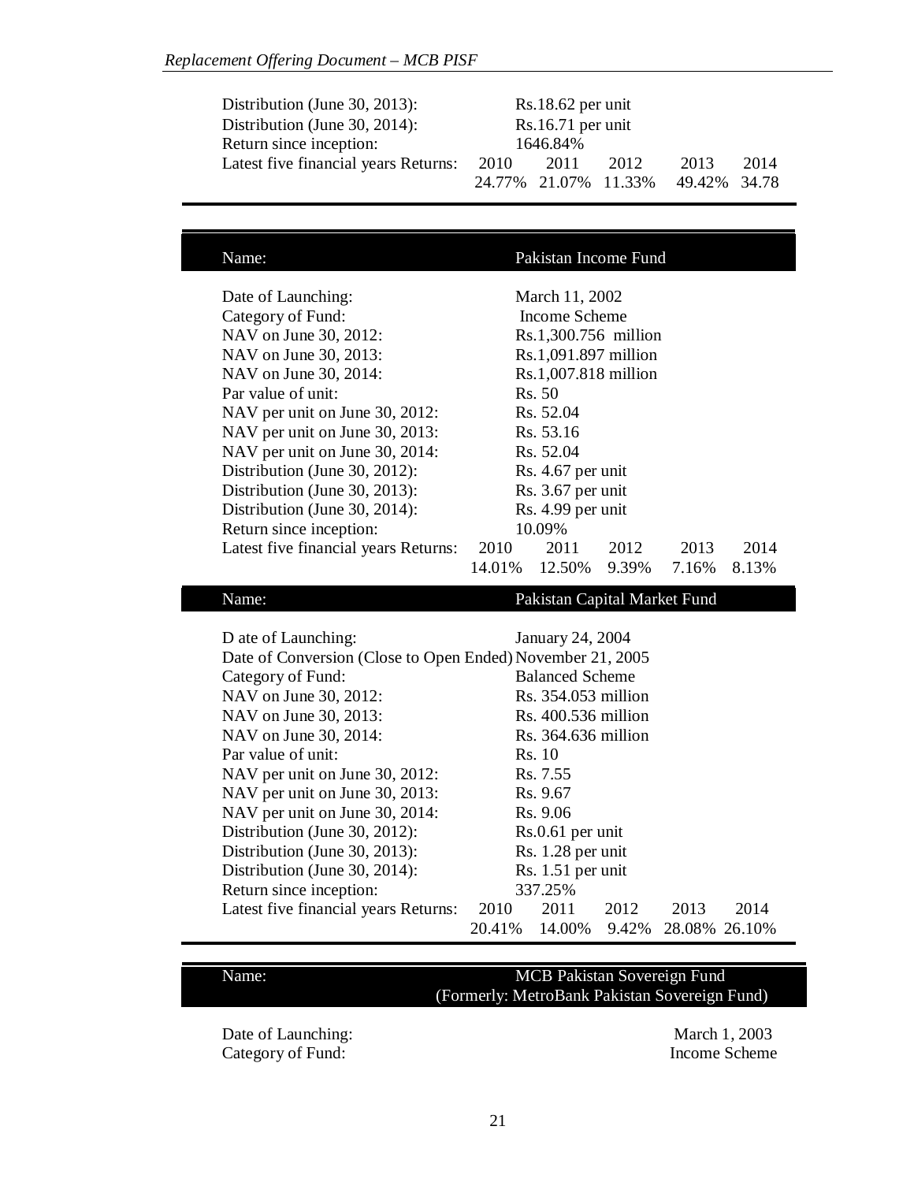| | |
|---|---|
| Distribution (June 30, 2013): | Rs.18.62 per unit |
| Distribution (June 30, 2014): | Rs.16.71 per unit |
| Return since inception: | 1646.84% |

| Latest five financial years Returns: | 2010 | 2011 | 2012 | 2013 | 2014 |
|---|---|---|---|---|---|
| | 24.77% | 21.07% | 11.33% | 49.42% | 34.78 |

| Name: | Pakistan Income Fund |
|---|---|
| Date of Launching: | March 11, 2002 |
| Category of Fund: | Income Scheme |
| NAV on June 30, 2012: | Rs.1,300.756 million |
| NAV on June 30, 2013: | Rs.1,091.897 million |
| NAV on June 30, 2014: | Rs.1,007.818 million |
| Par value of unit: | Rs. 50 |
| NAV per unit on June 30, 2012: | Rs. 52.04 |
| NAV per unit on June 30, 2013: | Rs. 53.16 |
| NAV per unit on June 30, 2014: | Rs. 52.04 |
| Distribution (June 30, 2012): | Rs. 4.67 per unit |
| Distribution (June 30, 2013): | Rs. 3.67 per unit |
| Distribution (June 30, 2014): | Rs. 4.99 per unit |
| Return since inception: | 10.09% |

| Latest five financial years Returns: | 2010 | 2011 | 2012 | 2013 | 2014 |
|---|---|---|---|---|---|
| | 14.01% | 12.50% | 9.39% | 7.16% | 8.13% |

| Name: | Pakistan Capital Market Fund |
|---|---|
| D ate of Launching: | January 24, 2004 |
| Date of Conversion (Close to Open Ended) | November 21, 2005 |
| Category of Fund: | Balanced Scheme |
| NAV on June 30, 2012: | Rs. 354.053 million |
| NAV on June 30, 2013: | Rs. 400.536 million |
| NAV on June 30, 2014: | Rs. 364.636 million |
| Par value of unit: | Rs. 10 |
| NAV per unit on June 30, 2012: | Rs. 7.55 |
| NAV per unit on June 30, 2013: | Rs. 9.67 |
| NAV per unit on June 30, 2014: | Rs. 9.06 |
| Distribution (June 30, 2012): | Rs.0.61 per unit |
| Distribution (June 30, 2013): | Rs. 1.28 per unit |
| Distribution (June 30, 2014): | Rs. 1.51 per unit |
| Return since inception: | 337.25% |

| Latest five financial years Returns: | 2010 | 2011 | 2012 | 2013 | 2014 |
|---|---|---|---|---|---|
| | 20.41% | 14.00% | 9.42% | 28.08% | 26.10% |

| Name: | MCB Pakistan Sovereign Fund (Formerly: MetroBank Pakistan Sovereign Fund) |
|---|---|
| Date of Launching: | March 1, 2003 |
| Category of Fund: | Income Scheme |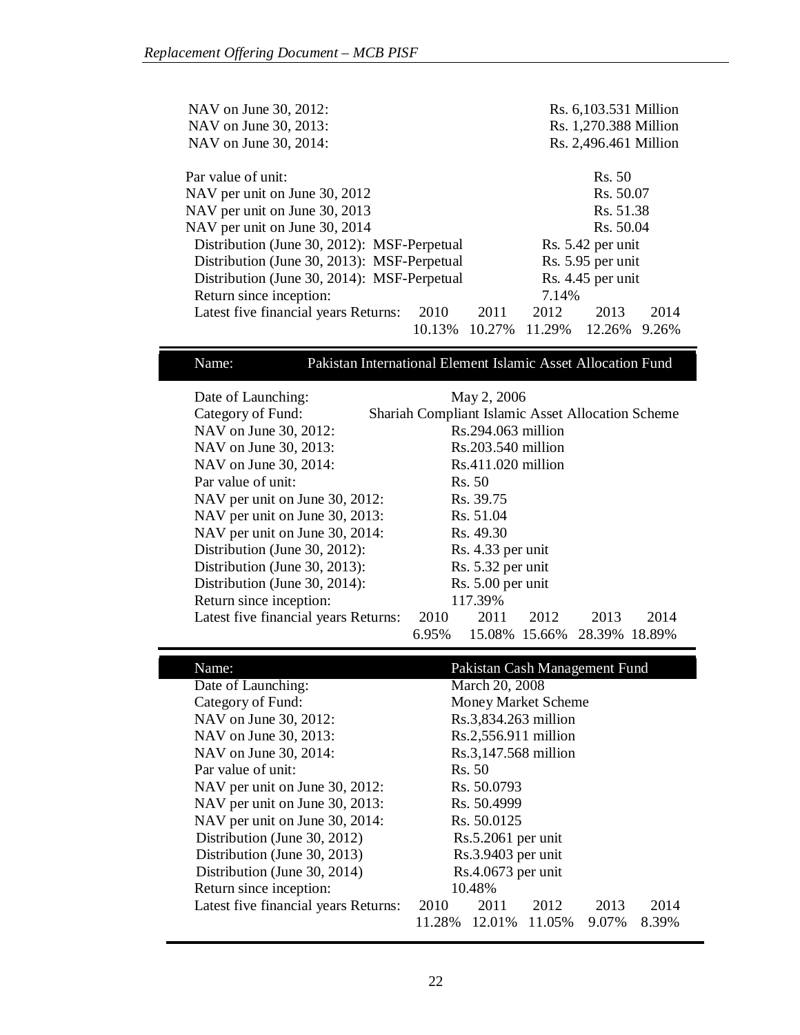NAV on June 30, 2012: Rs. 6,103.531 Million
NAV on June 30, 2013: Rs. 1,270.388 Million
NAV on June 30, 2014: Rs. 2,496.461 Million

Par value of unit: Rs. 50
NAV per unit on June 30, 2012 Rs. 50.07
NAV per unit on June 30, 2013 Rs. 51.38
NAV per unit on June 30, 2014 Rs. 50.04
Distribution (June 30, 2012): MSF-Perpetual Rs. 5.42 per unit
Distribution (June 30, 2013): MSF-Perpetual Rs. 5.95 per unit
Distribution (June 30, 2014): MSF-Perpetual Rs. 4.45 per unit
Return since inception: 7.14%

| Latest five financial years Returns: | 2010 | 2011 | 2012 | 2013 | 2014 |
|---|---|---|---|---|---|
| | 10.13% | 10.27% | 11.29% | 12.26% | 9.26% |

**Name: Pakistan International Element Islamic Asset Allocation Fund**

Date of Launching: May 2, 2006
Category of Fund: Shariah Compliant Islamic Asset Allocation Scheme
NAV on June 30, 2012: Rs.294.063 million
NAV on June 30, 2013: Rs.203.540 million
NAV on June 30, 2014: Rs.411.020 million
Par value of unit: Rs. 50
NAV per unit on June 30, 2012: Rs. 39.75
NAV per unit on June 30, 2013: Rs. 51.04
NAV per unit on June 30, 2014: Rs. 49.30
Distribution (June 30, 2012): Rs. 4.33 per unit
Distribution (June 30, 2013): Rs. 5.32 per unit
Distribution (June 30, 2014): Rs. 5.00 per unit
Return since inception: 117.39%

| Latest five financial years Returns: | 2010 | 2011 | 2012 | 2013 | 2014 |
|---|---|---|---|---|---|
| | 6.95% | 15.08% | 15.66% | 28.39% | 18.89% |

**Name: Pakistan Cash Management Fund**

Date of Launching: March 20, 2008
Category of Fund: Money Market Scheme
NAV on June 30, 2012: Rs.3,834.263 million
NAV on June 30, 2013: Rs.2,556.911 million
NAV on June 30, 2014: Rs.3,147.568 million
Par value of unit: Rs. 50
NAV per unit on June 30, 2012: Rs. 50.0793
NAV per unit on June 30, 2013: Rs. 50.4999
NAV per unit on June 30, 2014: Rs. 50.0125
Distribution (June 30, 2012) Rs.5.2061 per unit
Distribution (June 30, 2013) Rs.3.9403 per unit
Distribution (June 30, 2014) Rs.4.0673 per unit
Return since inception: 10.48%

| Latest five financial years Returns: | 2010 | 2011 | 2012 | 2013 | 2014 |
|---|---|---|---|---|---|
| | 11.28% | 12.01% | 11.05% | 9.07% | 8.39% |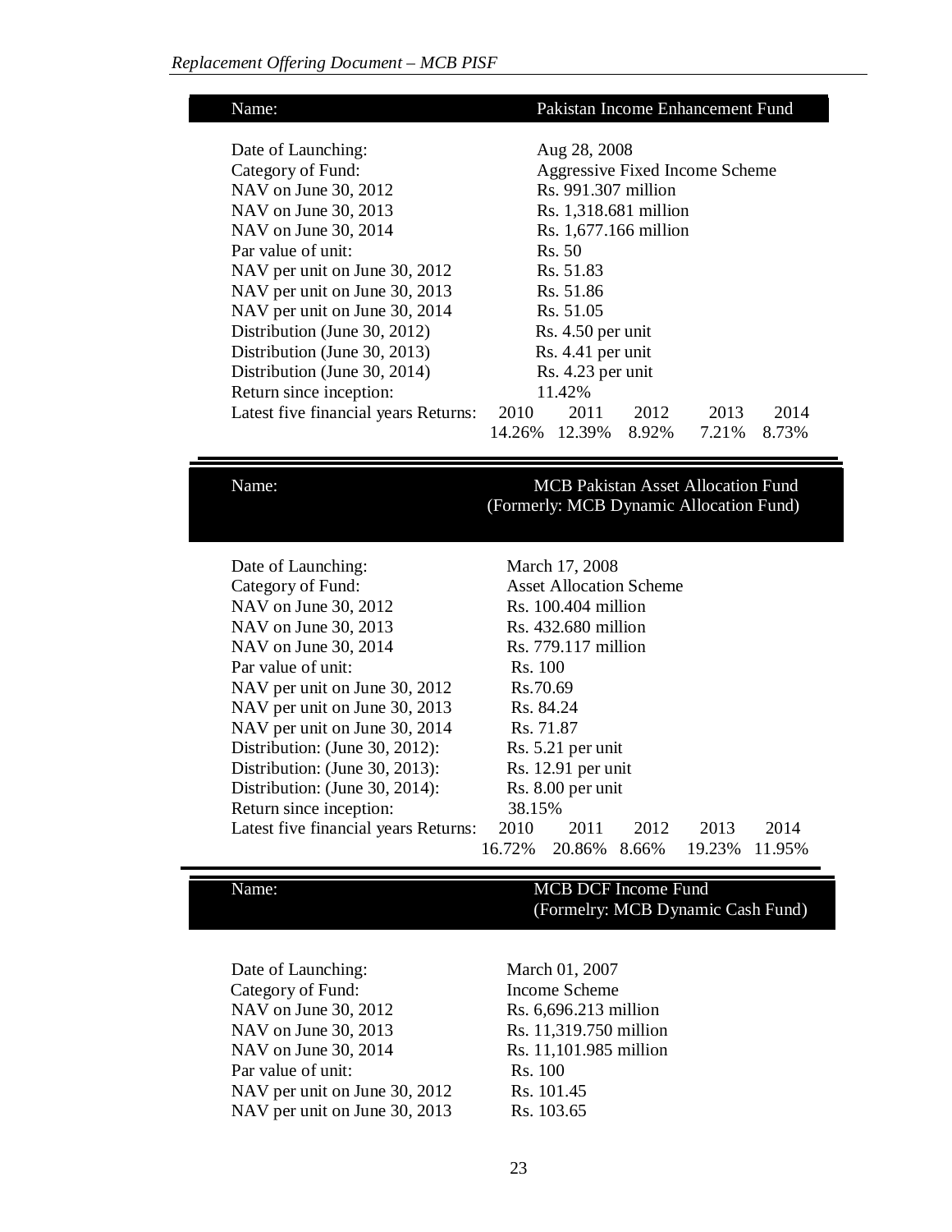| Name: | Pakistan Income Enhancement Fund | | | | |
|---|---|---|---|---|---|
| Date of Launching: | Aug 28, 2008 | | | | |
| Category of Fund: | Aggressive Fixed Income Scheme | | | | |
| NAV on June 30, 2012 | Rs. 991.307 million | | | | |
| NAV on June 30, 2013 | Rs. 1,318.681 million | | | | |
| NAV on June 30, 2014 | Rs. 1,677.166 million | | | | |
| Par value of unit: | Rs. 50 | | | | |
| NAV per unit on June 30, 2012 | Rs. 51.83 | | | | |
| NAV per unit on June 30, 2013 | Rs. 51.86 | | | | |
| NAV per unit on June 30, 2014 | Rs. 51.05 | | | | |
| Distribution (June 30, 2012) | Rs. 4.50 per unit | | | | |
| Distribution (June 30, 2013) | Rs. 4.41 per unit | | | | |
| Distribution (June 30, 2014) | Rs. 4.23 per unit | | | | |
| Return since inception: | 11.42% | | | | |
| Latest five financial years Returns: | 2010 | 2011 | 2012 | 2013 | 2014 |
| | 14.26% | 12.39% | 8.92% | 7.21% | 8.73% |

| Name: | MCB Pakistan Asset Allocation Fund (Formerly: MCB Dynamic Allocation Fund) | | | | |
|---|---|---|---|---|---|
| Date of Launching: | March 17, 2008 | | | | |
| Category of Fund: | Asset Allocation Scheme | | | | |
| NAV on June 30, 2012 | Rs. 100.404 million | | | | |
| NAV on June 30, 2013 | Rs. 432.680 million | | | | |
| NAV on June 30, 2014 | Rs. 779.117 million | | | | |
| Par value of unit: | Rs. 100 | | | | |
| NAV per unit on June 30, 2012 | Rs.70.69 | | | | |
| NAV per unit on June 30, 2013 | Rs. 84.24 | | | | |
| NAV per unit on June 30, 2014 | Rs. 71.87 | | | | |
| Distribution: (June 30, 2012): | Rs. 5.21 per unit | | | | |
| Distribution: (June 30, 2013): | Rs. 12.91 per unit | | | | |
| Distribution: (June 30, 2014): | Rs. 8.00 per unit | | | | |
| Return since inception: | 38.15% | | | | |
| Latest five financial years Returns: | 2010 | 2011 | 2012 | 2013 | 2014 |
| | 16.72% | 20.86% | 8.66% | 19.23% | 11.95% |

| Name: | MCB DCF Income Fund (Formelry: MCB Dynamic Cash Fund) |
|---|---|
| Date of Launching: | March 01, 2007 |
| Category of Fund: | Income Scheme |
| NAV on June 30, 2012 | Rs. 6,696.213 million |
| NAV on June 30, 2013 | Rs. 11,319.750 million |
| NAV on June 30, 2014 | Rs. 11,101.985 million |
| Par value of unit: | Rs. 100 |
| NAV per unit on June 30, 2012 | Rs. 101.45 |
| NAV per unit on June 30, 2013 | Rs. 103.65 |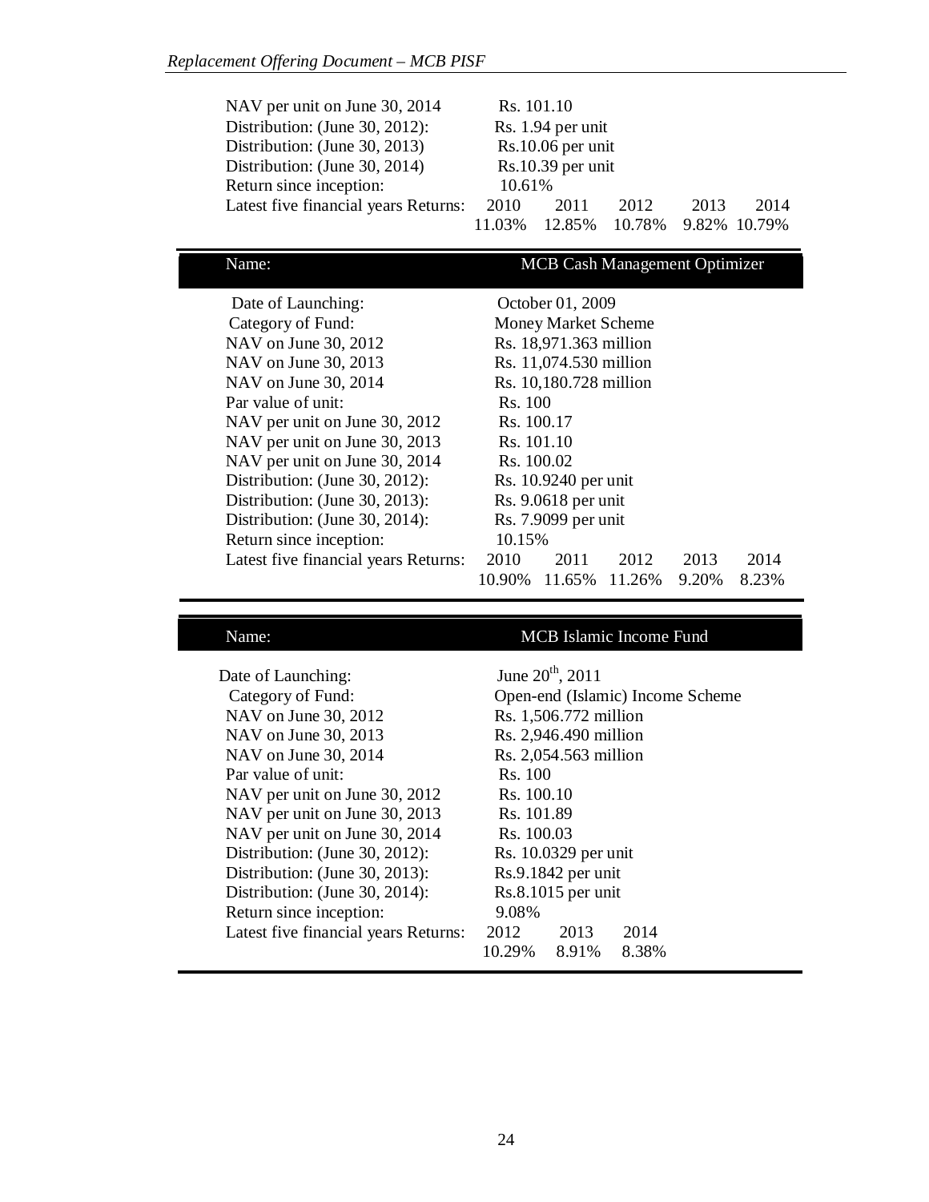| | |
|---|---|
| NAV per unit on June 30, 2014 | Rs. 101.10 |
| Distribution: (June 30, 2012): | Rs. 1.94 per unit |
| Distribution: (June 30, 2013) | Rs.10.06 per unit |
| Distribution: (June 30, 2014) | Rs.10.39 per unit |
| Return since inception: | 10.61% |

| Latest five financial years Returns: | 2010 | 2011 | 2012 | 2013 | 2014 |
|---|---|---|---|---|---|
| | 11.03% | 12.85% | 10.78% | 9.82% | 10.79% |

| Name: | MCB Cash Management Optimizer |
|---|---|
| Date of Launching: | October 01, 2009 |
| Category of Fund: | Money Market Scheme |
| NAV on June 30, 2012 | Rs. 18,971.363 million |
| NAV on June 30, 2013 | Rs. 11,074.530 million |
| NAV on June 30, 2014 | Rs. 10,180.728 million |
| Par value of unit: | Rs. 100 |
| NAV per unit on June 30, 2012 | Rs. 100.17 |
| NAV per unit on June 30, 2013 | Rs. 101.10 |
| NAV per unit on June 30, 2014 | Rs. 100.02 |
| Distribution: (June 30, 2012): | Rs. 10.9240 per unit |
| Distribution: (June 30, 2013): | Rs. 9.0618 per unit |
| Distribution: (June 30, 2014): | Rs. 7.9099 per unit |
| Return since inception: | 10.15% |

| Latest five financial years Returns: | 2010 | 2011 | 2012 | 2013 | 2014 |
|---|---|---|---|---|---|
| | 10.90% | 11.65% | 11.26% | 9.20% | 8.23% |

| Name: | MCB Islamic Income Fund |
|---|---|
| Date of Launching: | June 20th, 2011 |
| Category of Fund: | Open-end (Islamic) Income Scheme |
| NAV on June 30, 2012 | Rs. 1,506.772 million |
| NAV on June 30, 2013 | Rs. 2,946.490 million |
| NAV on June 30, 2014 | Rs. 2,054.563 million |
| Par value of unit: | Rs. 100 |
| NAV per unit on June 30, 2012 | Rs. 100.10 |
| NAV per unit on June 30, 2013 | Rs. 101.89 |
| NAV per unit on June 30, 2014 | Rs. 100.03 |
| Distribution: (June 30, 2012): | Rs. 10.0329 per unit |
| Distribution: (June 30, 2013): | Rs.9.1842 per unit |
| Distribution: (June 30, 2014): | Rs.8.1015 per unit |
| Return since inception: | 9.08% |

| Latest five financial years Returns: | 2012 | 2013 | 2014 |
|---|---|---|---|
| | 10.29% | 8.91% | 8.38% |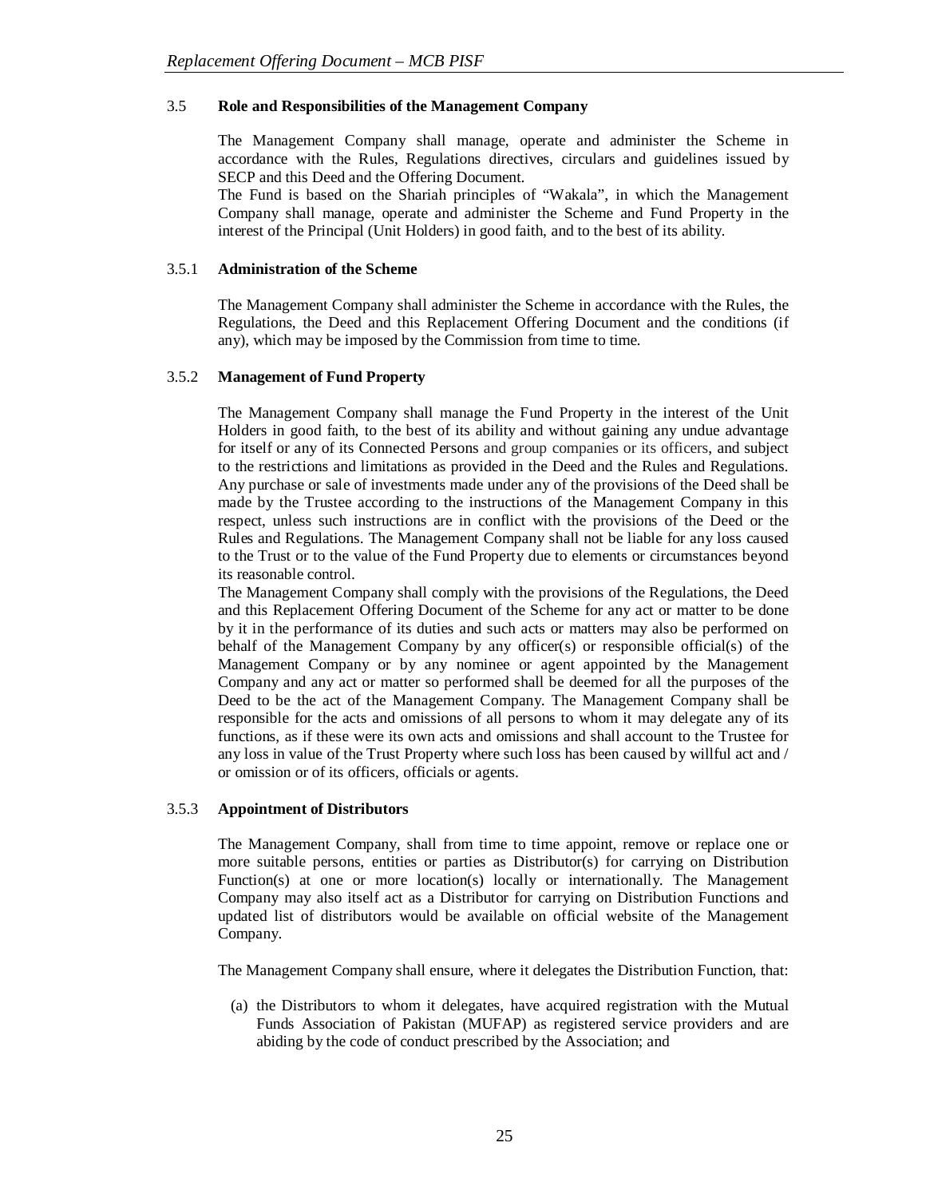### 3.5 Role and Responsibilities of the Management Company

The Management Company shall manage, operate and administer the Scheme in accordance with the Rules, Regulations directives, circulars and guidelines issued by SECP and this Deed and the Offering Document.

The Fund is based on the Shariah principles of "Wakala", in which the Management Company shall manage, operate and administer the Scheme and Fund Property in the interest of the Principal (Unit Holders) in good faith, and to the best of its ability.

#### 3.5.1 Administration of the Scheme

The Management Company shall administer the Scheme in accordance with the Rules, the Regulations, the Deed and this Replacement Offering Document and the conditions (if any), which may be imposed by the Commission from time to time.

#### 3.5.2 Management of Fund Property

The Management Company shall manage the Fund Property in the interest of the Unit Holders in good faith, to the best of its ability and without gaining any undue advantage for itself or any of its Connected Persons and group companies or its officers, and subject to the restrictions and limitations as provided in the Deed and the Rules and Regulations. Any purchase or sale of investments made under any of the provisions of the Deed shall be made by the Trustee according to the instructions of the Management Company in this respect, unless such instructions are in conflict with the provisions of the Deed or the Rules and Regulations. The Management Company shall not be liable for any loss caused to the Trust or to the value of the Fund Property due to elements or circumstances beyond its reasonable control.

The Management Company shall comply with the provisions of the Regulations, the Deed and this Replacement Offering Document of the Scheme for any act or matter to be done by it in the performance of its duties and such acts or matters may also be performed on behalf of the Management Company by any officer(s) or responsible official(s) of the Management Company or by any nominee or agent appointed by the Management Company and any act or matter so performed shall be deemed for all the purposes of the Deed to be the act of the Management Company. The Management Company shall be responsible for the acts and omissions of all persons to whom it may delegate any of its functions, as if these were its own acts and omissions and shall account to the Trustee for any loss in value of the Trust Property where such loss has been caused by willful act and / or omission or of its officers, officials or agents.

#### 3.5.3 Appointment of Distributors

The Management Company, shall from time to time appoint, remove or replace one or more suitable persons, entities or parties as Distributor(s) for carrying on Distribution Function(s) at one or more location(s) locally or internationally. The Management Company may also itself act as a Distributor for carrying on Distribution Functions and updated list of distributors would be available on official website of the Management Company.

The Management Company shall ensure, where it delegates the Distribution Function, that:

(a) the Distributors to whom it delegates, have acquired registration with the Mutual Funds Association of Pakistan (MUFAP) as registered service providers and are abiding by the code of conduct prescribed by the Association; and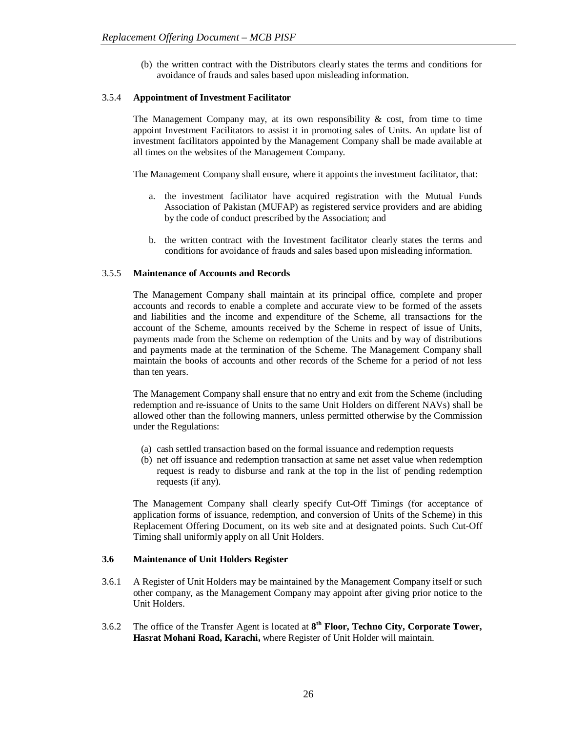(b) the written contract with the Distributors clearly states the terms and conditions for avoidance of frauds and sales based upon misleading information.

### 3.5.4 Appointment of Investment Facilitator

The Management Company may, at its own responsibility & cost, from time to time appoint Investment Facilitators to assist it in promoting sales of Units. An update list of investment facilitators appointed by the Management Company shall be made available at all times on the websites of the Management Company.

The Management Company shall ensure, where it appoints the investment facilitator, that:

a. the investment facilitator have acquired registration with the Mutual Funds Association of Pakistan (MUFAP) as registered service providers and are abiding by the code of conduct prescribed by the Association; and

b. the written contract with the Investment facilitator clearly states the terms and conditions for avoidance of frauds and sales based upon misleading information.

### 3.5.5 Maintenance of Accounts and Records

The Management Company shall maintain at its principal office, complete and proper accounts and records to enable a complete and accurate view to be formed of the assets and liabilities and the income and expenditure of the Scheme, all transactions for the account of the Scheme, amounts received by the Scheme in respect of issue of Units, payments made from the Scheme on redemption of the Units and by way of distributions and payments made at the termination of the Scheme. The Management Company shall maintain the books of accounts and other records of the Scheme for a period of not less than ten years.

The Management Company shall ensure that no entry and exit from the Scheme (including redemption and re-issuance of Units to the same Unit Holders on different NAVs) shall be allowed other than the following manners, unless permitted otherwise by the Commission under the Regulations:

(a) cash settled transaction based on the formal issuance and redemption requests
(b) net off issuance and redemption transaction at same net asset value when redemption request is ready to disburse and rank at the top in the list of pending redemption requests (if any).

The Management Company shall clearly specify Cut-Off Timings (for acceptance of application forms of issuance, redemption, and conversion of Units of the Scheme) in this Replacement Offering Document, on its web site and at designated points. Such Cut-Off Timing shall uniformly apply on all Unit Holders.

## 3.6 Maintenance of Unit Holders Register

3.6.1 A Register of Unit Holders may be maintained by the Management Company itself or such other company, as the Management Company may appoint after giving prior notice to the Unit Holders.

3.6.2 The office of the Transfer Agent is located at **8th Floor, Techno City, Corporate Tower, Hasrat Mohani Road, Karachi,** where Register of Unit Holder will maintain.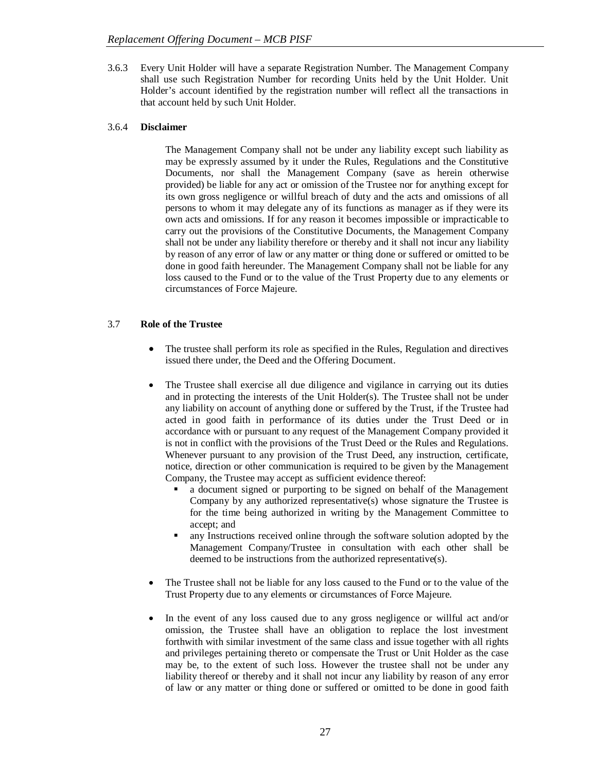3.6.3 Every Unit Holder will have a separate Registration Number. The Management Company shall use such Registration Number for recording Units held by the Unit Holder. Unit Holder's account identified by the registration number will reflect all the transactions in that account held by such Unit Holder.

3.6.4 **Disclaimer**

The Management Company shall not be under any liability except such liability as may be expressly assumed by it under the Rules, Regulations and the Constitutive Documents, nor shall the Management Company (save as herein otherwise provided) be liable for any act or omission of the Trustee nor for anything except for its own gross negligence or willful breach of duty and the acts and omissions of all persons to whom it may delegate any of its functions as manager as if they were its own acts and omissions. If for any reason it becomes impossible or impracticable to carry out the provisions of the Constitutive Documents, the Management Company shall not be under any liability therefore or thereby and it shall not incur any liability by reason of any error of law or any matter or thing done or suffered or omitted to be done in good faith hereunder. The Management Company shall not be liable for any loss caused to the Fund or to the value of the Trust Property due to any elements or circumstances of Force Majeure.

## 3.7 **Role of the Trustee**

- The trustee shall perform its role as specified in the Rules, Regulation and directives issued there under, the Deed and the Offering Document.
- The Trustee shall exercise all due diligence and vigilance in carrying out its duties and in protecting the interests of the Unit Holder(s). The Trustee shall not be under any liability on account of anything done or suffered by the Trust, if the Trustee had acted in good faith in performance of its duties under the Trust Deed or in accordance with or pursuant to any request of the Management Company provided it is not in conflict with the provisions of the Trust Deed or the Rules and Regulations. Whenever pursuant to any provision of the Trust Deed, any instruction, certificate, notice, direction or other communication is required to be given by the Management Company, the Trustee may accept as sufficient evidence thereof:
  - a document signed or purporting to be signed on behalf of the Management Company by any authorized representative(s) whose signature the Trustee is for the time being authorized in writing by the Management Committee to accept; and
  - any Instructions received online through the software solution adopted by the Management Company/Trustee in consultation with each other shall be deemed to be instructions from the authorized representative(s).
- The Trustee shall not be liable for any loss caused to the Fund or to the value of the Trust Property due to any elements or circumstances of Force Majeure.
- In the event of any loss caused due to any gross negligence or willful act and/or omission, the Trustee shall have an obligation to replace the lost investment forthwith with similar investment of the same class and issue together with all rights and privileges pertaining thereto or compensate the Trust or Unit Holder as the case may be, to the extent of such loss. However the trustee shall not be under any liability thereof or thereby and it shall not incur any liability by reason of any error of law or any matter or thing done or suffered or omitted to be done in good faith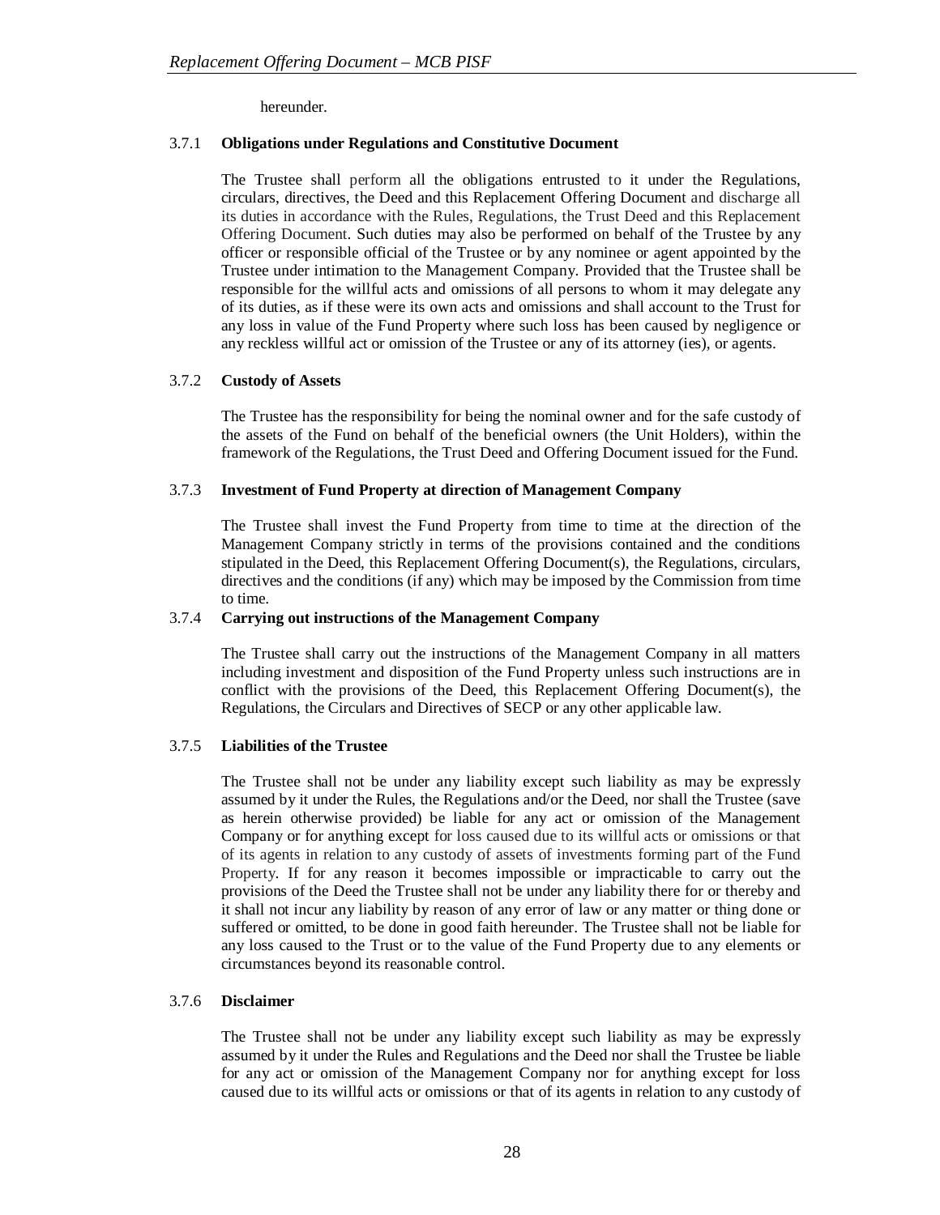hereunder.

### 3.7.1 Obligations under Regulations and Constitutive Document

The Trustee shall perform all the obligations entrusted to it under the Regulations, circulars, directives, the Deed and this Replacement Offering Document and discharge all its duties in accordance with the Rules, Regulations, the Trust Deed and this Replacement Offering Document. Such duties may also be performed on behalf of the Trustee by any officer or responsible official of the Trustee or by any nominee or agent appointed by the Trustee under intimation to the Management Company. Provided that the Trustee shall be responsible for the willful acts and omissions of all persons to whom it may delegate any of its duties, as if these were its own acts and omissions and shall account to the Trust for any loss in value of the Fund Property where such loss has been caused by negligence or any reckless willful act or omission of the Trustee or any of its attorney (ies), or agents.

### 3.7.2 Custody of Assets

The Trustee has the responsibility for being the nominal owner and for the safe custody of the assets of the Fund on behalf of the beneficial owners (the Unit Holders), within the framework of the Regulations, the Trust Deed and Offering Document issued for the Fund.

### 3.7.3 Investment of Fund Property at direction of Management Company

The Trustee shall invest the Fund Property from time to time at the direction of the Management Company strictly in terms of the provisions contained and the conditions stipulated in the Deed, this Replacement Offering Document(s), the Regulations, circulars, directives and the conditions (if any) which may be imposed by the Commission from time to time.

### 3.7.4 Carrying out instructions of the Management Company

The Trustee shall carry out the instructions of the Management Company in all matters including investment and disposition of the Fund Property unless such instructions are in conflict with the provisions of the Deed, this Replacement Offering Document(s), the Regulations, the Circulars and Directives of SECP or any other applicable law.

### 3.7.5 Liabilities of the Trustee

The Trustee shall not be under any liability except such liability as may be expressly assumed by it under the Rules, the Regulations and/or the Deed, nor shall the Trustee (save as herein otherwise provided) be liable for any act or omission of the Management Company or for anything except for loss caused due to its willful acts or omissions or that of its agents in relation to any custody of assets of investments forming part of the Fund Property. If for any reason it becomes impossible or impracticable to carry out the provisions of the Deed the Trustee shall not be under any liability there for or thereby and it shall not incur any liability by reason of any error of law or any matter or thing done or suffered or omitted, to be done in good faith hereunder. The Trustee shall not be liable for any loss caused to the Trust or to the value of the Fund Property due to any elements or circumstances beyond its reasonable control.

### 3.7.6 Disclaimer

The Trustee shall not be under any liability except such liability as may be expressly assumed by it under the Rules and Regulations and the Deed nor shall the Trustee be liable for any act or omission of the Management Company nor for anything except for loss caused due to its willful acts or omissions or that of its agents in relation to any custody of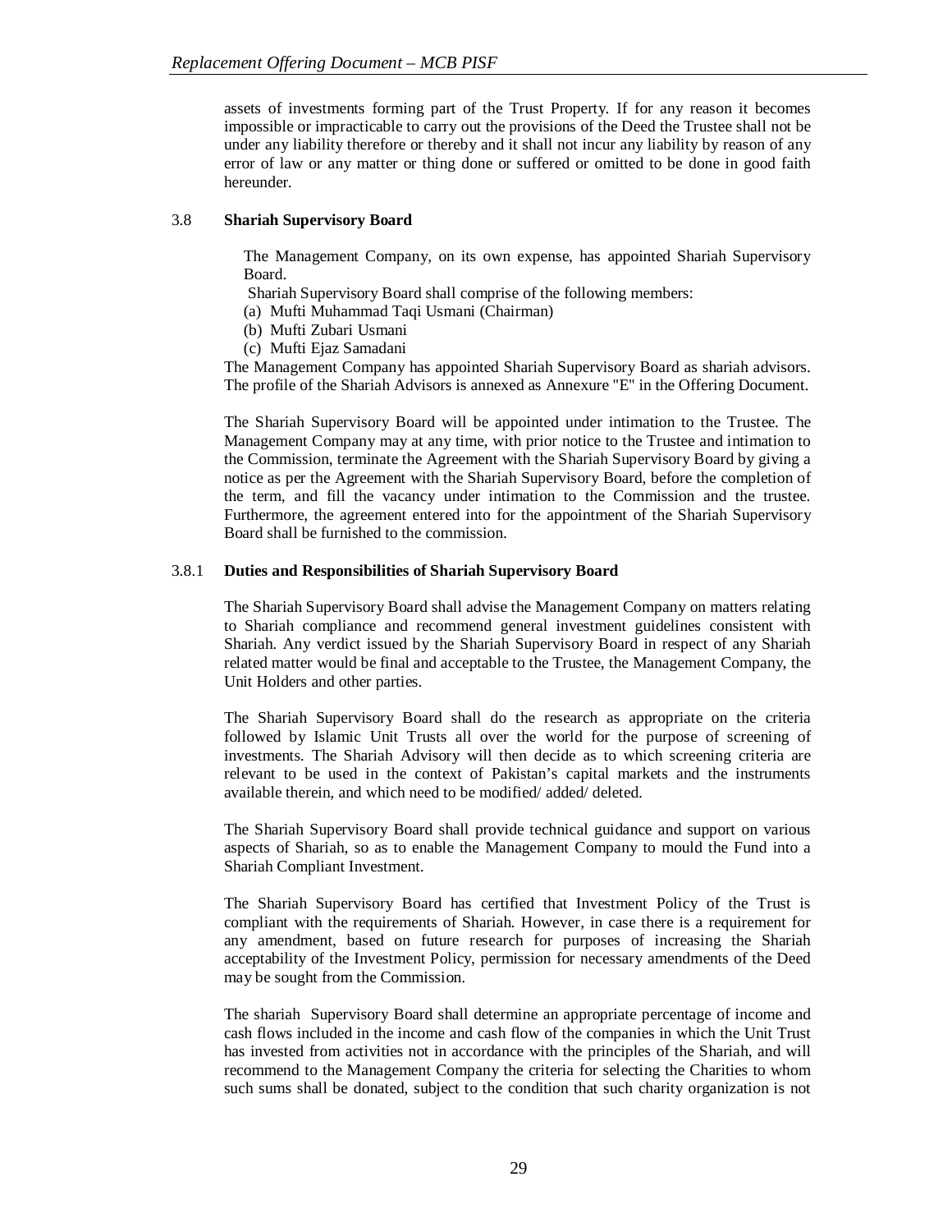assets of investments forming part of the Trust Property. If for any reason it becomes impossible or impracticable to carry out the provisions of the Deed the Trustee shall not be under any liability therefore or thereby and it shall not incur any liability by reason of any error of law or any matter or thing done or suffered or omitted to be done in good faith hereunder.

### 3.8 Shariah Supervisory Board

The Management Company, on its own expense, has appointed Shariah Supervisory Board.

Shariah Supervisory Board shall comprise of the following members:

(a) Mufti Muhammad Taqi Usmani (Chairman)
(b) Mufti Zubari Usmani
(c) Mufti Ejaz Samadani

The Management Company has appointed Shariah Supervisory Board as shariah advisors. The profile of the Shariah Advisors is annexed as Annexure "E" in the Offering Document.

The Shariah Supervisory Board will be appointed under intimation to the Trustee. The Management Company may at any time, with prior notice to the Trustee and intimation to the Commission, terminate the Agreement with the Shariah Supervisory Board by giving a notice as per the Agreement with the Shariah Supervisory Board, before the completion of the term, and fill the vacancy under intimation to the Commission and the trustee. Furthermore, the agreement entered into for the appointment of the Shariah Supervisory Board shall be furnished to the commission.

#### 3.8.1 Duties and Responsibilities of Shariah Supervisory Board

The Shariah Supervisory Board shall advise the Management Company on matters relating to Shariah compliance and recommend general investment guidelines consistent with Shariah. Any verdict issued by the Shariah Supervisory Board in respect of any Shariah related matter would be final and acceptable to the Trustee, the Management Company, the Unit Holders and other parties.

The Shariah Supervisory Board shall do the research as appropriate on the criteria followed by Islamic Unit Trusts all over the world for the purpose of screening of investments. The Shariah Advisory will then decide as to which screening criteria are relevant to be used in the context of Pakistan's capital markets and the instruments available therein, and which need to be modified/ added/ deleted.

The Shariah Supervisory Board shall provide technical guidance and support on various aspects of Shariah, so as to enable the Management Company to mould the Fund into a Shariah Compliant Investment.

The Shariah Supervisory Board has certified that Investment Policy of the Trust is compliant with the requirements of Shariah. However, in case there is a requirement for any amendment, based on future research for purposes of increasing the Shariah acceptability of the Investment Policy, permission for necessary amendments of the Deed may be sought from the Commission.

The shariah Supervisory Board shall determine an appropriate percentage of income and cash flows included in the income and cash flow of the companies in which the Unit Trust has invested from activities not in accordance with the principles of the Shariah, and will recommend to the Management Company the criteria for selecting the Charities to whom such sums shall be donated, subject to the condition that such charity organization is not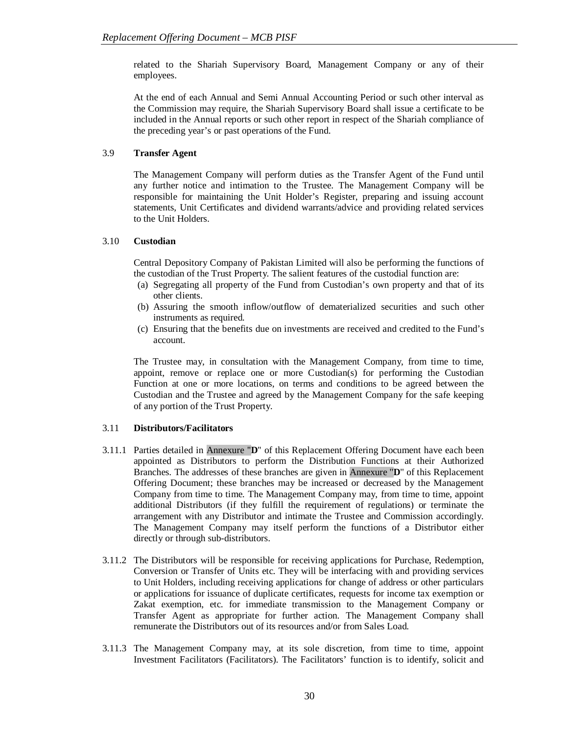related to the Shariah Supervisory Board, Management Company or any of their employees.

At the end of each Annual and Semi Annual Accounting Period or such other interval as the Commission may require, the Shariah Supervisory Board shall issue a certificate to be included in the Annual reports or such other report in respect of the Shariah compliance of the preceding year's or past operations of the Fund.

### 3.9 Transfer Agent

The Management Company will perform duties as the Transfer Agent of the Fund until any further notice and intimation to the Trustee. The Management Company will be responsible for maintaining the Unit Holder's Register, preparing and issuing account statements, Unit Certificates and dividend warrants/advice and providing related services to the Unit Holders.

### 3.10 Custodian

Central Depository Company of Pakistan Limited will also be performing the functions of the custodian of the Trust Property. The salient features of the custodial function are:

(a) Segregating all property of the Fund from Custodian's own property and that of its other clients.
(b) Assuring the smooth inflow/outflow of dematerialized securities and such other instruments as required.
(c) Ensuring that the benefits due on investments are received and credited to the Fund's account.

The Trustee may, in consultation with the Management Company, from time to time, appoint, remove or replace one or more Custodian(s) for performing the Custodian Function at one or more locations, on terms and conditions to be agreed between the Custodian and the Trustee and agreed by the Management Company for the safe keeping of any portion of the Trust Property.

### 3.11 Distributors/Facilitators

3.11.1 Parties detailed in Annexure "**D**" of this Replacement Offering Document have each been appointed as Distributors to perform the Distribution Functions at their Authorized Branches. The addresses of these branches are given in Annexure "**D**" of this Replacement Offering Document; these branches may be increased or decreased by the Management Company from time to time. The Management Company may, from time to time, appoint additional Distributors (if they fulfill the requirement of regulations) or terminate the arrangement with any Distributor and intimate the Trustee and Commission accordingly. The Management Company may itself perform the functions of a Distributor either directly or through sub-distributors.

3.11.2 The Distributors will be responsible for receiving applications for Purchase, Redemption, Conversion or Transfer of Units etc. They will be interfacing with and providing services to Unit Holders, including receiving applications for change of address or other particulars or applications for issuance of duplicate certificates, requests for income tax exemption or Zakat exemption, etc. for immediate transmission to the Management Company or Transfer Agent as appropriate for further action. The Management Company shall remunerate the Distributors out of its resources and/or from Sales Load.

3.11.3 The Management Company may, at its sole discretion, from time to time, appoint Investment Facilitators (Facilitators). The Facilitators' function is to identify, solicit and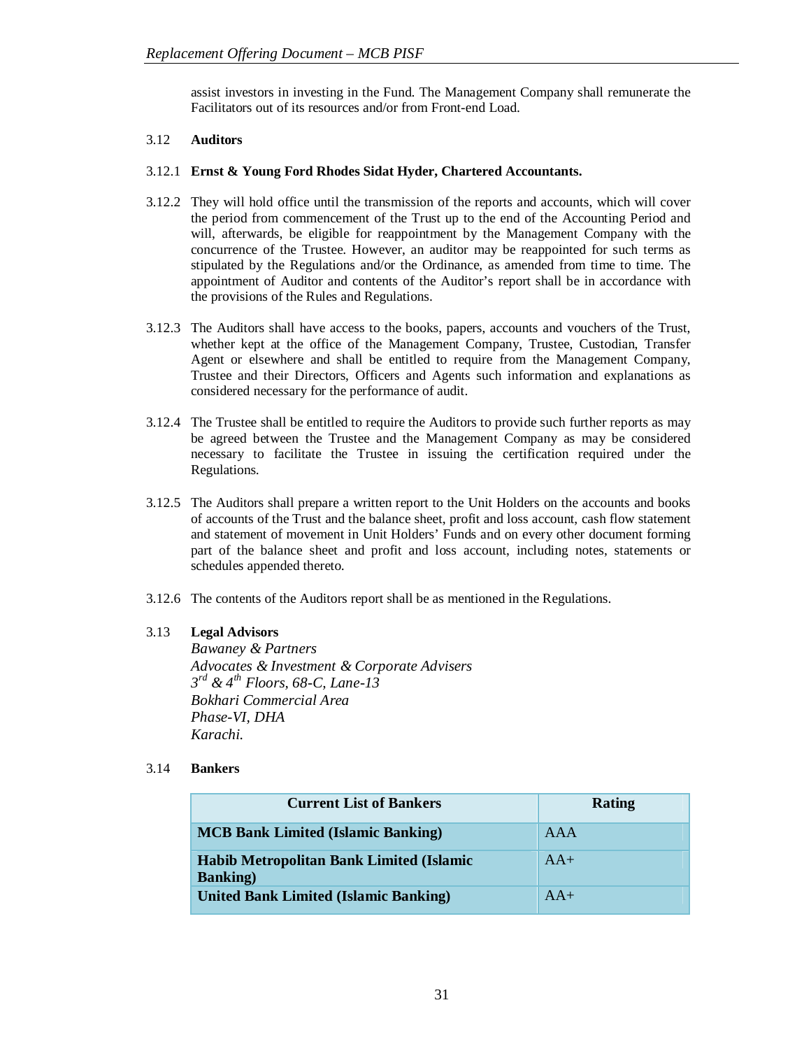assist investors in investing in the Fund. The Management Company shall remunerate the Facilitators out of its resources and/or from Front-end Load.

### 3.12 Auditors

3.12.1 **Ernst & Young Ford Rhodes Sidat Hyder, Chartered Accountants.**

3.12.2 They will hold office until the transmission of the reports and accounts, which will cover the period from commencement of the Trust up to the end of the Accounting Period and will, afterwards, be eligible for reappointment by the Management Company with the concurrence of the Trustee. However, an auditor may be reappointed for such terms as stipulated by the Regulations and/or the Ordinance, as amended from time to time. The appointment of Auditor and contents of the Auditor's report shall be in accordance with the provisions of the Rules and Regulations.

3.12.3 The Auditors shall have access to the books, papers, accounts and vouchers of the Trust, whether kept at the office of the Management Company, Trustee, Custodian, Transfer Agent or elsewhere and shall be entitled to require from the Management Company, Trustee and their Directors, Officers and Agents such information and explanations as considered necessary for the performance of audit.

3.12.4 The Trustee shall be entitled to require the Auditors to provide such further reports as may be agreed between the Trustee and the Management Company as may be considered necessary to facilitate the Trustee in issuing the certification required under the Regulations.

3.12.5 The Auditors shall prepare a written report to the Unit Holders on the accounts and books of accounts of the Trust and the balance sheet, profit and loss account, cash flow statement and statement of movement in Unit Holders' Funds and on every other document forming part of the balance sheet and profit and loss account, including notes, statements or schedules appended thereto.

3.12.6 The contents of the Auditors report shall be as mentioned in the Regulations.

### 3.13 Legal Advisors

*Bawaney & Partners*
*Advocates & Investment & Corporate Advisers*
*3rd & 4th Floors, 68-C, Lane-13*
*Bokhari Commercial Area*
*Phase-VI, DHA*
*Karachi.*

### 3.14 Bankers

| Current List of Bankers | Rating |
|---|---|
| **MCB Bank Limited (Islamic Banking)** | AAA |
| **Habib Metropolitan Bank Limited (Islamic Banking)** | AA+ |
| **United Bank Limited (Islamic Banking)** | AA+ |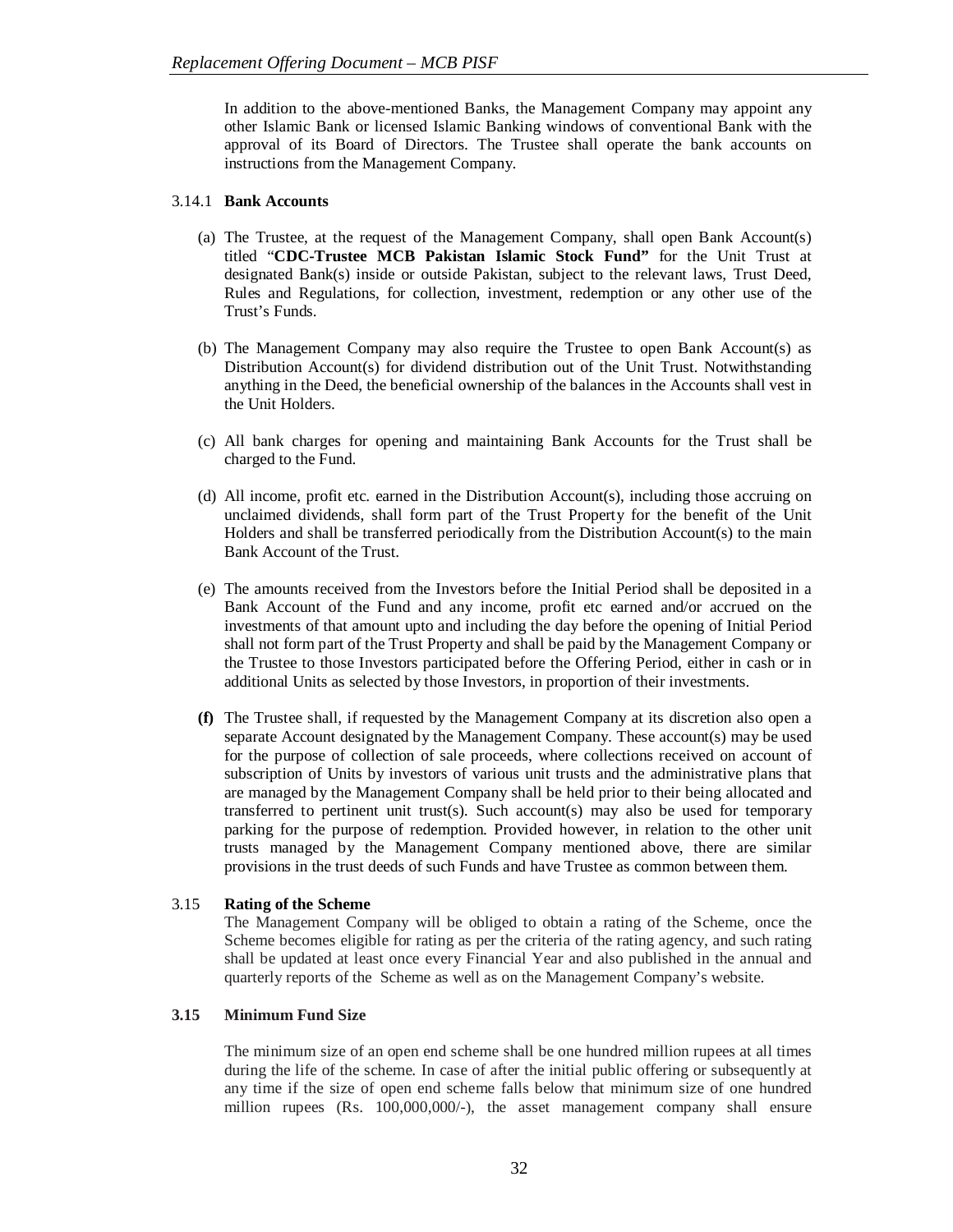In addition to the above-mentioned Banks, the Management Company may appoint any other Islamic Bank or licensed Islamic Banking windows of conventional Bank with the approval of its Board of Directors. The Trustee shall operate the bank accounts on instructions from the Management Company.

#### 3.14.1 **Bank Accounts**

(a) The Trustee, at the request of the Management Company, shall open Bank Account(s) titled "**CDC-Trustee MCB Pakistan Islamic Stock Fund"** for the Unit Trust at designated Bank(s) inside or outside Pakistan, subject to the relevant laws, Trust Deed, Rules and Regulations, for collection, investment, redemption or any other use of the Trust's Funds.

(b) The Management Company may also require the Trustee to open Bank Account(s) as Distribution Account(s) for dividend distribution out of the Unit Trust. Notwithstanding anything in the Deed, the beneficial ownership of the balances in the Accounts shall vest in the Unit Holders.

(c) All bank charges for opening and maintaining Bank Accounts for the Trust shall be charged to the Fund.

(d) All income, profit etc. earned in the Distribution Account(s), including those accruing on unclaimed dividends, shall form part of the Trust Property for the benefit of the Unit Holders and shall be transferred periodically from the Distribution Account(s) to the main Bank Account of the Trust.

(e) The amounts received from the Investors before the Initial Period shall be deposited in a Bank Account of the Fund and any income, profit etc earned and/or accrued on the investments of that amount upto and including the day before the opening of Initial Period shall not form part of the Trust Property and shall be paid by the Management Company or the Trustee to those Investors participated before the Offering Period, either in cash or in additional Units as selected by those Investors, in proportion of their investments.

**(f)** The Trustee shall, if requested by the Management Company at its discretion also open a separate Account designated by the Management Company. These account(s) may be used for the purpose of collection of sale proceeds, where collections received on account of subscription of Units by investors of various unit trusts and the administrative plans that are managed by the Management Company shall be held prior to their being allocated and transferred to pertinent unit trust(s). Such account(s) may also be used for temporary parking for the purpose of redemption. Provided however, in relation to the other unit trusts managed by the Management Company mentioned above, there are similar provisions in the trust deeds of such Funds and have Trustee as common between them.

### 3.15 **Rating of the Scheme**

The Management Company will be obliged to obtain a rating of the Scheme, once the Scheme becomes eligible for rating as per the criteria of the rating agency, and such rating shall be updated at least once every Financial Year and also published in the annual and quarterly reports of the Scheme as well as on the Management Company's website.

### **3.15 Minimum Fund Size**

The minimum size of an open end scheme shall be one hundred million rupees at all times during the life of the scheme. In case of after the initial public offering or subsequently at any time if the size of open end scheme falls below that minimum size of one hundred million rupees (Rs. 100,000,000/-), the asset management company shall ensure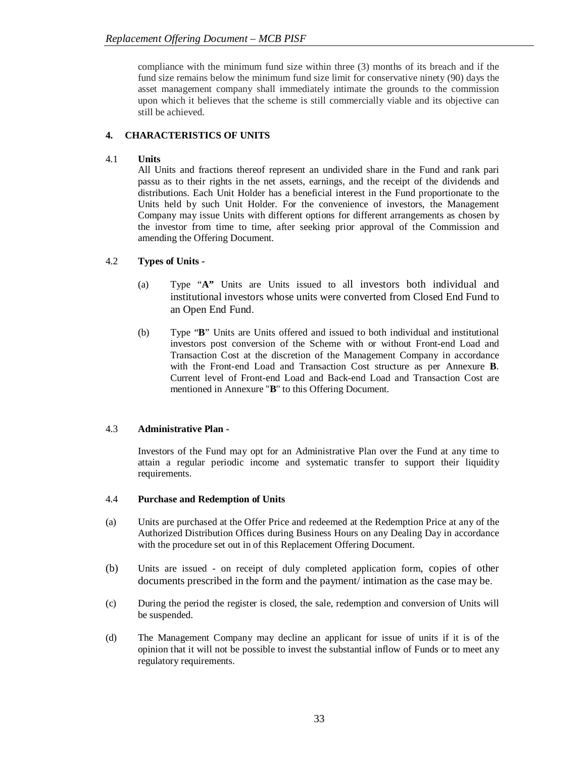compliance with the minimum fund size within three (3) months of its breach and if the fund size remains below the minimum fund size limit for conservative ninety (90) days the asset management company shall immediately intimate the grounds to the commission upon which it believes that the scheme is still commercially viable and its objective can still be achieved.

## 4. CHARACTERISTICS OF UNITS

### 4.1 Units

All Units and fractions thereof represent an undivided share in the Fund and rank pari passu as to their rights in the net assets, earnings, and the receipt of the dividends and distributions. Each Unit Holder has a beneficial interest in the Fund proportionate to the Units held by such Unit Holder. For the convenience of investors, the Management Company may issue Units with different options for different arrangements as chosen by the investor from time to time, after seeking prior approval of the Commission and amending the Offering Document.

### 4.2 Types of Units -

(a) Type "**A"** Units are Units issued to all investors both individual and institutional investors whose units were converted from Closed End Fund to an Open End Fund.

(b) Type "**B**" Units are Units offered and issued to both individual and institutional investors post conversion of the Scheme with or without Front-end Load and Transaction Cost at the discretion of the Management Company in accordance with the Front-end Load and Transaction Cost structure as per Annexure **B**. Current level of Front-end Load and Back-end Load and Transaction Cost are mentioned in Annexure "**B**" to this Offering Document.

### 4.3 Administrative Plan -

Investors of the Fund may opt for an Administrative Plan over the Fund at any time to attain a regular periodic income and systematic transfer to support their liquidity requirements.

### 4.4 Purchase and Redemption of Units

(a) Units are purchased at the Offer Price and redeemed at the Redemption Price at any of the Authorized Distribution Offices during Business Hours on any Dealing Day in accordance with the procedure set out in of this Replacement Offering Document.

(b) Units are issued - on receipt of duly completed application form, copies of other documents prescribed in the form and the payment/ intimation as the case may be.

(c) During the period the register is closed, the sale, redemption and conversion of Units will be suspended.

(d) The Management Company may decline an applicant for issue of units if it is of the opinion that it will not be possible to invest the substantial inflow of Funds or to meet any regulatory requirements.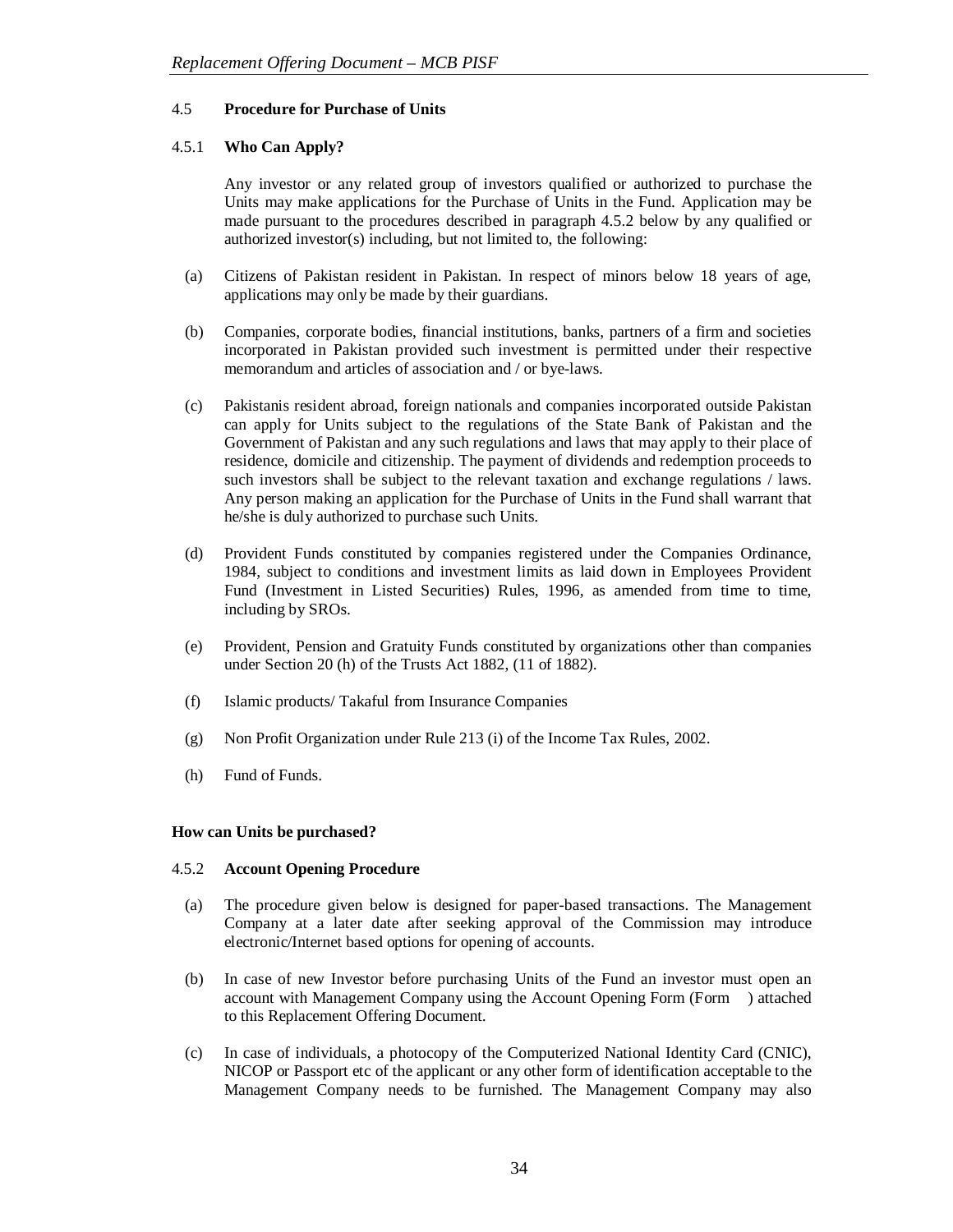### 4.5 **Procedure for Purchase of Units**

#### 4.5.1 **Who Can Apply?**

Any investor or any related group of investors qualified or authorized to purchase the Units may make applications for the Purchase of Units in the Fund. Application may be made pursuant to the procedures described in paragraph 4.5.2 below by any qualified or authorized investor(s) including, but not limited to, the following:

(a) Citizens of Pakistan resident in Pakistan. In respect of minors below 18 years of age, applications may only be made by their guardians.

(b) Companies, corporate bodies, financial institutions, banks, partners of a firm and societies incorporated in Pakistan provided such investment is permitted under their respective memorandum and articles of association and / or bye-laws.

(c) Pakistanis resident abroad, foreign nationals and companies incorporated outside Pakistan can apply for Units subject to the regulations of the State Bank of Pakistan and the Government of Pakistan and any such regulations and laws that may apply to their place of residence, domicile and citizenship. The payment of dividends and redemption proceeds to such investors shall be subject to the relevant taxation and exchange regulations / laws. Any person making an application for the Purchase of Units in the Fund shall warrant that he/she is duly authorized to purchase such Units.

(d) Provident Funds constituted by companies registered under the Companies Ordinance, 1984, subject to conditions and investment limits as laid down in Employees Provident Fund (Investment in Listed Securities) Rules, 1996, as amended from time to time, including by SROs.

(e) Provident, Pension and Gratuity Funds constituted by organizations other than companies under Section 20 (h) of the Trusts Act 1882, (11 of 1882).

(f) Islamic products/ Takaful from Insurance Companies

(g) Non Profit Organization under Rule 213 (i) of the Income Tax Rules, 2002.

(h) Fund of Funds.

**How can Units be purchased?**

#### 4.5.2 **Account Opening Procedure**

(a) The procedure given below is designed for paper-based transactions. The Management Company at a later date after seeking approval of the Commission may introduce electronic/Internet based options for opening of accounts.

(b) In case of new Investor before purchasing Units of the Fund an investor must open an account with Management Company using the Account Opening Form (Form ) attached to this Replacement Offering Document.

(c) In case of individuals, a photocopy of the Computerized National Identity Card (CNIC), NICOP or Passport etc of the applicant or any other form of identification acceptable to the Management Company needs to be furnished. The Management Company may also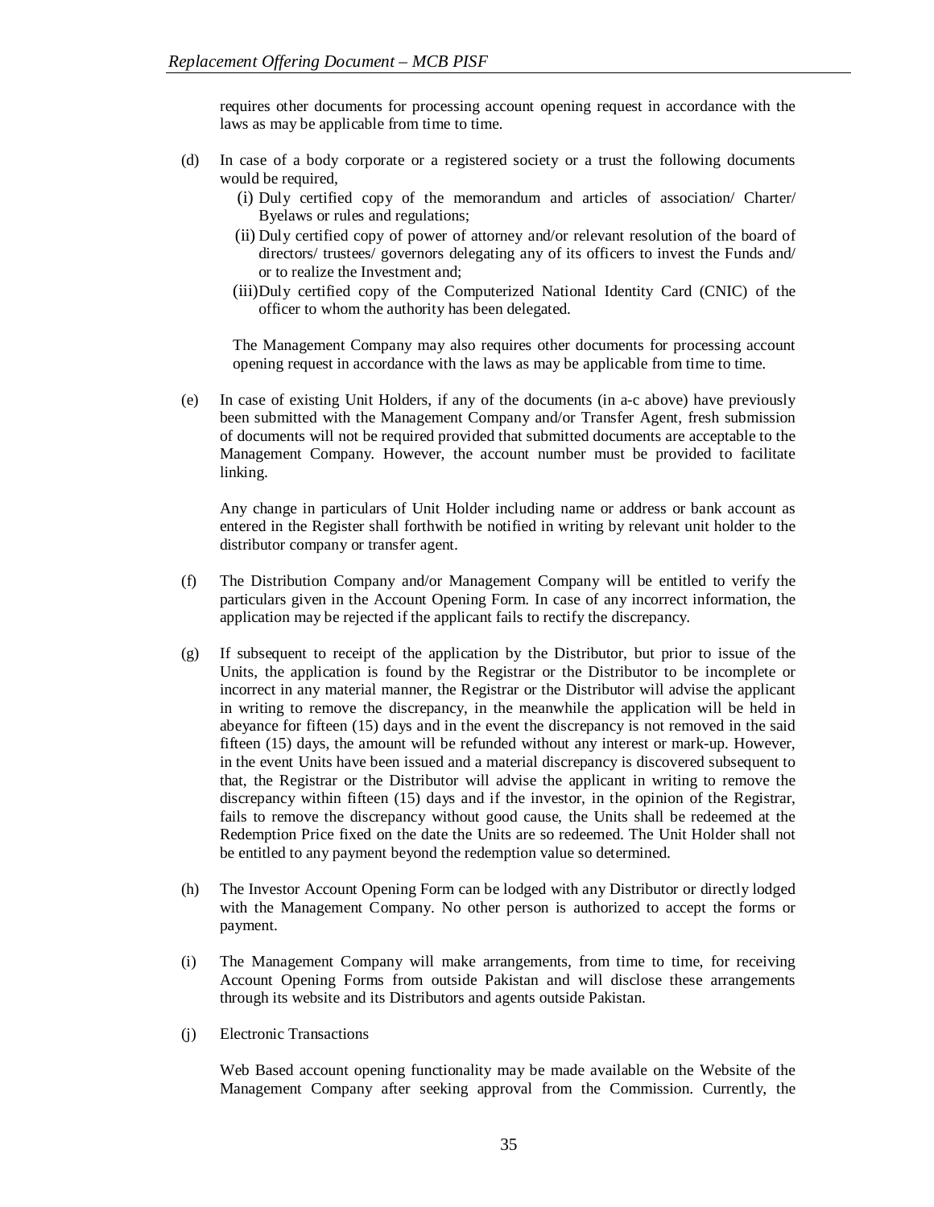requires other documents for processing account opening request in accordance with the laws as may be applicable from time to time.

(d) In case of a body corporate or a registered society or a trust the following documents would be required,

  (i) Duly certified copy of the memorandum and articles of association/ Charter/ Byelaws or rules and regulations;

  (ii) Duly certified copy of power of attorney and/or relevant resolution of the board of directors/ trustees/ governors delegating any of its officers to invest the Funds and/ or to realize the Investment and;

  (iii) Duly certified copy of the Computerized National Identity Card (CNIC) of the officer to whom the authority has been delegated.

  The Management Company may also requires other documents for processing account opening request in accordance with the laws as may be applicable from time to time.

(e) In case of existing Unit Holders, if any of the documents (in a-c above) have previously been submitted with the Management Company and/or Transfer Agent, fresh submission of documents will not be required provided that submitted documents are acceptable to the Management Company. However, the account number must be provided to facilitate linking.

  Any change in particulars of Unit Holder including name or address or bank account as entered in the Register shall forthwith be notified in writing by relevant unit holder to the distributor company or transfer agent.

(f) The Distribution Company and/or Management Company will be entitled to verify the particulars given in the Account Opening Form. In case of any incorrect information, the application may be rejected if the applicant fails to rectify the discrepancy.

(g) If subsequent to receipt of the application by the Distributor, but prior to issue of the Units, the application is found by the Registrar or the Distributor to be incomplete or incorrect in any material manner, the Registrar or the Distributor will advise the applicant in writing to remove the discrepancy, in the meanwhile the application will be held in abeyance for fifteen (15) days and in the event the discrepancy is not removed in the said fifteen (15) days, the amount will be refunded without any interest or mark-up. However, in the event Units have been issued and a material discrepancy is discovered subsequent to that, the Registrar or the Distributor will advise the applicant in writing to remove the discrepancy within fifteen (15) days and if the investor, in the opinion of the Registrar, fails to remove the discrepancy without good cause, the Units shall be redeemed at the Redemption Price fixed on the date the Units are so redeemed. The Unit Holder shall not be entitled to any payment beyond the redemption value so determined.

(h) The Investor Account Opening Form can be lodged with any Distributor or directly lodged with the Management Company. No other person is authorized to accept the forms or payment.

(i) The Management Company will make arrangements, from time to time, for receiving Account Opening Forms from outside Pakistan and will disclose these arrangements through its website and its Distributors and agents outside Pakistan.

(j) Electronic Transactions

  Web Based account opening functionality may be made available on the Website of the Management Company after seeking approval from the Commission. Currently, the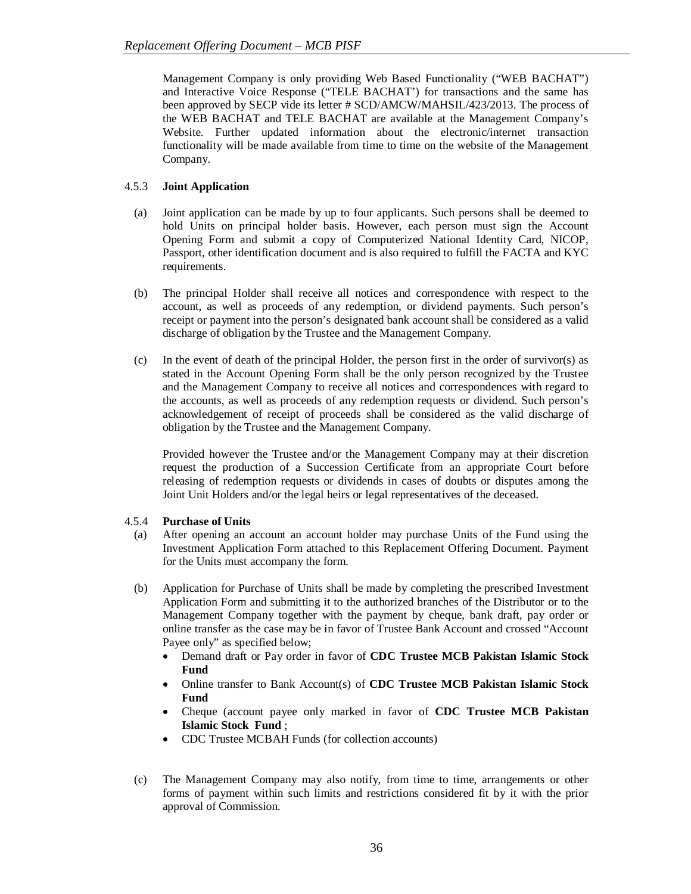Management Company is only providing Web Based Functionality ("WEB BACHAT") and Interactive Voice Response ("TELE BACHAT') for transactions and the same has been approved by SECP vide its letter # SCD/AMCW/MAHSIL/423/2013. The process of the WEB BACHAT and TELE BACHAT are available at the Management Company's Website. Further updated information about the electronic/internet transaction functionality will be made available from time to time on the website of the Management Company.

#### 4.5.3 **Joint Application**

(a) Joint application can be made by up to four applicants. Such persons shall be deemed to hold Units on principal holder basis. However, each person must sign the Account Opening Form and submit a copy of Computerized National Identity Card, NICOP, Passport, other identification document and is also required to fulfill the FACTA and KYC requirements.

(b) The principal Holder shall receive all notices and correspondence with respect to the account, as well as proceeds of any redemption, or dividend payments. Such person's receipt or payment into the person's designated bank account shall be considered as a valid discharge of obligation by the Trustee and the Management Company.

(c) In the event of death of the principal Holder, the person first in the order of survivor(s) as stated in the Account Opening Form shall be the only person recognized by the Trustee and the Management Company to receive all notices and correspondences with regard to the accounts, as well as proceeds of any redemption requests or dividend. Such person's acknowledgement of receipt of proceeds shall be considered as the valid discharge of obligation by the Trustee and the Management Company.

Provided however the Trustee and/or the Management Company may at their discretion request the production of a Succession Certificate from an appropriate Court before releasing of redemption requests or dividends in cases of doubts or disputes among the Joint Unit Holders and/or the legal heirs or legal representatives of the deceased.

#### 4.5.4 **Purchase of Units**

(a) After opening an account an account holder may purchase Units of the Fund using the Investment Application Form attached to this Replacement Offering Document. Payment for the Units must accompany the form.

(b) Application for Purchase of Units shall be made by completing the prescribed Investment Application Form and submitting it to the authorized branches of the Distributor or to the Management Company together with the payment by cheque, bank draft, pay order or online transfer as the case may be in favor of Trustee Bank Account and crossed "Account Payee only" as specified below;

- Demand draft or Pay order in favor of **CDC Trustee MCB Pakistan Islamic Stock Fund**
- Online transfer to Bank Account(s) of **CDC Trustee MCB Pakistan Islamic Stock Fund**
- Cheque (account payee only marked in favor of **CDC Trustee MCB Pakistan Islamic Stock Fund** ;
- CDC Trustee MCBAH Funds (for collection accounts)

(c) The Management Company may also notify, from time to time, arrangements or other forms of payment within such limits and restrictions considered fit by it with the prior approval of Commission.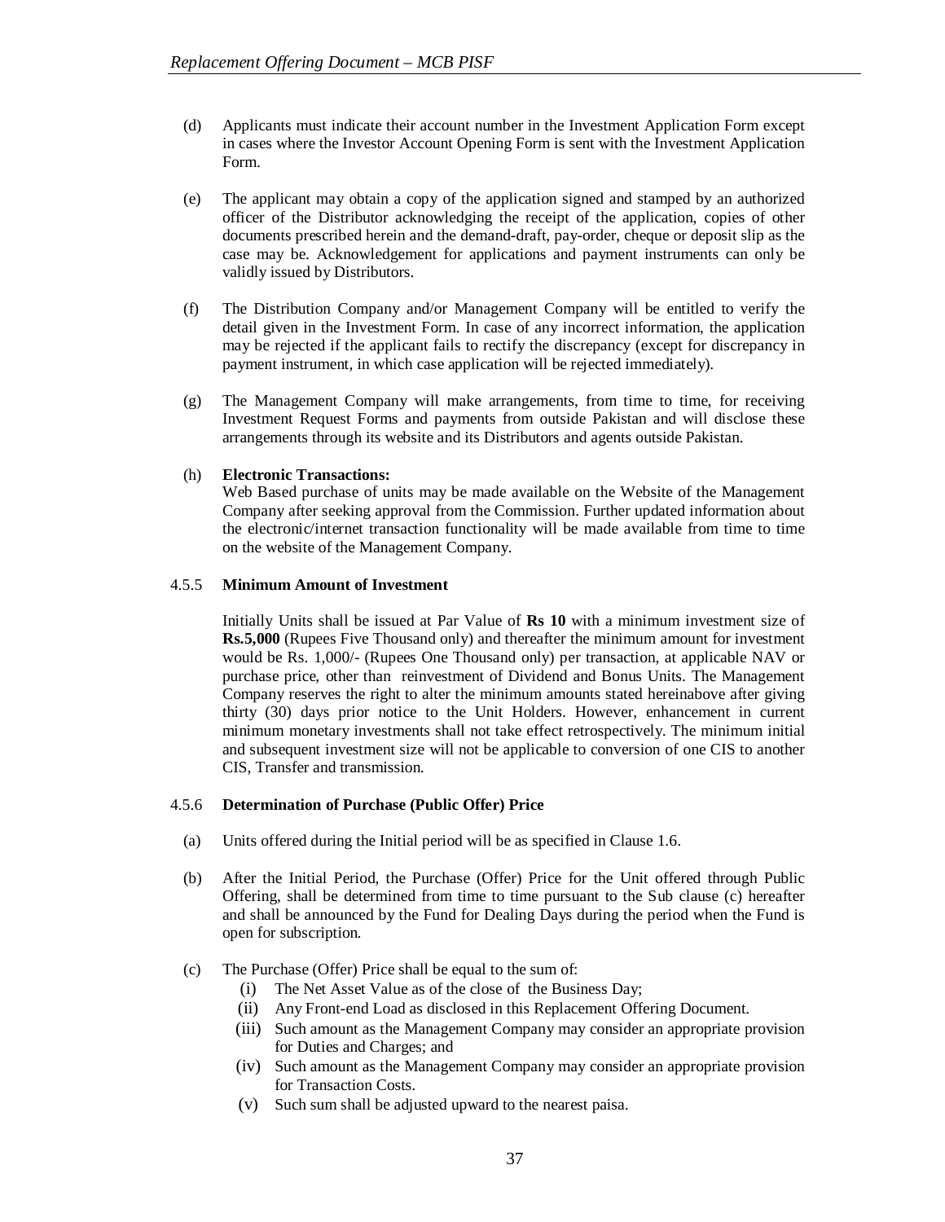(d) Applicants must indicate their account number in the Investment Application Form except in cases where the Investor Account Opening Form is sent with the Investment Application Form.

(e) The applicant may obtain a copy of the application signed and stamped by an authorized officer of the Distributor acknowledging the receipt of the application, copies of other documents prescribed herein and the demand-draft, pay-order, cheque or deposit slip as the case may be. Acknowledgement for applications and payment instruments can only be validly issued by Distributors.

(f) The Distribution Company and/or Management Company will be entitled to verify the detail given in the Investment Form. In case of any incorrect information, the application may be rejected if the applicant fails to rectify the discrepancy (except for discrepancy in payment instrument, in which case application will be rejected immediately).

(g) The Management Company will make arrangements, from time to time, for receiving Investment Request Forms and payments from outside Pakistan and will disclose these arrangements through its website and its Distributors and agents outside Pakistan.

(h) **Electronic Transactions:**
Web Based purchase of units may be made available on the Website of the Management Company after seeking approval from the Commission. Further updated information about the electronic/internet transaction functionality will be made available from time to time on the website of the Management Company.

### 4.5.5 Minimum Amount of Investment

Initially Units shall be issued at Par Value of **Rs 10** with a minimum investment size of **Rs.5,000** (Rupees Five Thousand only) and thereafter the minimum amount for investment would be Rs. 1,000/- (Rupees One Thousand only) per transaction, at applicable NAV or purchase price, other than reinvestment of Dividend and Bonus Units. The Management Company reserves the right to alter the minimum amounts stated hereinabove after giving thirty (30) days prior notice to the Unit Holders. However, enhancement in current minimum monetary investments shall not take effect retrospectively. The minimum initial and subsequent investment size will not be applicable to conversion of one CIS to another CIS, Transfer and transmission.

### 4.5.6 Determination of Purchase (Public Offer) Price

(a) Units offered during the Initial period will be as specified in Clause 1.6.

(b) After the Initial Period, the Purchase (Offer) Price for the Unit offered through Public Offering, shall be determined from time to time pursuant to the Sub clause (c) hereafter and shall be announced by the Fund for Dealing Days during the period when the Fund is open for subscription.

(c) The Purchase (Offer) Price shall be equal to the sum of:
   - (i) The Net Asset Value as of the close of the Business Day;
   - (ii) Any Front-end Load as disclosed in this Replacement Offering Document.
   - (iii) Such amount as the Management Company may consider an appropriate provision for Duties and Charges; and
   - (iv) Such amount as the Management Company may consider an appropriate provision for Transaction Costs.
   - (v) Such sum shall be adjusted upward to the nearest paisa.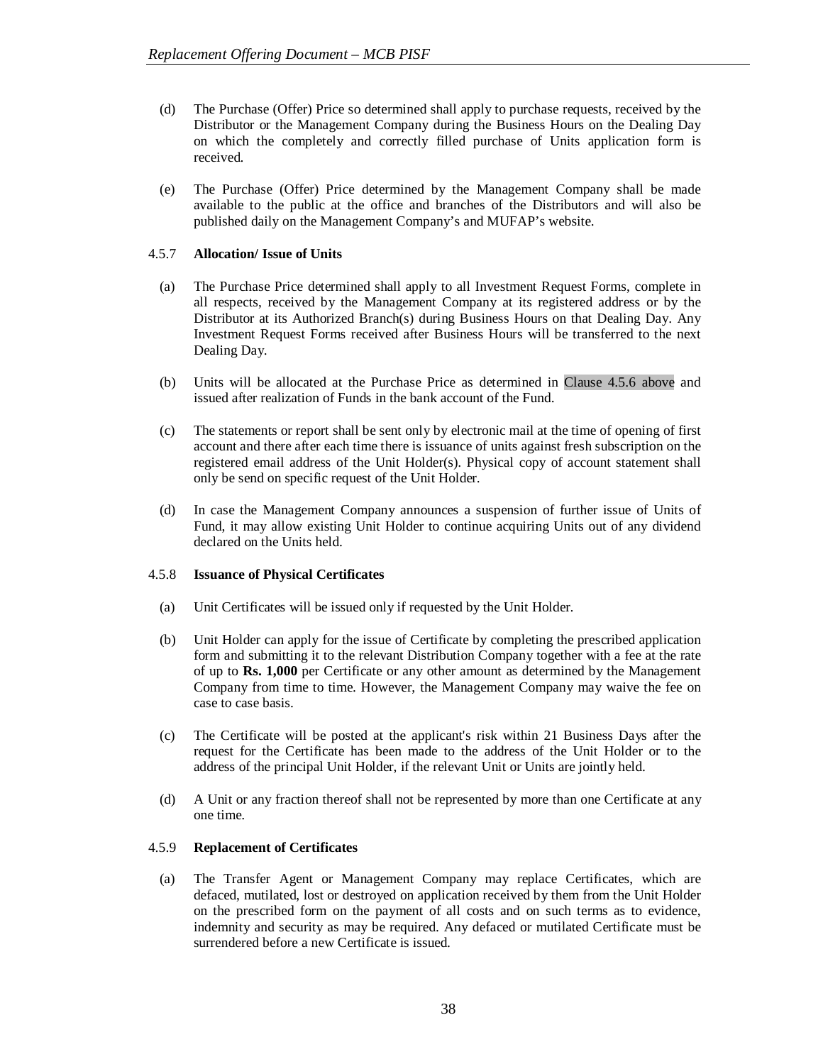(d) The Purchase (Offer) Price so determined shall apply to purchase requests, received by the Distributor or the Management Company during the Business Hours on the Dealing Day on which the completely and correctly filled purchase of Units application form is received.

(e) The Purchase (Offer) Price determined by the Management Company shall be made available to the public at the office and branches of the Distributors and will also be published daily on the Management Company's and MUFAP's website.

### 4.5.7 **Allocation/ Issue of Units**

(a) The Purchase Price determined shall apply to all Investment Request Forms, complete in all respects, received by the Management Company at its registered address or by the Distributor at its Authorized Branch(s) during Business Hours on that Dealing Day. Any Investment Request Forms received after Business Hours will be transferred to the next Dealing Day.

(b) Units will be allocated at the Purchase Price as determined in Clause 4.5.6 above and issued after realization of Funds in the bank account of the Fund.

(c) The statements or report shall be sent only by electronic mail at the time of opening of first account and there after each time there is issuance of units against fresh subscription on the registered email address of the Unit Holder(s). Physical copy of account statement shall only be send on specific request of the Unit Holder.

(d) In case the Management Company announces a suspension of further issue of Units of Fund, it may allow existing Unit Holder to continue acquiring Units out of any dividend declared on the Units held.

### 4.5.8 **Issuance of Physical Certificates**

(a) Unit Certificates will be issued only if requested by the Unit Holder.

(b) Unit Holder can apply for the issue of Certificate by completing the prescribed application form and submitting it to the relevant Distribution Company together with a fee at the rate of up to **Rs. 1,000** per Certificate or any other amount as determined by the Management Company from time to time. However, the Management Company may waive the fee on case to case basis.

(c) The Certificate will be posted at the applicant's risk within 21 Business Days after the request for the Certificate has been made to the address of the Unit Holder or to the address of the principal Unit Holder, if the relevant Unit or Units are jointly held.

(d) A Unit or any fraction thereof shall not be represented by more than one Certificate at any one time.

### 4.5.9 **Replacement of Certificates**

(a) The Transfer Agent or Management Company may replace Certificates, which are defaced, mutilated, lost or destroyed on application received by them from the Unit Holder on the prescribed form on the payment of all costs and on such terms as to evidence, indemnity and security as may be required. Any defaced or mutilated Certificate must be surrendered before a new Certificate is issued.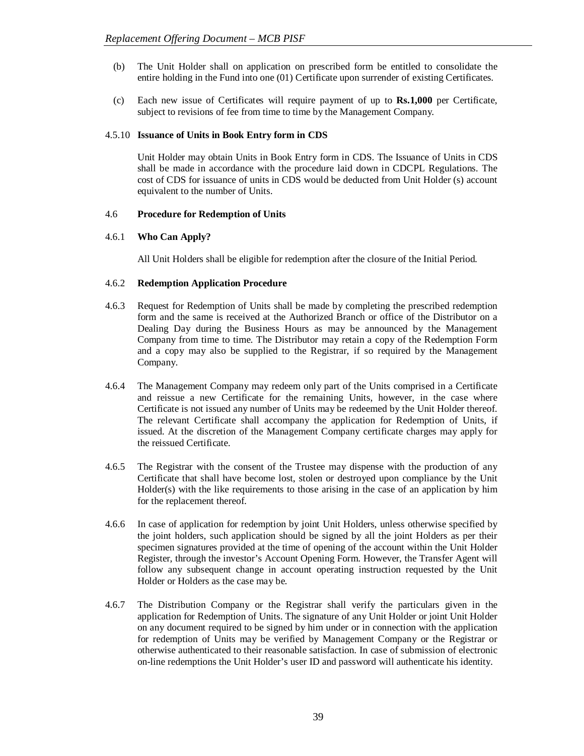(b) The Unit Holder shall on application on prescribed form be entitled to consolidate the entire holding in the Fund into one (01) Certificate upon surrender of existing Certificates.

(c) Each new issue of Certificates will require payment of up to **Rs.1,000** per Certificate, subject to revisions of fee from time to time by the Management Company.

#### 4.5.10 Issuance of Units in Book Entry form in CDS

Unit Holder may obtain Units in Book Entry form in CDS. The Issuance of Units in CDS shall be made in accordance with the procedure laid down in CDCPL Regulations. The cost of CDS for issuance of units in CDS would be deducted from Unit Holder (s) account equivalent to the number of Units.

### 4.6 Procedure for Redemption of Units

#### 4.6.1 Who Can Apply?

All Unit Holders shall be eligible for redemption after the closure of the Initial Period.

#### 4.6.2 Redemption Application Procedure

4.6.3 Request for Redemption of Units shall be made by completing the prescribed redemption form and the same is received at the Authorized Branch or office of the Distributor on a Dealing Day during the Business Hours as may be announced by the Management Company from time to time. The Distributor may retain a copy of the Redemption Form and a copy may also be supplied to the Registrar, if so required by the Management Company.

4.6.4 The Management Company may redeem only part of the Units comprised in a Certificate and reissue a new Certificate for the remaining Units, however, in the case where Certificate is not issued any number of Units may be redeemed by the Unit Holder thereof. The relevant Certificate shall accompany the application for Redemption of Units, if issued. At the discretion of the Management Company certificate charges may apply for the reissued Certificate.

4.6.5 The Registrar with the consent of the Trustee may dispense with the production of any Certificate that shall have become lost, stolen or destroyed upon compliance by the Unit Holder(s) with the like requirements to those arising in the case of an application by him for the replacement thereof.

4.6.6 In case of application for redemption by joint Unit Holders, unless otherwise specified by the joint holders, such application should be signed by all the joint Holders as per their specimen signatures provided at the time of opening of the account within the Unit Holder Register, through the investor's Account Opening Form. However, the Transfer Agent will follow any subsequent change in account operating instruction requested by the Unit Holder or Holders as the case may be.

4.6.7 The Distribution Company or the Registrar shall verify the particulars given in the application for Redemption of Units. The signature of any Unit Holder or joint Unit Holder on any document required to be signed by him under or in connection with the application for redemption of Units may be verified by Management Company or the Registrar or otherwise authenticated to their reasonable satisfaction. In case of submission of electronic on-line redemptions the Unit Holder's user ID and password will authenticate his identity.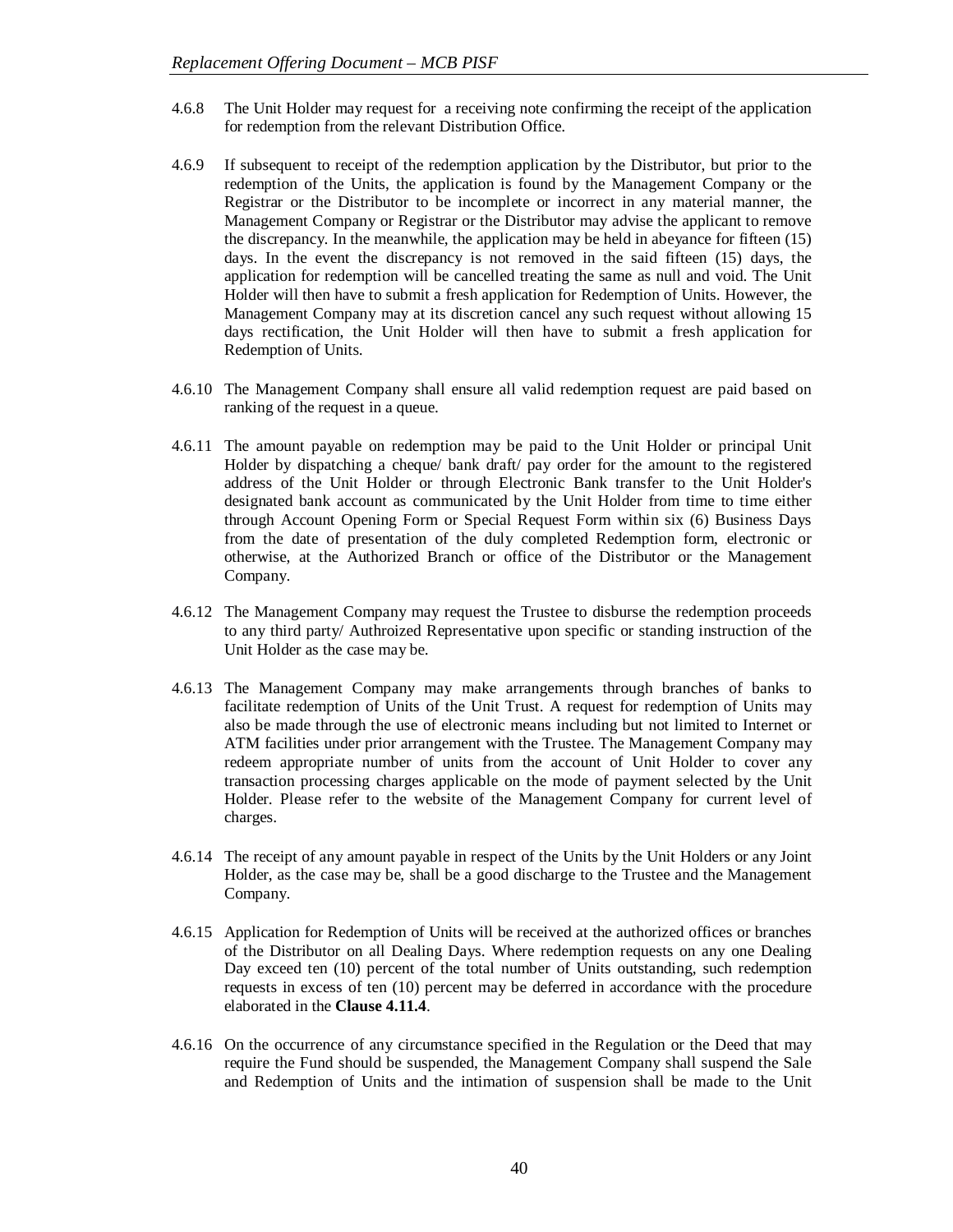4.6.8 The Unit Holder may request for a receiving note confirming the receipt of the application for redemption from the relevant Distribution Office.

4.6.9 If subsequent to receipt of the redemption application by the Distributor, but prior to the redemption of the Units, the application is found by the Management Company or the Registrar or the Distributor to be incomplete or incorrect in any material manner, the Management Company or Registrar or the Distributor may advise the applicant to remove the discrepancy. In the meanwhile, the application may be held in abeyance for fifteen (15) days. In the event the discrepancy is not removed in the said fifteen (15) days, the application for redemption will be cancelled treating the same as null and void. The Unit Holder will then have to submit a fresh application for Redemption of Units. However, the Management Company may at its discretion cancel any such request without allowing 15 days rectification, the Unit Holder will then have to submit a fresh application for Redemption of Units.

4.6.10 The Management Company shall ensure all valid redemption request are paid based on ranking of the request in a queue.

4.6.11 The amount payable on redemption may be paid to the Unit Holder or principal Unit Holder by dispatching a cheque/ bank draft/ pay order for the amount to the registered address of the Unit Holder or through Electronic Bank transfer to the Unit Holder's designated bank account as communicated by the Unit Holder from time to time either through Account Opening Form or Special Request Form within six (6) Business Days from the date of presentation of the duly completed Redemption form, electronic or otherwise, at the Authorized Branch or office of the Distributor or the Management Company.

4.6.12 The Management Company may request the Trustee to disburse the redemption proceeds to any third party/ Authroized Representative upon specific or standing instruction of the Unit Holder as the case may be.

4.6.13 The Management Company may make arrangements through branches of banks to facilitate redemption of Units of the Unit Trust. A request for redemption of Units may also be made through the use of electronic means including but not limited to Internet or ATM facilities under prior arrangement with the Trustee. The Management Company may redeem appropriate number of units from the account of Unit Holder to cover any transaction processing charges applicable on the mode of payment selected by the Unit Holder. Please refer to the website of the Management Company for current level of charges.

4.6.14 The receipt of any amount payable in respect of the Units by the Unit Holders or any Joint Holder, as the case may be, shall be a good discharge to the Trustee and the Management Company.

4.6.15 Application for Redemption of Units will be received at the authorized offices or branches of the Distributor on all Dealing Days. Where redemption requests on any one Dealing Day exceed ten (10) percent of the total number of Units outstanding, such redemption requests in excess of ten (10) percent may be deferred in accordance with the procedure elaborated in the **Clause 4.11.4**.

4.6.16 On the occurrence of any circumstance specified in the Regulation or the Deed that may require the Fund should be suspended, the Management Company shall suspend the Sale and Redemption of Units and the intimation of suspension shall be made to the Unit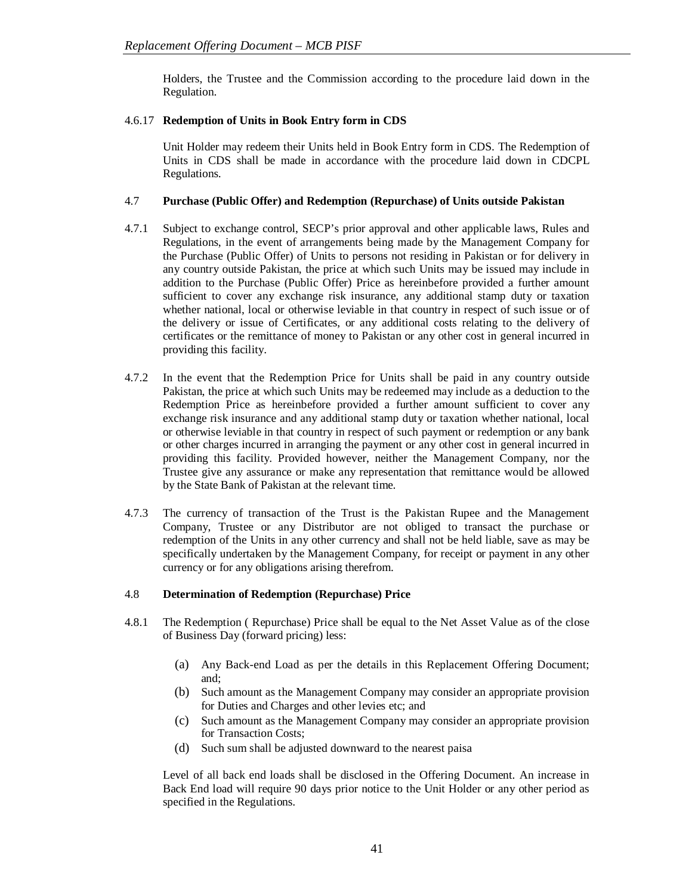Holders, the Trustee and the Commission according to the procedure laid down in the Regulation.

#### 4.6.17 Redemption of Units in Book Entry form in CDS

Unit Holder may redeem their Units held in Book Entry form in CDS. The Redemption of Units in CDS shall be made in accordance with the procedure laid down in CDCPL Regulations.

### 4.7 Purchase (Public Offer) and Redemption (Repurchase) of Units outside Pakistan

4.7.1 Subject to exchange control, SECP's prior approval and other applicable laws, Rules and Regulations, in the event of arrangements being made by the Management Company for the Purchase (Public Offer) of Units to persons not residing in Pakistan or for delivery in any country outside Pakistan, the price at which such Units may be issued may include in addition to the Purchase (Public Offer) Price as hereinbefore provided a further amount sufficient to cover any exchange risk insurance, any additional stamp duty or taxation whether national, local or otherwise leviable in that country in respect of such issue or of the delivery or issue of Certificates, or any additional costs relating to the delivery of certificates or the remittance of money to Pakistan or any other cost in general incurred in providing this facility.

4.7.2 In the event that the Redemption Price for Units shall be paid in any country outside Pakistan, the price at which such Units may be redeemed may include as a deduction to the Redemption Price as hereinbefore provided a further amount sufficient to cover any exchange risk insurance and any additional stamp duty or taxation whether national, local or otherwise leviable in that country in respect of such payment or redemption or any bank or other charges incurred in arranging the payment or any other cost in general incurred in providing this facility. Provided however, neither the Management Company, nor the Trustee give any assurance or make any representation that remittance would be allowed by the State Bank of Pakistan at the relevant time.

4.7.3 The currency of transaction of the Trust is the Pakistan Rupee and the Management Company, Trustee or any Distributor are not obliged to transact the purchase or redemption of the Units in any other currency and shall not be held liable, save as may be specifically undertaken by the Management Company, for receipt or payment in any other currency or for any obligations arising therefrom.

### 4.8 Determination of Redemption (Repurchase) Price

4.8.1 The Redemption ( Repurchase) Price shall be equal to the Net Asset Value as of the close of Business Day (forward pricing) less:

(a) Any Back-end Load as per the details in this Replacement Offering Document; and;
(b) Such amount as the Management Company may consider an appropriate provision for Duties and Charges and other levies etc; and
(c) Such amount as the Management Company may consider an appropriate provision for Transaction Costs;
(d) Such sum shall be adjusted downward to the nearest paisa

Level of all back end loads shall be disclosed in the Offering Document. An increase in Back End load will require 90 days prior notice to the Unit Holder or any other period as specified in the Regulations.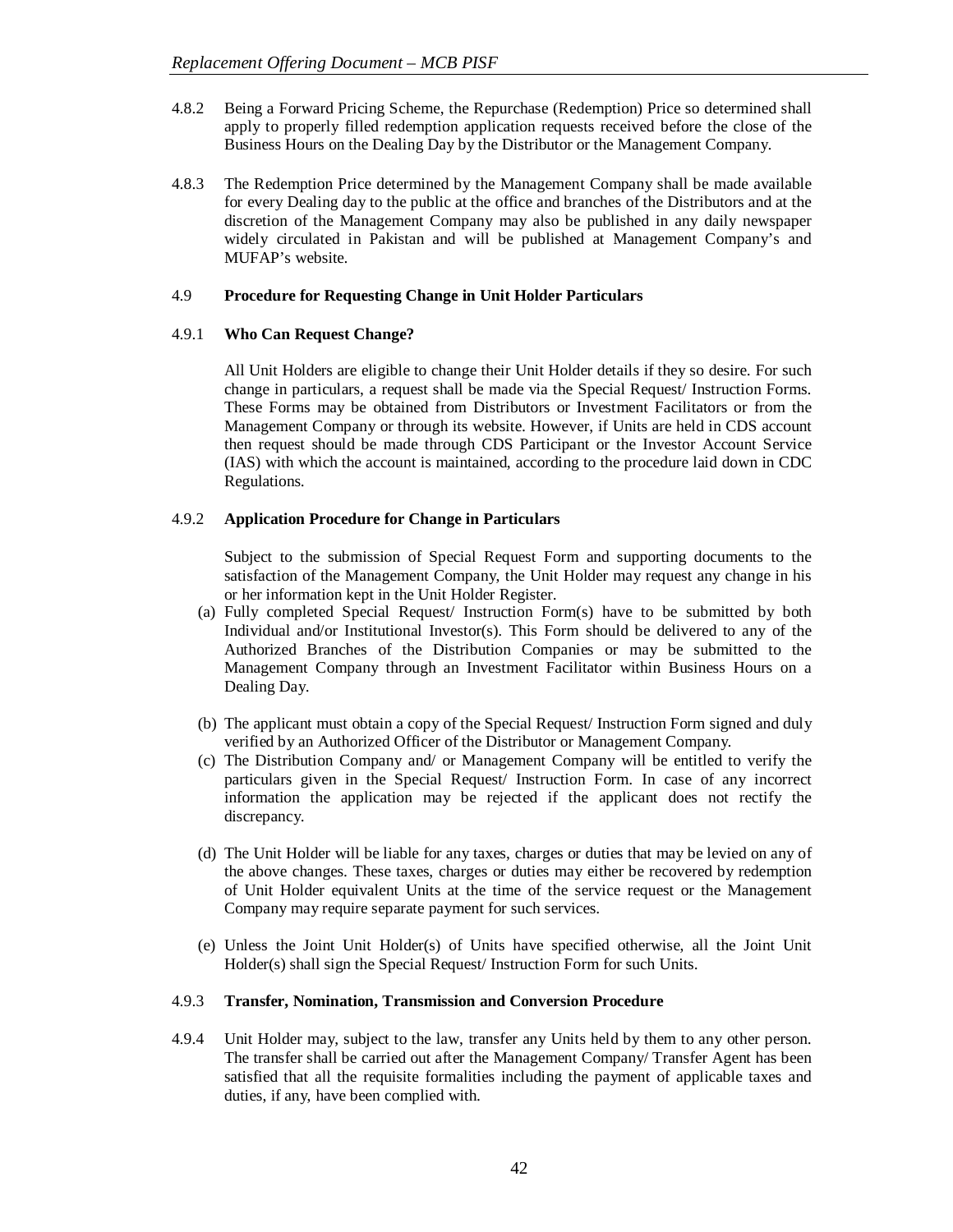4.8.2 Being a Forward Pricing Scheme, the Repurchase (Redemption) Price so determined shall apply to properly filled redemption application requests received before the close of the Business Hours on the Dealing Day by the Distributor or the Management Company.

4.8.3 The Redemption Price determined by the Management Company shall be made available for every Dealing day to the public at the office and branches of the Distributors and at the discretion of the Management Company may also be published in any daily newspaper widely circulated in Pakistan and will be published at Management Company's and MUFAP's website.

### 4.9 Procedure for Requesting Change in Unit Holder Particulars

#### 4.9.1 Who Can Request Change?

All Unit Holders are eligible to change their Unit Holder details if they so desire. For such change in particulars, a request shall be made via the Special Request/ Instruction Forms. These Forms may be obtained from Distributors or Investment Facilitators or from the Management Company or through its website. However, if Units are held in CDS account then request should be made through CDS Participant or the Investor Account Service (IAS) with which the account is maintained, according to the procedure laid down in CDC Regulations.

#### 4.9.2 Application Procedure for Change in Particulars

Subject to the submission of Special Request Form and supporting documents to the satisfaction of the Management Company, the Unit Holder may request any change in his or her information kept in the Unit Holder Register.

(a) Fully completed Special Request/ Instruction Form(s) have to be submitted by both Individual and/or Institutional Investor(s). This Form should be delivered to any of the Authorized Branches of the Distribution Companies or may be submitted to the Management Company through an Investment Facilitator within Business Hours on a Dealing Day.

(b) The applicant must obtain a copy of the Special Request/ Instruction Form signed and duly verified by an Authorized Officer of the Distributor or Management Company.

(c) The Distribution Company and/ or Management Company will be entitled to verify the particulars given in the Special Request/ Instruction Form. In case of any incorrect information the application may be rejected if the applicant does not rectify the discrepancy.

(d) The Unit Holder will be liable for any taxes, charges or duties that may be levied on any of the above changes. These taxes, charges or duties may either be recovered by redemption of Unit Holder equivalent Units at the time of the service request or the Management Company may require separate payment for such services.

(e) Unless the Joint Unit Holder(s) of Units have specified otherwise, all the Joint Unit Holder(s) shall sign the Special Request/ Instruction Form for such Units.

#### 4.9.3 Transfer, Nomination, Transmission and Conversion Procedure

4.9.4 Unit Holder may, subject to the law, transfer any Units held by them to any other person. The transfer shall be carried out after the Management Company/ Transfer Agent has been satisfied that all the requisite formalities including the payment of applicable taxes and duties, if any, have been complied with.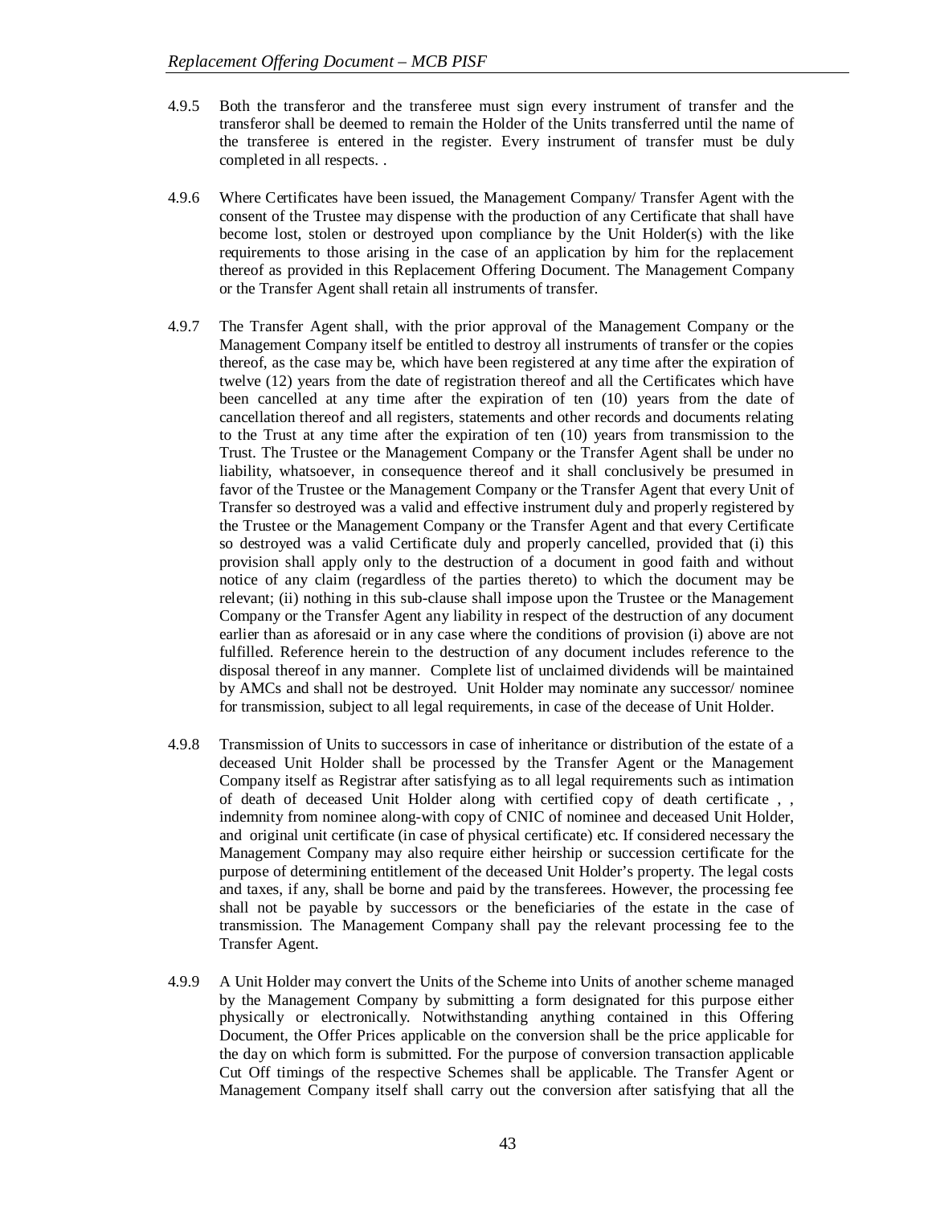4.9.5 Both the transferor and the transferee must sign every instrument of transfer and the transferor shall be deemed to remain the Holder of the Units transferred until the name of the transferee is entered in the register. Every instrument of transfer must be duly completed in all respects. .

4.9.6 Where Certificates have been issued, the Management Company/ Transfer Agent with the consent of the Trustee may dispense with the production of any Certificate that shall have become lost, stolen or destroyed upon compliance by the Unit Holder(s) with the like requirements to those arising in the case of an application by him for the replacement thereof as provided in this Replacement Offering Document. The Management Company or the Transfer Agent shall retain all instruments of transfer.

4.9.7 The Transfer Agent shall, with the prior approval of the Management Company or the Management Company itself be entitled to destroy all instruments of transfer or the copies thereof, as the case may be, which have been registered at any time after the expiration of twelve (12) years from the date of registration thereof and all the Certificates which have been cancelled at any time after the expiration of ten (10) years from the date of cancellation thereof and all registers, statements and other records and documents relating to the Trust at any time after the expiration of ten (10) years from transmission to the Trust. The Trustee or the Management Company or the Transfer Agent shall be under no liability, whatsoever, in consequence thereof and it shall conclusively be presumed in favor of the Trustee or the Management Company or the Transfer Agent that every Unit of Transfer so destroyed was a valid and effective instrument duly and properly registered by the Trustee or the Management Company or the Transfer Agent and that every Certificate so destroyed was a valid Certificate duly and properly cancelled, provided that (i) this provision shall apply only to the destruction of a document in good faith and without notice of any claim (regardless of the parties thereto) to which the document may be relevant; (ii) nothing in this sub-clause shall impose upon the Trustee or the Management Company or the Transfer Agent any liability in respect of the destruction of any document earlier than as aforesaid or in any case where the conditions of provision (i) above are not fulfilled. Reference herein to the destruction of any document includes reference to the disposal thereof in any manner. Complete list of unclaimed dividends will be maintained by AMCs and shall not be destroyed. Unit Holder may nominate any successor/ nominee for transmission, subject to all legal requirements, in case of the decease of Unit Holder.

4.9.8 Transmission of Units to successors in case of inheritance or distribution of the estate of a deceased Unit Holder shall be processed by the Transfer Agent or the Management Company itself as Registrar after satisfying as to all legal requirements such as intimation of death of deceased Unit Holder along with certified copy of death certificate , , indemnity from nominee along-with copy of CNIC of nominee and deceased Unit Holder, and original unit certificate (in case of physical certificate) etc. If considered necessary the Management Company may also require either heirship or succession certificate for the purpose of determining entitlement of the deceased Unit Holder's property. The legal costs and taxes, if any, shall be borne and paid by the transferees. However, the processing fee shall not be payable by successors or the beneficiaries of the estate in the case of transmission. The Management Company shall pay the relevant processing fee to the Transfer Agent.

4.9.9 A Unit Holder may convert the Units of the Scheme into Units of another scheme managed by the Management Company by submitting a form designated for this purpose either physically or electronically. Notwithstanding anything contained in this Offering Document, the Offer Prices applicable on the conversion shall be the price applicable for the day on which form is submitted. For the purpose of conversion transaction applicable Cut Off timings of the respective Schemes shall be applicable. The Transfer Agent or Management Company itself shall carry out the conversion after satisfying that all the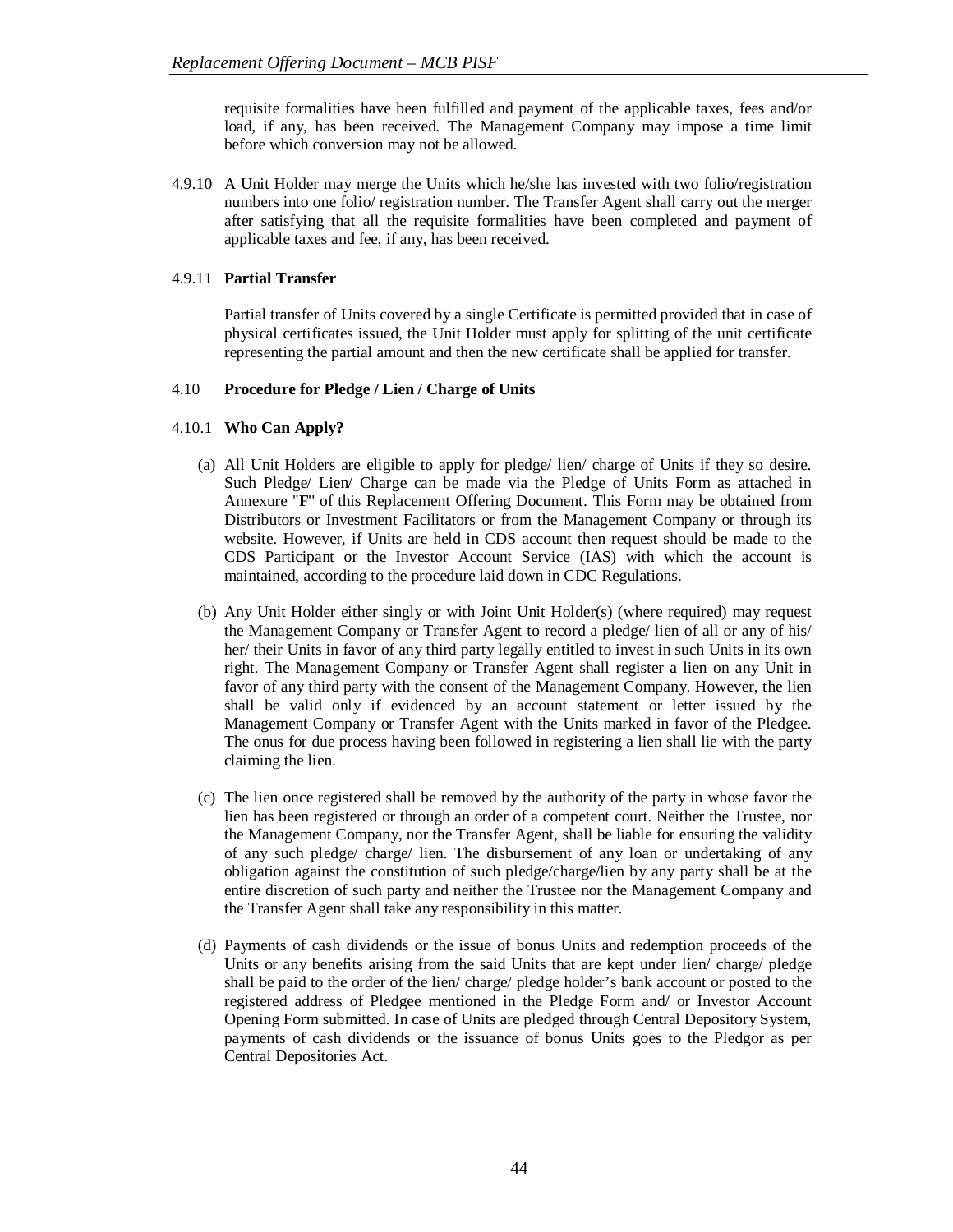requisite formalities have been fulfilled and payment of the applicable taxes, fees and/or load, if any, has been received. The Management Company may impose a time limit before which conversion may not be allowed.

4.9.10 A Unit Holder may merge the Units which he/she has invested with two folio/registration numbers into one folio/ registration number. The Transfer Agent shall carry out the merger after satisfying that all the requisite formalities have been completed and payment of applicable taxes and fee, if any, has been received.

4.9.11 **Partial Transfer**

Partial transfer of Units covered by a single Certificate is permitted provided that in case of physical certificates issued, the Unit Holder must apply for splitting of the unit certificate representing the partial amount and then the new certificate shall be applied for transfer.

4.10 **Procedure for Pledge / Lien / Charge of Units**

4.10.1 **Who Can Apply?**

(a) All Unit Holders are eligible to apply for pledge/ lien/ charge of Units if they so desire. Such Pledge/ Lien/ Charge can be made via the Pledge of Units Form as attached in Annexure "**F**" of this Replacement Offering Document. This Form may be obtained from Distributors or Investment Facilitators or from the Management Company or through its website. However, if Units are held in CDS account then request should be made to the CDS Participant or the Investor Account Service (IAS) with which the account is maintained, according to the procedure laid down in CDC Regulations.

(b) Any Unit Holder either singly or with Joint Unit Holder(s) (where required) may request the Management Company or Transfer Agent to record a pledge/ lien of all or any of his/ her/ their Units in favor of any third party legally entitled to invest in such Units in its own right. The Management Company or Transfer Agent shall register a lien on any Unit in favor of any third party with the consent of the Management Company. However, the lien shall be valid only if evidenced by an account statement or letter issued by the Management Company or Transfer Agent with the Units marked in favor of the Pledgee. The onus for due process having been followed in registering a lien shall lie with the party claiming the lien.

(c) The lien once registered shall be removed by the authority of the party in whose favor the lien has been registered or through an order of a competent court. Neither the Trustee, nor the Management Company, nor the Transfer Agent, shall be liable for ensuring the validity of any such pledge/ charge/ lien. The disbursement of any loan or undertaking of any obligation against the constitution of such pledge/charge/lien by any party shall be at the entire discretion of such party and neither the Trustee nor the Management Company and the Transfer Agent shall take any responsibility in this matter.

(d) Payments of cash dividends or the issue of bonus Units and redemption proceeds of the Units or any benefits arising from the said Units that are kept under lien/ charge/ pledge shall be paid to the order of the lien/ charge/ pledge holder's bank account or posted to the registered address of Pledgee mentioned in the Pledge Form and/ or Investor Account Opening Form submitted. In case of Units are pledged through Central Depository System, payments of cash dividends or the issuance of bonus Units goes to the Pledgor as per Central Depositories Act.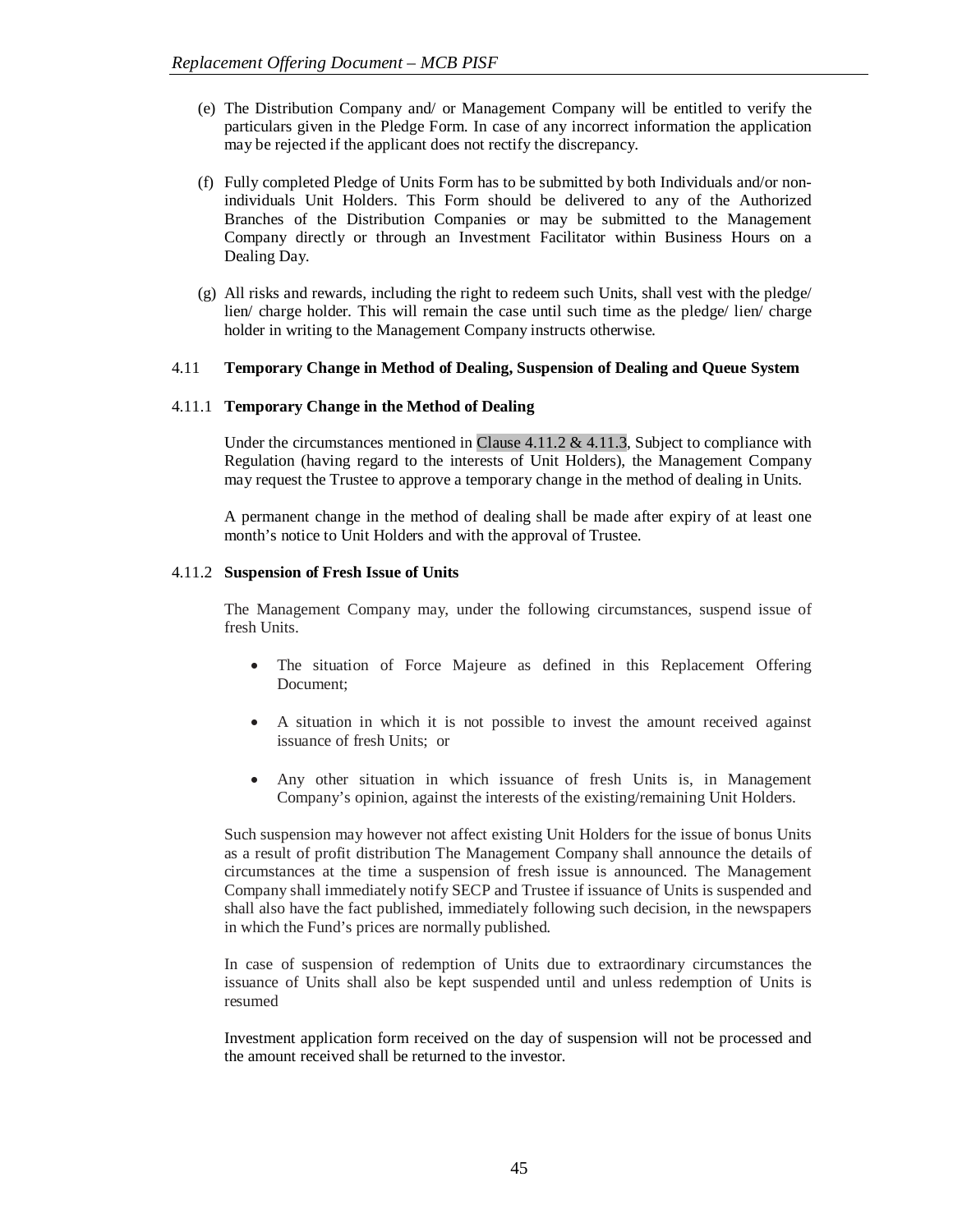(e) The Distribution Company and/ or Management Company will be entitled to verify the particulars given in the Pledge Form. In case of any incorrect information the application may be rejected if the applicant does not rectify the discrepancy.

(f) Fully completed Pledge of Units Form has to be submitted by both Individuals and/or non-individuals Unit Holders. This Form should be delivered to any of the Authorized Branches of the Distribution Companies or may be submitted to the Management Company directly or through an Investment Facilitator within Business Hours on a Dealing Day.

(g) All risks and rewards, including the right to redeem such Units, shall vest with the pledge/ lien/ charge holder. This will remain the case until such time as the pledge/ lien/ charge holder in writing to the Management Company instructs otherwise.

### 4.11 Temporary Change in Method of Dealing, Suspension of Dealing and Queue System

#### 4.11.1 Temporary Change in the Method of Dealing

Under the circumstances mentioned in Clause 4.11.2 & 4.11.3, Subject to compliance with Regulation (having regard to the interests of Unit Holders), the Management Company may request the Trustee to approve a temporary change in the method of dealing in Units.

A permanent change in the method of dealing shall be made after expiry of at least one month's notice to Unit Holders and with the approval of Trustee.

#### 4.11.2 Suspension of Fresh Issue of Units

The Management Company may, under the following circumstances, suspend issue of fresh Units.

- The situation of Force Majeure as defined in this Replacement Offering Document;
- A situation in which it is not possible to invest the amount received against issuance of fresh Units; or
- Any other situation in which issuance of fresh Units is, in Management Company's opinion, against the interests of the existing/remaining Unit Holders.

Such suspension may however not affect existing Unit Holders for the issue of bonus Units as a result of profit distribution The Management Company shall announce the details of circumstances at the time a suspension of fresh issue is announced. The Management Company shall immediately notify SECP and Trustee if issuance of Units is suspended and shall also have the fact published, immediately following such decision, in the newspapers in which the Fund's prices are normally published.

In case of suspension of redemption of Units due to extraordinary circumstances the issuance of Units shall also be kept suspended until and unless redemption of Units is resumed

Investment application form received on the day of suspension will not be processed and the amount received shall be returned to the investor.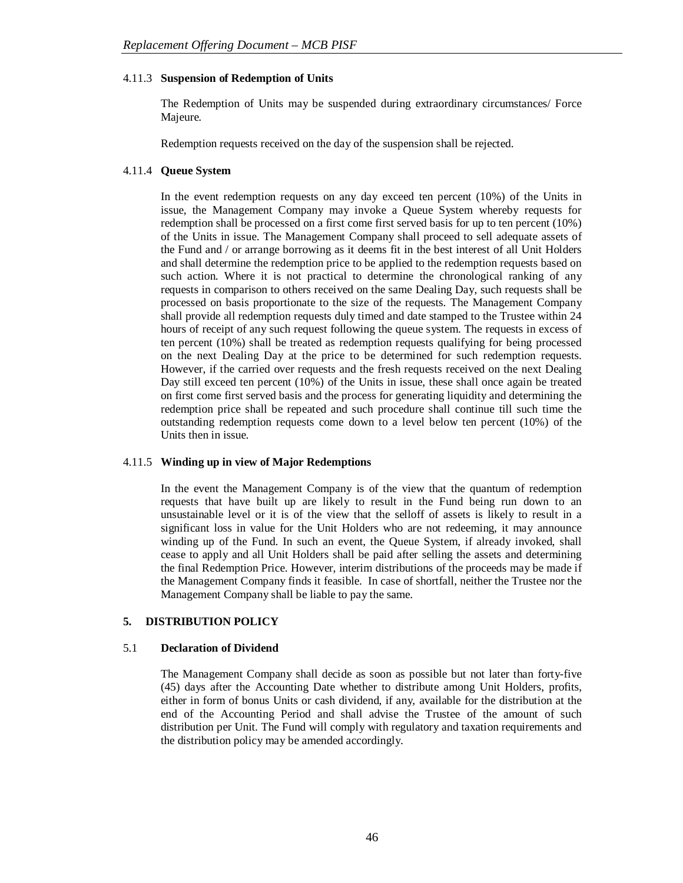#### 4.11.3 **Suspension of Redemption of Units**

The Redemption of Units may be suspended during extraordinary circumstances/ Force Majeure.

Redemption requests received on the day of the suspension shall be rejected.

#### 4.11.4 **Queue System**

In the event redemption requests on any day exceed ten percent (10%) of the Units in issue, the Management Company may invoke a Queue System whereby requests for redemption shall be processed on a first come first served basis for up to ten percent (10%) of the Units in issue. The Management Company shall proceed to sell adequate assets of the Fund and / or arrange borrowing as it deems fit in the best interest of all Unit Holders and shall determine the redemption price to be applied to the redemption requests based on such action. Where it is not practical to determine the chronological ranking of any requests in comparison to others received on the same Dealing Day, such requests shall be processed on basis proportionate to the size of the requests. The Management Company shall provide all redemption requests duly timed and date stamped to the Trustee within 24 hours of receipt of any such request following the queue system. The requests in excess of ten percent (10%) shall be treated as redemption requests qualifying for being processed on the next Dealing Day at the price to be determined for such redemption requests. However, if the carried over requests and the fresh requests received on the next Dealing Day still exceed ten percent (10%) of the Units in issue, these shall once again be treated on first come first served basis and the process for generating liquidity and determining the redemption price shall be repeated and such procedure shall continue till such time the outstanding redemption requests come down to a level below ten percent (10%) of the Units then in issue.

#### 4.11.5 **Winding up in view of Major Redemptions**

In the event the Management Company is of the view that the quantum of redemption requests that have built up are likely to result in the Fund being run down to an unsustainable level or it is of the view that the selloff of assets is likely to result in a significant loss in value for the Unit Holders who are not redeeming, it may announce winding up of the Fund. In such an event, the Queue System, if already invoked, shall cease to apply and all Unit Holders shall be paid after selling the assets and determining the final Redemption Price. However, interim distributions of the proceeds may be made if the Management Company finds it feasible. In case of shortfall, neither the Trustee nor the Management Company shall be liable to pay the same.

## 5. DISTRIBUTION POLICY

### 5.1 **Declaration of Dividend**

The Management Company shall decide as soon as possible but not later than forty-five (45) days after the Accounting Date whether to distribute among Unit Holders, profits, either in form of bonus Units or cash dividend, if any, available for the distribution at the end of the Accounting Period and shall advise the Trustee of the amount of such distribution per Unit. The Fund will comply with regulatory and taxation requirements and the distribution policy may be amended accordingly.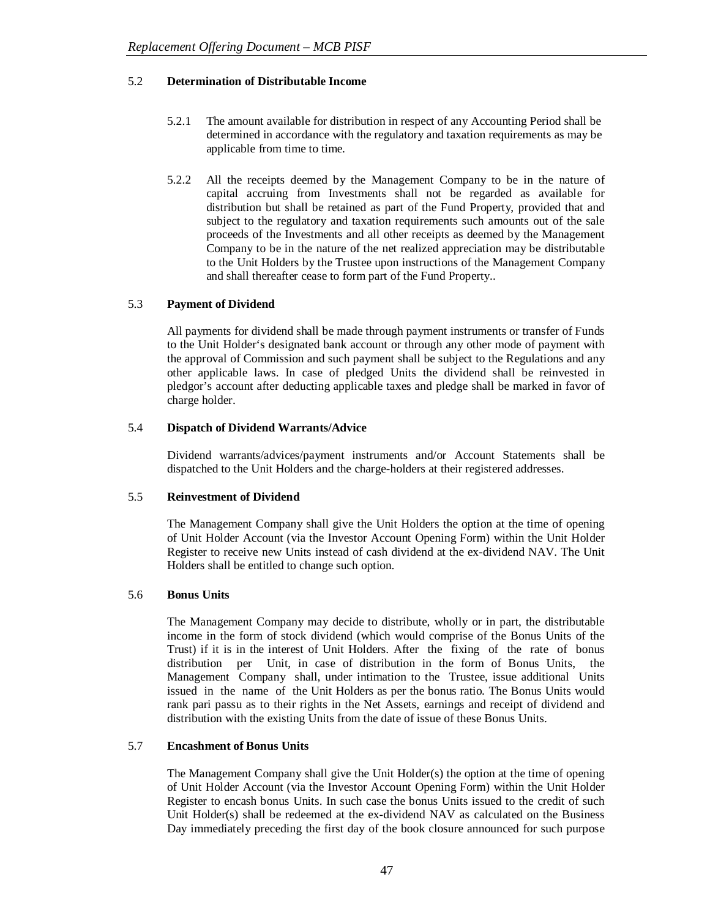### 5.2 Determination of Distributable Income

5.2.1 The amount available for distribution in respect of any Accounting Period shall be determined in accordance with the regulatory and taxation requirements as may be applicable from time to time.

5.2.2 All the receipts deemed by the Management Company to be in the nature of capital accruing from Investments shall not be regarded as available for distribution but shall be retained as part of the Fund Property, provided that and subject to the regulatory and taxation requirements such amounts out of the sale proceeds of the Investments and all other receipts as deemed by the Management Company to be in the nature of the net realized appreciation may be distributable to the Unit Holders by the Trustee upon instructions of the Management Company and shall thereafter cease to form part of the Fund Property..

### 5.3 Payment of Dividend

All payments for dividend shall be made through payment instruments or transfer of Funds to the Unit Holder's designated bank account or through any other mode of payment with the approval of Commission and such payment shall be subject to the Regulations and any other applicable laws. In case of pledged Units the dividend shall be reinvested in pledgor's account after deducting applicable taxes and pledge shall be marked in favor of charge holder.

### 5.4 Dispatch of Dividend Warrants/Advice

Dividend warrants/advices/payment instruments and/or Account Statements shall be dispatched to the Unit Holders and the charge-holders at their registered addresses.

### 5.5 Reinvestment of Dividend

The Management Company shall give the Unit Holders the option at the time of opening of Unit Holder Account (via the Investor Account Opening Form) within the Unit Holder Register to receive new Units instead of cash dividend at the ex-dividend NAV. The Unit Holders shall be entitled to change such option.

### 5.6 Bonus Units

The Management Company may decide to distribute, wholly or in part, the distributable income in the form of stock dividend (which would comprise of the Bonus Units of the Trust) if it is in the interest of Unit Holders. After the fixing of the rate of bonus distribution per Unit, in case of distribution in the form of Bonus Units, the Management Company shall, under intimation to the Trustee, issue additional Units issued in the name of the Unit Holders as per the bonus ratio. The Bonus Units would rank pari passu as to their rights in the Net Assets, earnings and receipt of dividend and distribution with the existing Units from the date of issue of these Bonus Units.

### 5.7 Encashment of Bonus Units

The Management Company shall give the Unit Holder(s) the option at the time of opening of Unit Holder Account (via the Investor Account Opening Form) within the Unit Holder Register to encash bonus Units. In such case the bonus Units issued to the credit of such Unit Holder(s) shall be redeemed at the ex-dividend NAV as calculated on the Business Day immediately preceding the first day of the book closure announced for such purpose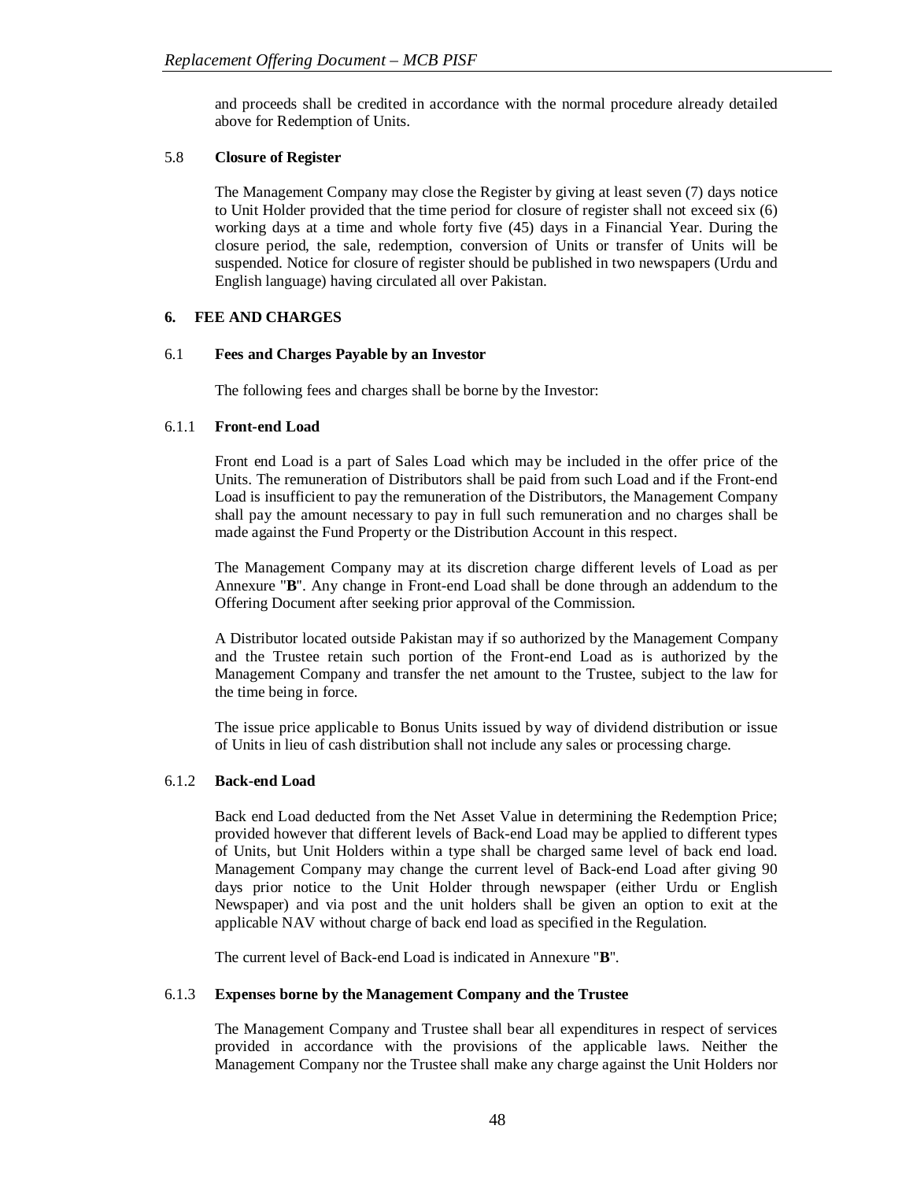and proceeds shall be credited in accordance with the normal procedure already detailed above for Redemption of Units.

### 5.8 Closure of Register

The Management Company may close the Register by giving at least seven (7) days notice to Unit Holder provided that the time period for closure of register shall not exceed six (6) working days at a time and whole forty five (45) days in a Financial Year. During the closure period, the sale, redemption, conversion of Units or transfer of Units will be suspended. Notice for closure of register should be published in two newspapers (Urdu and English language) having circulated all over Pakistan.

## 6. FEE AND CHARGES

### 6.1 Fees and Charges Payable by an Investor

The following fees and charges shall be borne by the Investor:

#### 6.1.1 Front-end Load

Front end Load is a part of Sales Load which may be included in the offer price of the Units. The remuneration of Distributors shall be paid from such Load and if the Front-end Load is insufficient to pay the remuneration of the Distributors, the Management Company shall pay the amount necessary to pay in full such remuneration and no charges shall be made against the Fund Property or the Distribution Account in this respect.

The Management Company may at its discretion charge different levels of Load as per Annexure "**B**". Any change in Front-end Load shall be done through an addendum to the Offering Document after seeking prior approval of the Commission.

A Distributor located outside Pakistan may if so authorized by the Management Company and the Trustee retain such portion of the Front-end Load as is authorized by the Management Company and transfer the net amount to the Trustee, subject to the law for the time being in force.

The issue price applicable to Bonus Units issued by way of dividend distribution or issue of Units in lieu of cash distribution shall not include any sales or processing charge.

#### 6.1.2 Back-end Load

Back end Load deducted from the Net Asset Value in determining the Redemption Price; provided however that different levels of Back-end Load may be applied to different types of Units, but Unit Holders within a type shall be charged same level of back end load. Management Company may change the current level of Back-end Load after giving 90 days prior notice to the Unit Holder through newspaper (either Urdu or English Newspaper) and via post and the unit holders shall be given an option to exit at the applicable NAV without charge of back end load as specified in the Regulation.

The current level of Back-end Load is indicated in Annexure "**B**".

#### 6.1.3 Expenses borne by the Management Company and the Trustee

The Management Company and Trustee shall bear all expenditures in respect of services provided in accordance with the provisions of the applicable laws. Neither the Management Company nor the Trustee shall make any charge against the Unit Holders nor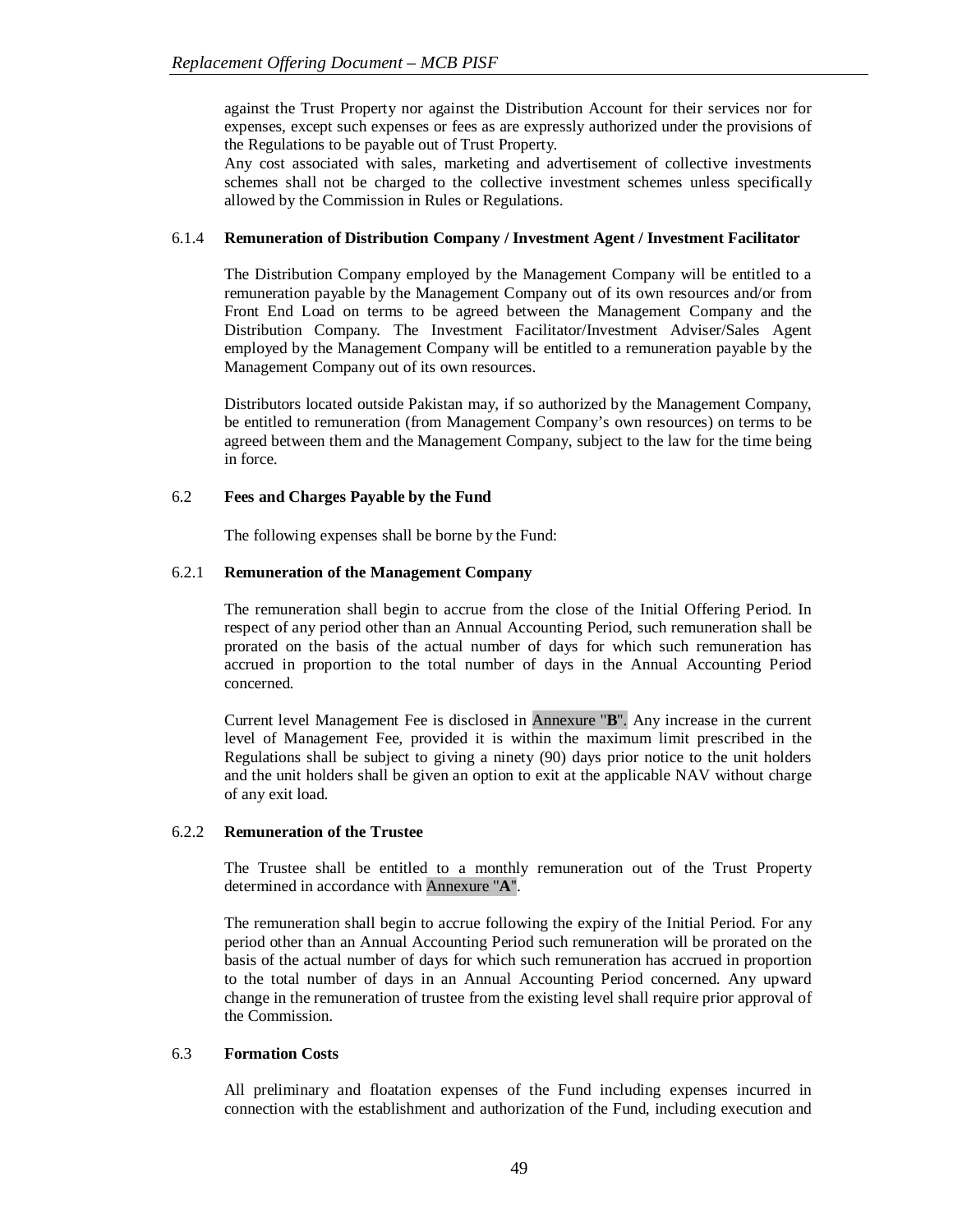against the Trust Property nor against the Distribution Account for their services nor for expenses, except such expenses or fees as are expressly authorized under the provisions of the Regulations to be payable out of Trust Property.

Any cost associated with sales, marketing and advertisement of collective investments schemes shall not be charged to the collective investment schemes unless specifically allowed by the Commission in Rules or Regulations.

### 6.1.4 Remuneration of Distribution Company / Investment Agent / Investment Facilitator

The Distribution Company employed by the Management Company will be entitled to a remuneration payable by the Management Company out of its own resources and/or from Front End Load on terms to be agreed between the Management Company and the Distribution Company. The Investment Facilitator/Investment Adviser/Sales Agent employed by the Management Company will be entitled to a remuneration payable by the Management Company out of its own resources.

Distributors located outside Pakistan may, if so authorized by the Management Company, be entitled to remuneration (from Management Company's own resources) on terms to be agreed between them and the Management Company, subject to the law for the time being in force.

## 6.2 Fees and Charges Payable by the Fund

The following expenses shall be borne by the Fund:

### 6.2.1 Remuneration of the Management Company

The remuneration shall begin to accrue from the close of the Initial Offering Period. In respect of any period other than an Annual Accounting Period, such remuneration shall be prorated on the basis of the actual number of days for which such remuneration has accrued in proportion to the total number of days in the Annual Accounting Period concerned.

Current level Management Fee is disclosed in Annexure "**B**". Any increase in the current level of Management Fee, provided it is within the maximum limit prescribed in the Regulations shall be subject to giving a ninety (90) days prior notice to the unit holders and the unit holders shall be given an option to exit at the applicable NAV without charge of any exit load.

### 6.2.2 Remuneration of the Trustee

The Trustee shall be entitled to a monthly remuneration out of the Trust Property determined in accordance with Annexure "**A**".

The remuneration shall begin to accrue following the expiry of the Initial Period. For any period other than an Annual Accounting Period such remuneration will be prorated on the basis of the actual number of days for which such remuneration has accrued in proportion to the total number of days in an Annual Accounting Period concerned. Any upward change in the remuneration of trustee from the existing level shall require prior approval of the Commission.

## 6.3 Formation Costs

All preliminary and floatation expenses of the Fund including expenses incurred in connection with the establishment and authorization of the Fund, including execution and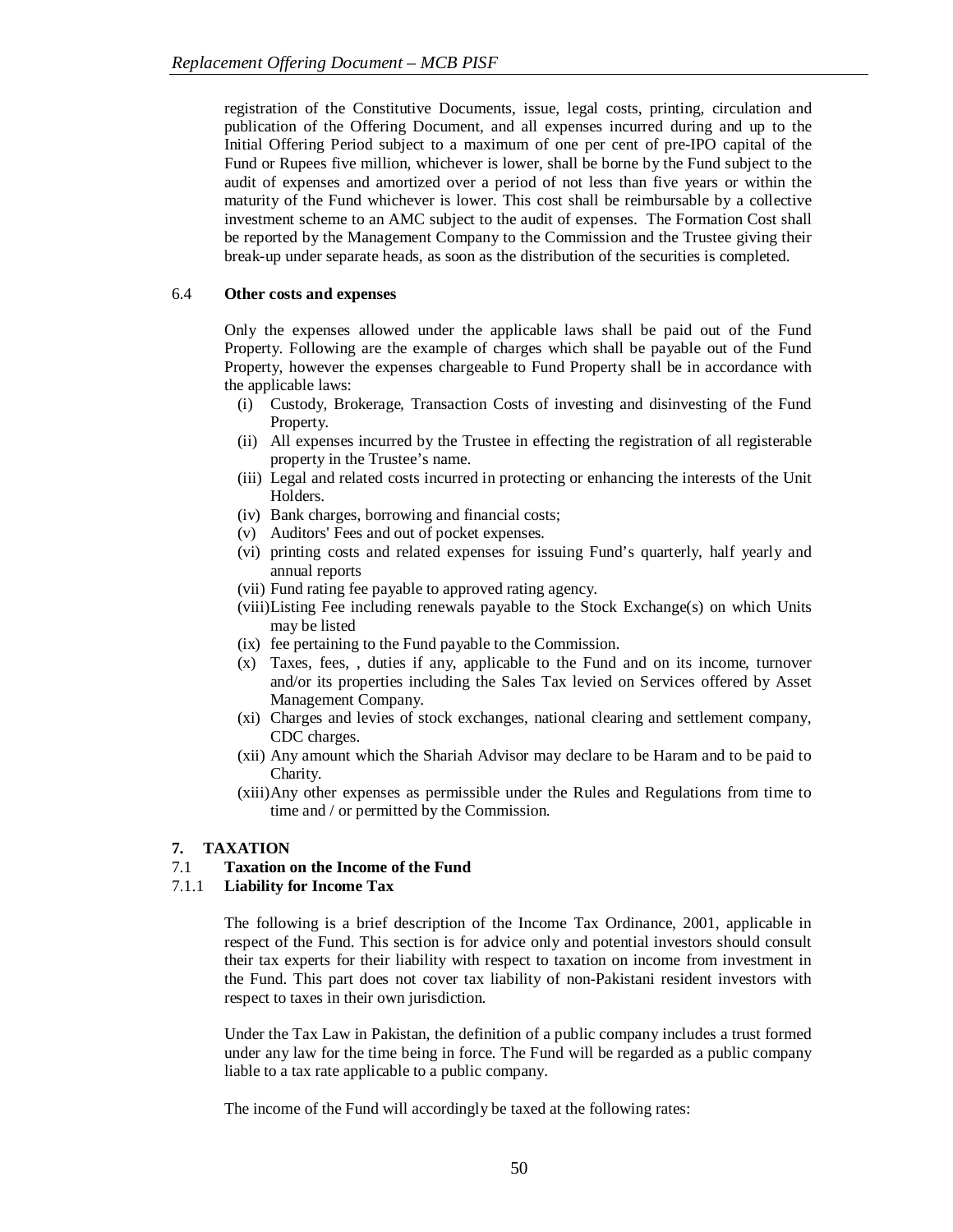registration of the Constitutive Documents, issue, legal costs, printing, circulation and publication of the Offering Document, and all expenses incurred during and up to the Initial Offering Period subject to a maximum of one per cent of pre-IPO capital of the Fund or Rupees five million, whichever is lower, shall be borne by the Fund subject to the audit of expenses and amortized over a period of not less than five years or within the maturity of the Fund whichever is lower. This cost shall be reimbursable by a collective investment scheme to an AMC subject to the audit of expenses. The Formation Cost shall be reported by the Management Company to the Commission and the Trustee giving their break-up under separate heads, as soon as the distribution of the securities is completed.

### 6.4 Other costs and expenses

Only the expenses allowed under the applicable laws shall be paid out of the Fund Property. Following are the example of charges which shall be payable out of the Fund Property, however the expenses chargeable to Fund Property shall be in accordance with the applicable laws:

(i) Custody, Brokerage, Transaction Costs of investing and disinvesting of the Fund Property.
(ii) All expenses incurred by the Trustee in effecting the registration of all registerable property in the Trustee's name.
(iii) Legal and related costs incurred in protecting or enhancing the interests of the Unit Holders.
(iv) Bank charges, borrowing and financial costs;
(v) Auditors' Fees and out of pocket expenses.
(vi) printing costs and related expenses for issuing Fund's quarterly, half yearly and annual reports
(vii) Fund rating fee payable to approved rating agency.
(viii) Listing Fee including renewals payable to the Stock Exchange(s) on which Units may be listed
(ix) fee pertaining to the Fund payable to the Commission.
(x) Taxes, fees, , duties if any, applicable to the Fund and on its income, turnover and/or its properties including the Sales Tax levied on Services offered by Asset Management Company.
(xi) Charges and levies of stock exchanges, national clearing and settlement company, CDC charges.
(xii) Any amount which the Shariah Advisor may declare to be Haram and to be paid to Charity.
(xiii) Any other expenses as permissible under the Rules and Regulations from time to time and / or permitted by the Commission.

## 7. TAXATION

### 7.1 Taxation on the Income of the Fund

#### 7.1.1 Liability for Income Tax

The following is a brief description of the Income Tax Ordinance, 2001, applicable in respect of the Fund. This section is for advice only and potential investors should consult their tax experts for their liability with respect to taxation on income from investment in the Fund. This part does not cover tax liability of non-Pakistani resident investors with respect to taxes in their own jurisdiction.

Under the Tax Law in Pakistan, the definition of a public company includes a trust formed under any law for the time being in force. The Fund will be regarded as a public company liable to a tax rate applicable to a public company.

The income of the Fund will accordingly be taxed at the following rates: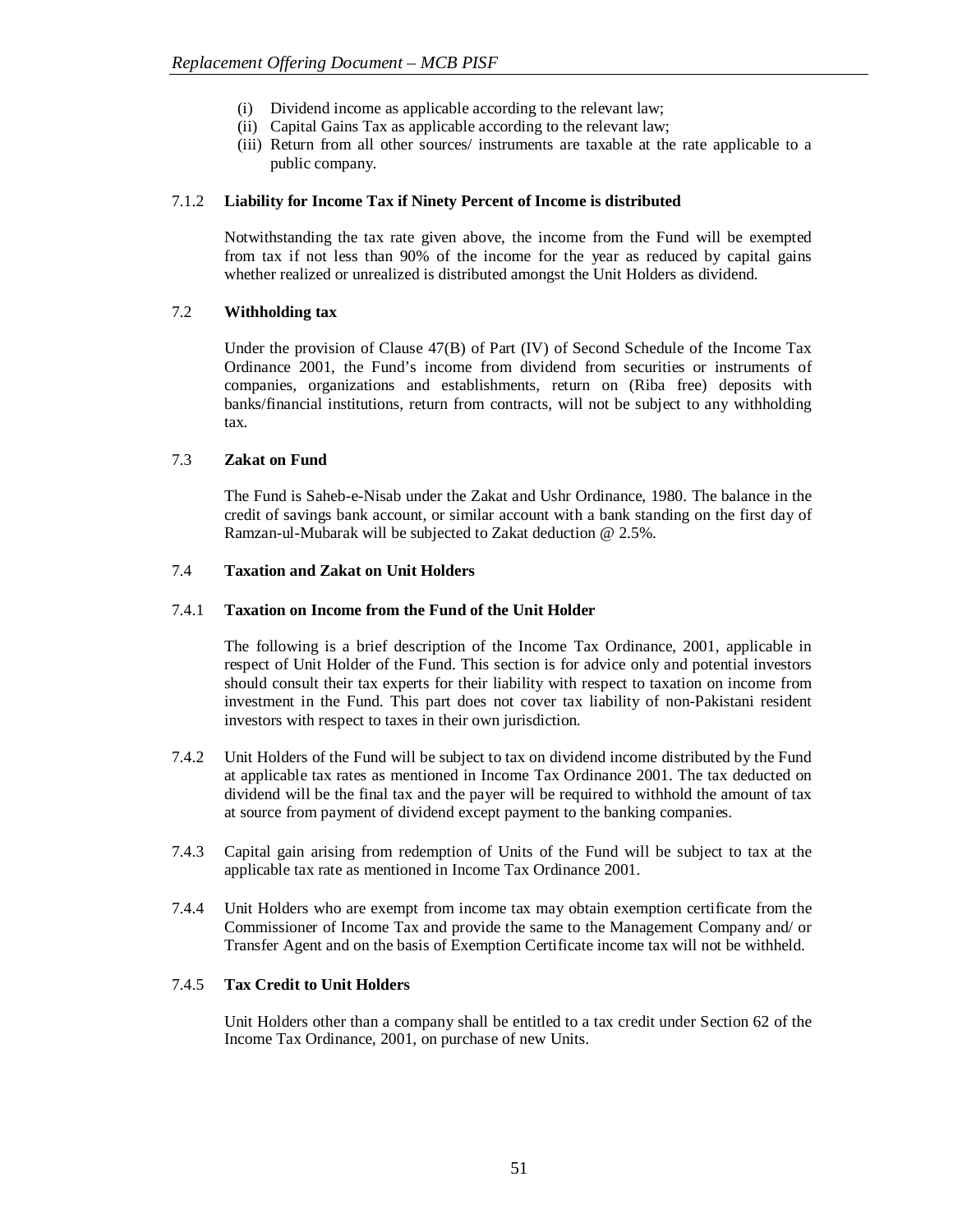(i) Dividend income as applicable according to the relevant law;
(ii) Capital Gains Tax as applicable according to the relevant law;
(iii) Return from all other sources/ instruments are taxable at the rate applicable to a public company.

### 7.1.2 Liability for Income Tax if Ninety Percent of Income is distributed

Notwithstanding the tax rate given above, the income from the Fund will be exempted from tax if not less than 90% of the income for the year as reduced by capital gains whether realized or unrealized is distributed amongst the Unit Holders as dividend.

### 7.2 Withholding tax

Under the provision of Clause 47(B) of Part (IV) of Second Schedule of the Income Tax Ordinance 2001, the Fund's income from dividend from securities or instruments of companies, organizations and establishments, return on (Riba free) deposits with banks/financial institutions, return from contracts, will not be subject to any withholding tax.

### 7.3 Zakat on Fund

The Fund is Saheb-e-Nisab under the Zakat and Ushr Ordinance, 1980. The balance in the credit of savings bank account, or similar account with a bank standing on the first day of Ramzan-ul-Mubarak will be subjected to Zakat deduction @ 2.5%.

### 7.4 Taxation and Zakat on Unit Holders

### 7.4.1 Taxation on Income from the Fund of the Unit Holder

The following is a brief description of the Income Tax Ordinance, 2001, applicable in respect of Unit Holder of the Fund. This section is for advice only and potential investors should consult their tax experts for their liability with respect to taxation on income from investment in the Fund. This part does not cover tax liability of non-Pakistani resident investors with respect to taxes in their own jurisdiction.

7.4.2 Unit Holders of the Fund will be subject to tax on dividend income distributed by the Fund at applicable tax rates as mentioned in Income Tax Ordinance 2001. The tax deducted on dividend will be the final tax and the payer will be required to withhold the amount of tax at source from payment of dividend except payment to the banking companies.

7.4.3 Capital gain arising from redemption of Units of the Fund will be subject to tax at the applicable tax rate as mentioned in Income Tax Ordinance 2001.

7.4.4 Unit Holders who are exempt from income tax may obtain exemption certificate from the Commissioner of Income Tax and provide the same to the Management Company and/ or Transfer Agent and on the basis of Exemption Certificate income tax will not be withheld.

### 7.4.5 Tax Credit to Unit Holders

Unit Holders other than a company shall be entitled to a tax credit under Section 62 of the Income Tax Ordinance, 2001, on purchase of new Units.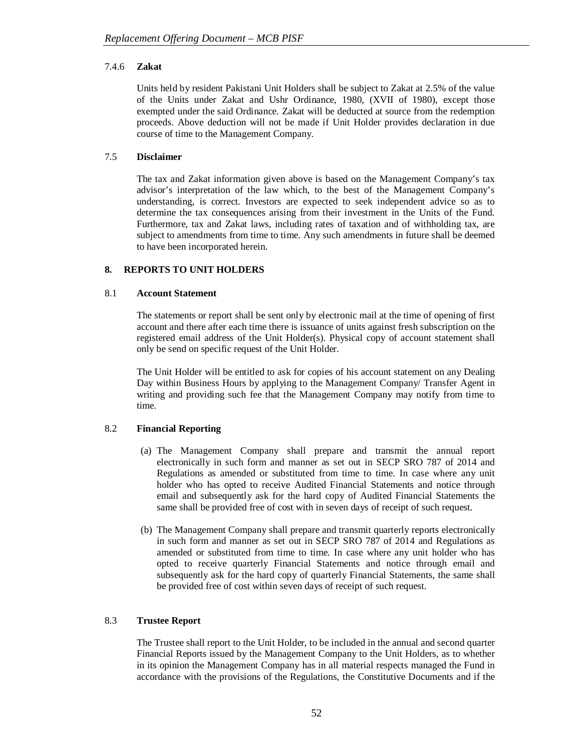#### 7.4.6 **Zakat**

Units held by resident Pakistani Unit Holders shall be subject to Zakat at 2.5% of the value of the Units under Zakat and Ushr Ordinance, 1980, (XVII of 1980), except those exempted under the said Ordinance. Zakat will be deducted at source from the redemption proceeds. Above deduction will not be made if Unit Holder provides declaration in due course of time to the Management Company.

### 7.5 **Disclaimer**

The tax and Zakat information given above is based on the Management Company's tax advisor's interpretation of the law which, to the best of the Management Company's understanding, is correct. Investors are expected to seek independent advice so as to determine the tax consequences arising from their investment in the Units of the Fund. Furthermore, tax and Zakat laws, including rates of taxation and of withholding tax, are subject to amendments from time to time. Any such amendments in future shall be deemed to have been incorporated herein.

## 8. REPORTS TO UNIT HOLDERS

### 8.1 **Account Statement**

The statements or report shall be sent only by electronic mail at the time of opening of first account and there after each time there is issuance of units against fresh subscription on the registered email address of the Unit Holder(s). Physical copy of account statement shall only be send on specific request of the Unit Holder.

The Unit Holder will be entitled to ask for copies of his account statement on any Dealing Day within Business Hours by applying to the Management Company/ Transfer Agent in writing and providing such fee that the Management Company may notify from time to time.

### 8.2 **Financial Reporting**

(a) The Management Company shall prepare and transmit the annual report electronically in such form and manner as set out in SECP SRO 787 of 2014 and Regulations as amended or substituted from time to time. In case where any unit holder who has opted to receive Audited Financial Statements and notice through email and subsequently ask for the hard copy of Audited Financial Statements the same shall be provided free of cost with in seven days of receipt of such request.

(b) The Management Company shall prepare and transmit quarterly reports electronically in such form and manner as set out in SECP SRO 787 of 2014 and Regulations as amended or substituted from time to time. In case where any unit holder who has opted to receive quarterly Financial Statements and notice through email and subsequently ask for the hard copy of quarterly Financial Statements, the same shall be provided free of cost within seven days of receipt of such request.

### 8.3 **Trustee Report**

The Trustee shall report to the Unit Holder, to be included in the annual and second quarter Financial Reports issued by the Management Company to the Unit Holders, as to whether in its opinion the Management Company has in all material respects managed the Fund in accordance with the provisions of the Regulations, the Constitutive Documents and if the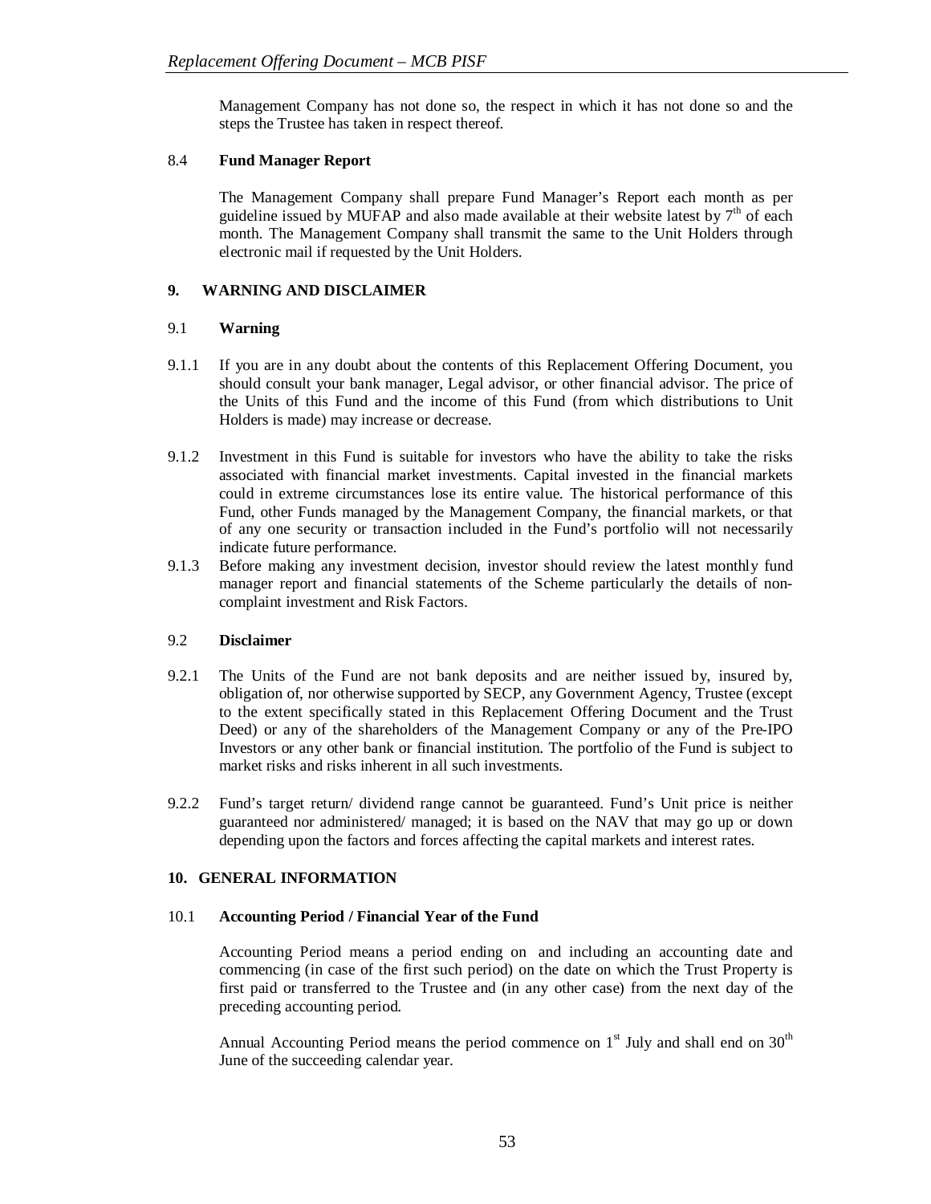Management Company has not done so, the respect in which it has not done so and the steps the Trustee has taken in respect thereof.

### 8.4 Fund Manager Report

The Management Company shall prepare Fund Manager's Report each month as per guideline issued by MUFAP and also made available at their website latest by 7th of each month. The Management Company shall transmit the same to the Unit Holders through electronic mail if requested by the Unit Holders.

## 9. WARNING AND DISCLAIMER

### 9.1 Warning

9.1.1 If you are in any doubt about the contents of this Replacement Offering Document, you should consult your bank manager, Legal advisor, or other financial advisor. The price of the Units of this Fund and the income of this Fund (from which distributions to Unit Holders is made) may increase or decrease.

9.1.2 Investment in this Fund is suitable for investors who have the ability to take the risks associated with financial market investments. Capital invested in the financial markets could in extreme circumstances lose its entire value. The historical performance of this Fund, other Funds managed by the Management Company, the financial markets, or that of any one security or transaction included in the Fund's portfolio will not necessarily indicate future performance.

9.1.3 Before making any investment decision, investor should review the latest monthly fund manager report and financial statements of the Scheme particularly the details of non-complaint investment and Risk Factors.

### 9.2 Disclaimer

9.2.1 The Units of the Fund are not bank deposits and are neither issued by, insured by, obligation of, nor otherwise supported by SECP, any Government Agency, Trustee (except to the extent specifically stated in this Replacement Offering Document and the Trust Deed) or any of the shareholders of the Management Company or any of the Pre-IPO Investors or any other bank or financial institution. The portfolio of the Fund is subject to market risks and risks inherent in all such investments.

9.2.2 Fund's target return/ dividend range cannot be guaranteed. Fund's Unit price is neither guaranteed nor administered/ managed; it is based on the NAV that may go up or down depending upon the factors and forces affecting the capital markets and interest rates.

## 10. GENERAL INFORMATION

### 10.1 Accounting Period / Financial Year of the Fund

Accounting Period means a period ending on and including an accounting date and commencing (in case of the first such period) on the date on which the Trust Property is first paid or transferred to the Trustee and (in any other case) from the next day of the preceding accounting period.

Annual Accounting Period means the period commence on 1st July and shall end on 30th June of the succeeding calendar year.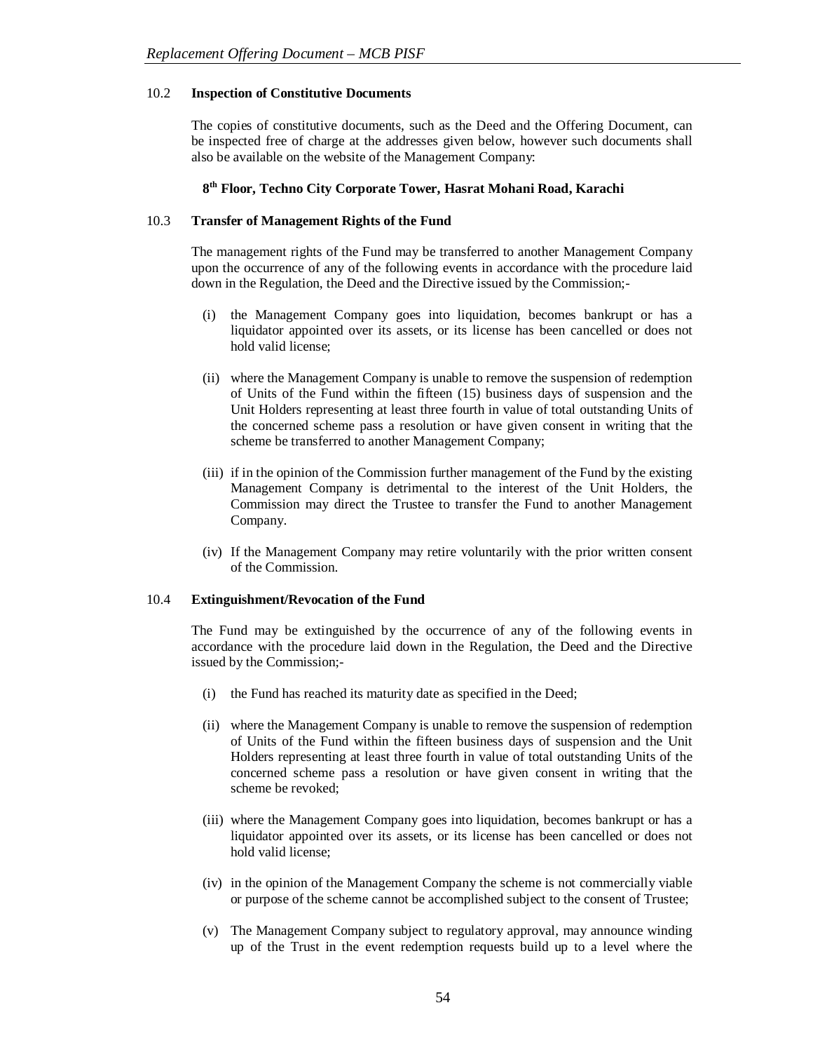### 10.2 Inspection of Constitutive Documents

The copies of constitutive documents, such as the Deed and the Offering Document, can be inspected free of charge at the addresses given below, however such documents shall also be available on the website of the Management Company:

**8th Floor, Techno City Corporate Tower, Hasrat Mohani Road, Karachi**

### 10.3 Transfer of Management Rights of the Fund

The management rights of the Fund may be transferred to another Management Company upon the occurrence of any of the following events in accordance with the procedure laid down in the Regulation, the Deed and the Directive issued by the Commission;-

(i) the Management Company goes into liquidation, becomes bankrupt or has a liquidator appointed over its assets, or its license has been cancelled or does not hold valid license;

(ii) where the Management Company is unable to remove the suspension of redemption of Units of the Fund within the fifteen (15) business days of suspension and the Unit Holders representing at least three fourth in value of total outstanding Units of the concerned scheme pass a resolution or have given consent in writing that the scheme be transferred to another Management Company;

(iii) if in the opinion of the Commission further management of the Fund by the existing Management Company is detrimental to the interest of the Unit Holders, the Commission may direct the Trustee to transfer the Fund to another Management Company.

(iv) If the Management Company may retire voluntarily with the prior written consent of the Commission.

### 10.4 Extinguishment/Revocation of the Fund

The Fund may be extinguished by the occurrence of any of the following events in accordance with the procedure laid down in the Regulation, the Deed and the Directive issued by the Commission;-

(i) the Fund has reached its maturity date as specified in the Deed;

(ii) where the Management Company is unable to remove the suspension of redemption of Units of the Fund within the fifteen business days of suspension and the Unit Holders representing at least three fourth in value of total outstanding Units of the concerned scheme pass a resolution or have given consent in writing that the scheme be revoked;

(iii) where the Management Company goes into liquidation, becomes bankrupt or has a liquidator appointed over its assets, or its license has been cancelled or does not hold valid license;

(iv) in the opinion of the Management Company the scheme is not commercially viable or purpose of the scheme cannot be accomplished subject to the consent of Trustee;

(v) The Management Company subject to regulatory approval, may announce winding up of the Trust in the event redemption requests build up to a level where the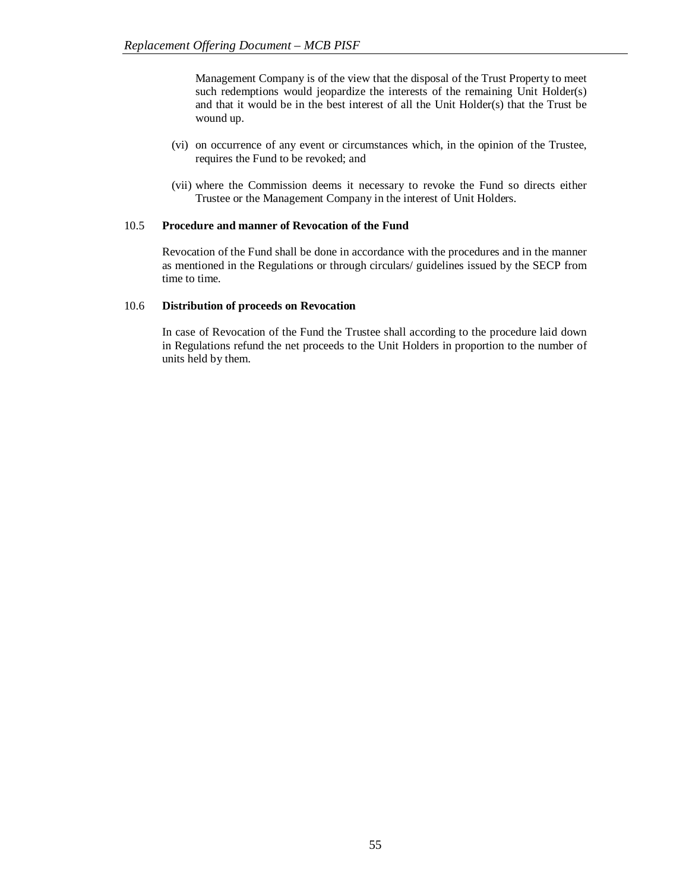Management Company is of the view that the disposal of the Trust Property to meet such redemptions would jeopardize the interests of the remaining Unit Holder(s) and that it would be in the best interest of all the Unit Holder(s) that the Trust be wound up.

(vi) on occurrence of any event or circumstances which, in the opinion of the Trustee, requires the Fund to be revoked; and

(vii) where the Commission deems it necessary to revoke the Fund so directs either Trustee or the Management Company in the interest of Unit Holders.

### 10.5 Procedure and manner of Revocation of the Fund

Revocation of the Fund shall be done in accordance with the procedures and in the manner as mentioned in the Regulations or through circulars/ guidelines issued by the SECP from time to time.

### 10.6 Distribution of proceeds on Revocation

In case of Revocation of the Fund the Trustee shall according to the procedure laid down in Regulations refund the net proceeds to the Unit Holders in proportion to the number of units held by them.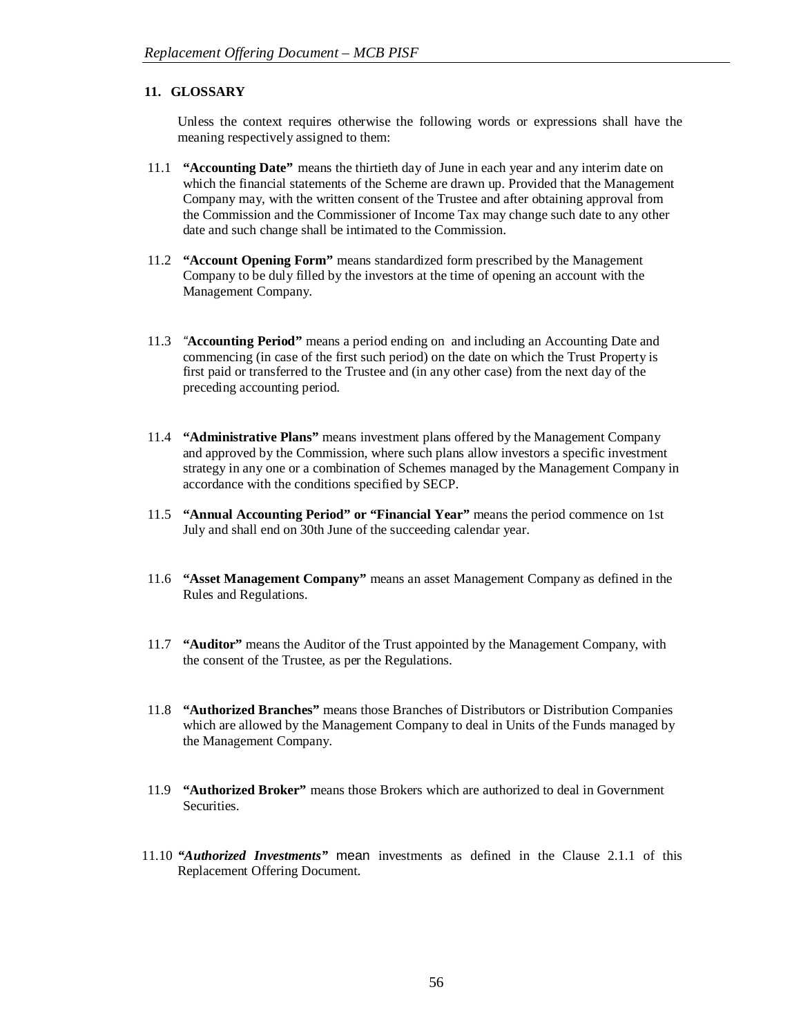## 11. GLOSSARY

Unless the context requires otherwise the following words or expressions shall have the meaning respectively assigned to them:

11.1 **"Accounting Date"** means the thirtieth day of June in each year and any interim date on which the financial statements of the Scheme are drawn up. Provided that the Management Company may, with the written consent of the Trustee and after obtaining approval from the Commission and the Commissioner of Income Tax may change such date to any other date and such change shall be intimated to the Commission.

11.2 **"Account Opening Form"** means standardized form prescribed by the Management Company to be duly filled by the investors at the time of opening an account with the Management Company.

11.3 **"Accounting Period"** means a period ending on and including an Accounting Date and commencing (in case of the first such period) on the date on which the Trust Property is first paid or transferred to the Trustee and (in any other case) from the next day of the preceding accounting period.

11.4 **"Administrative Plans"** means investment plans offered by the Management Company and approved by the Commission, where such plans allow investors a specific investment strategy in any one or a combination of Schemes managed by the Management Company in accordance with the conditions specified by SECP.

11.5 **"Annual Accounting Period" or "Financial Year"** means the period commence on 1st July and shall end on 30th June of the succeeding calendar year.

11.6 **"Asset Management Company"** means an asset Management Company as defined in the Rules and Regulations.

11.7 **"Auditor"** means the Auditor of the Trust appointed by the Management Company, with the consent of the Trustee, as per the Regulations.

11.8 **"Authorized Branches"** means those Branches of Distributors or Distribution Companies which are allowed by the Management Company to deal in Units of the Funds managed by the Management Company.

11.9 **"Authorized Broker"** means those Brokers which are authorized to deal in Government Securities.

11.10 ***"Authorized Investments"*** mean investments as defined in the Clause 2.1.1 of this Replacement Offering Document.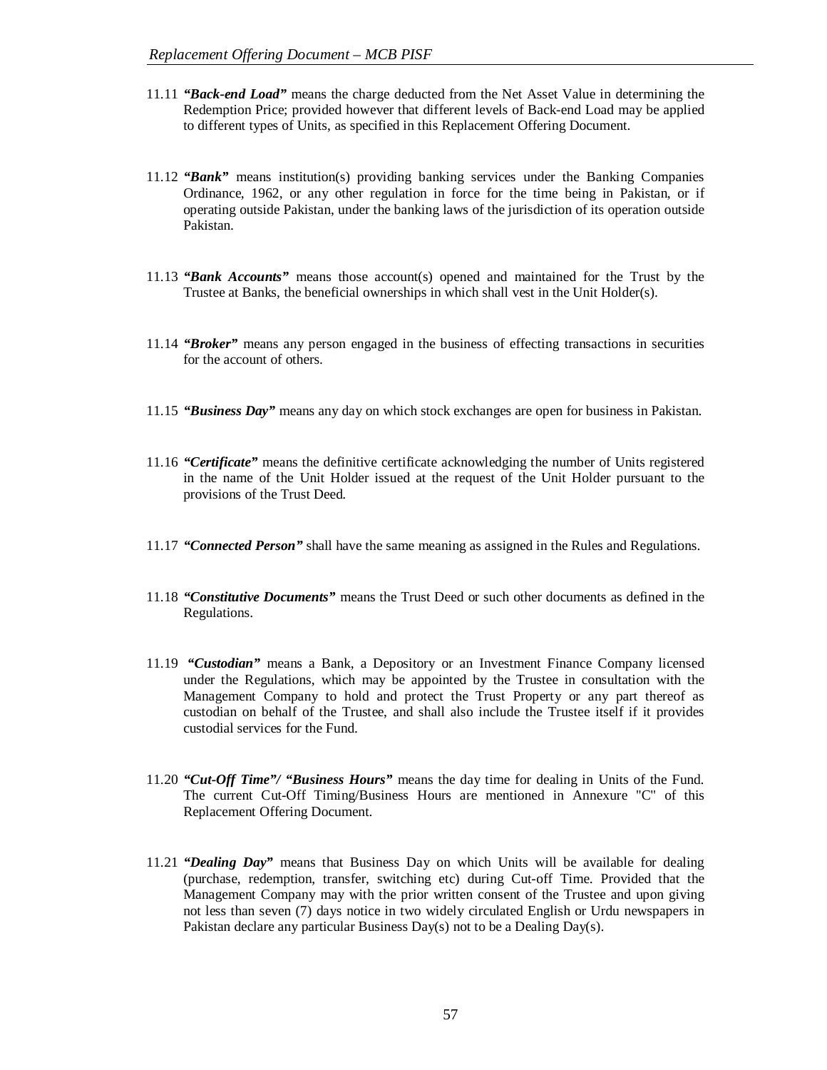11.11 ***"Back-end Load"*** means the charge deducted from the Net Asset Value in determining the Redemption Price; provided however that different levels of Back-end Load may be applied to different types of Units, as specified in this Replacement Offering Document.

11.12 ***"Bank"*** means institution(s) providing banking services under the Banking Companies Ordinance, 1962, or any other regulation in force for the time being in Pakistan, or if operating outside Pakistan, under the banking laws of the jurisdiction of its operation outside Pakistan.

11.13 ***"Bank Accounts"*** means those account(s) opened and maintained for the Trust by the Trustee at Banks, the beneficial ownerships in which shall vest in the Unit Holder(s).

11.14 ***"Broker"*** means any person engaged in the business of effecting transactions in securities for the account of others.

11.15 ***"Business Day"*** means any day on which stock exchanges are open for business in Pakistan.

11.16 ***"Certificate"*** means the definitive certificate acknowledging the number of Units registered in the name of the Unit Holder issued at the request of the Unit Holder pursuant to the provisions of the Trust Deed.

11.17 ***"Connected Person"*** shall have the same meaning as assigned in the Rules and Regulations.

11.18 ***"Constitutive Documents"*** means the Trust Deed or such other documents as defined in the Regulations.

11.19 ***"Custodian"*** means a Bank, a Depository or an Investment Finance Company licensed under the Regulations, which may be appointed by the Trustee in consultation with the Management Company to hold and protect the Trust Property or any part thereof as custodian on behalf of the Trustee, and shall also include the Trustee itself if it provides custodial services for the Fund.

11.20 ***"Cut-Off Time"/ "Business Hours"*** means the day time for dealing in Units of the Fund. The current Cut-Off Timing/Business Hours are mentioned in Annexure "C" of this Replacement Offering Document.

11.21 ***"Dealing Day"*** means that Business Day on which Units will be available for dealing (purchase, redemption, transfer, switching etc) during Cut-off Time. Provided that the Management Company may with the prior written consent of the Trustee and upon giving not less than seven (7) days notice in two widely circulated English or Urdu newspapers in Pakistan declare any particular Business Day(s) not to be a Dealing Day(s).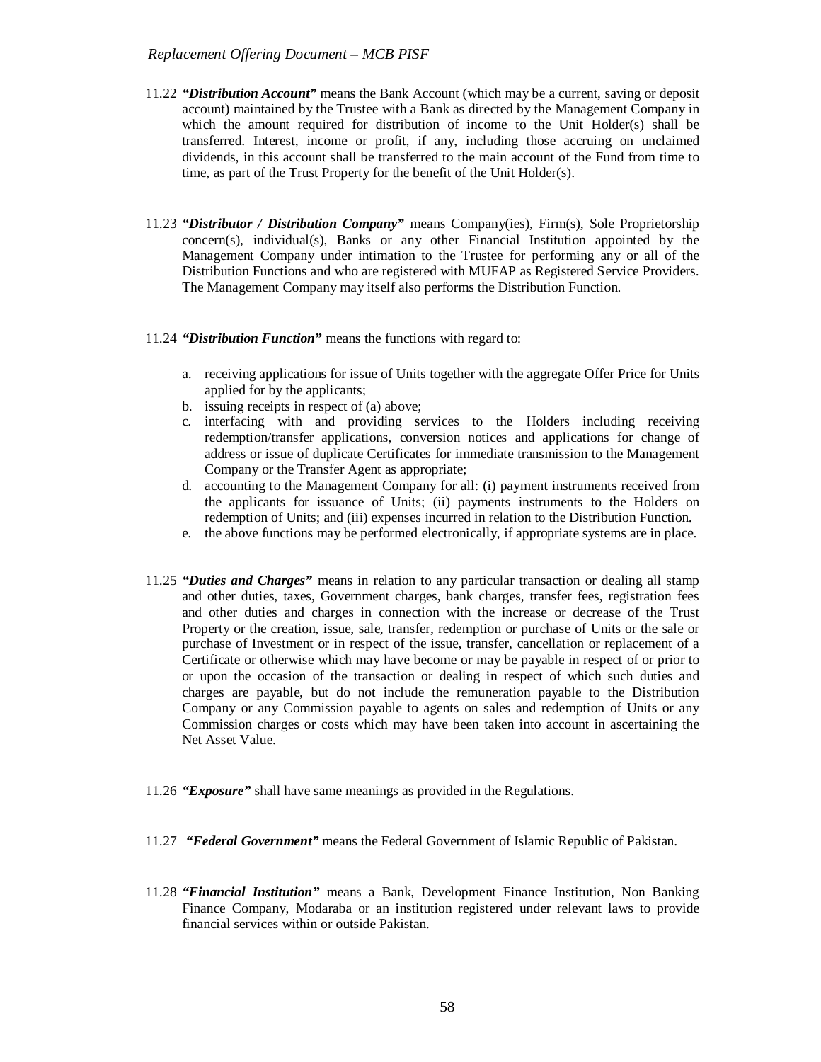11.22 ***"Distribution Account"*** means the Bank Account (which may be a current, saving or deposit account) maintained by the Trustee with a Bank as directed by the Management Company in which the amount required for distribution of income to the Unit Holder(s) shall be transferred. Interest, income or profit, if any, including those accruing on unclaimed dividends, in this account shall be transferred to the main account of the Fund from time to time, as part of the Trust Property for the benefit of the Unit Holder(s).

11.23 ***"Distributor / Distribution Company"*** means Company(ies), Firm(s), Sole Proprietorship concern(s), individual(s), Banks or any other Financial Institution appointed by the Management Company under intimation to the Trustee for performing any or all of the Distribution Functions and who are registered with MUFAP as Registered Service Providers. The Management Company may itself also performs the Distribution Function.

11.24 ***"Distribution Function"*** means the functions with regard to:

a. receiving applications for issue of Units together with the aggregate Offer Price for Units applied for by the applicants;
b. issuing receipts in respect of (a) above;
c. interfacing with and providing services to the Holders including receiving redemption/transfer applications, conversion notices and applications for change of address or issue of duplicate Certificates for immediate transmission to the Management Company or the Transfer Agent as appropriate;
d. accounting to the Management Company for all: (i) payment instruments received from the applicants for issuance of Units; (ii) payments instruments to the Holders on redemption of Units; and (iii) expenses incurred in relation to the Distribution Function.
e. the above functions may be performed electronically, if appropriate systems are in place.

11.25 ***"Duties and Charges"*** means in relation to any particular transaction or dealing all stamp and other duties, taxes, Government charges, bank charges, transfer fees, registration fees and other duties and charges in connection with the increase or decrease of the Trust Property or the creation, issue, sale, transfer, redemption or purchase of Units or the sale or purchase of Investment or in respect of the issue, transfer, cancellation or replacement of a Certificate or otherwise which may have become or may be payable in respect of or prior to or upon the occasion of the transaction or dealing in respect of which such duties and charges are payable, but do not include the remuneration payable to the Distribution Company or any Commission payable to agents on sales and redemption of Units or any Commission charges or costs which may have been taken into account in ascertaining the Net Asset Value.

11.26 ***"Exposure"*** shall have same meanings as provided in the Regulations.

11.27 ***"Federal Government"*** means the Federal Government of Islamic Republic of Pakistan.

11.28 ***"Financial Institution"*** means a Bank, Development Finance Institution, Non Banking Finance Company, Modaraba or an institution registered under relevant laws to provide financial services within or outside Pakistan.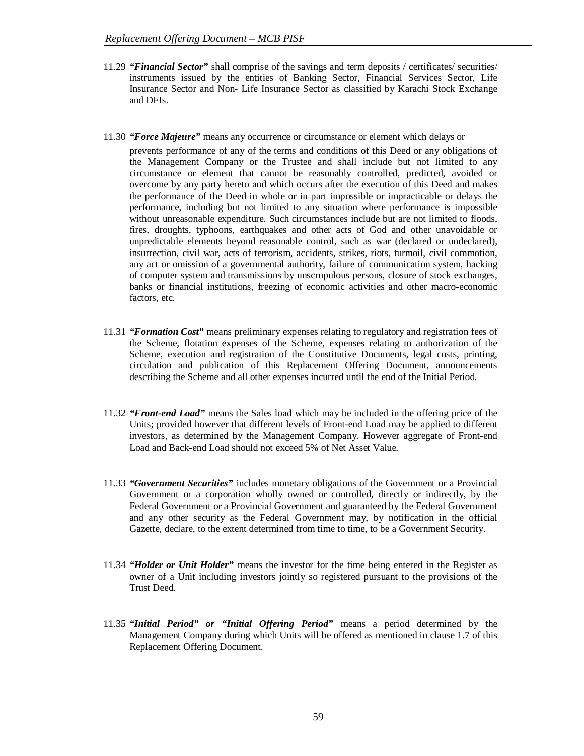11.29 ***"Financial Sector"*** shall comprise of the savings and term deposits / certificates/ securities/ instruments issued by the entities of Banking Sector, Financial Services Sector, Life Insurance Sector and Non- Life Insurance Sector as classified by Karachi Stock Exchange and DFIs.

11.30 ***"Force Majeure"*** means any occurrence or circumstance or element which delays or prevents performance of any of the terms and conditions of this Deed or any obligations of the Management Company or the Trustee and shall include but not limited to any circumstance or element that cannot be reasonably controlled, predicted, avoided or overcome by any party hereto and which occurs after the execution of this Deed and makes the performance of the Deed in whole or in part impossible or impracticable or delays the performance, including but not limited to any situation where performance is impossible without unreasonable expenditure. Such circumstances include but are not limited to floods, fires, droughts, typhoons, earthquakes and other acts of God and other unavoidable or unpredictable elements beyond reasonable control, such as war (declared or undeclared), insurrection, civil war, acts of terrorism, accidents, strikes, riots, turmoil, civil commotion, any act or omission of a governmental authority, failure of communication system, hacking of computer system and transmissions by unscrupulous persons, closure of stock exchanges, banks or financial institutions, freezing of economic activities and other macro-economic factors, etc.

11.31 ***"Formation Cost"*** means preliminary expenses relating to regulatory and registration fees of the Scheme, flotation expenses of the Scheme, expenses relating to authorization of the Scheme, execution and registration of the Constitutive Documents, legal costs, printing, circulation and publication of this Replacement Offering Document, announcements describing the Scheme and all other expenses incurred until the end of the Initial Period.

11.32 ***"Front-end Load"*** means the Sales load which may be included in the offering price of the Units; provided however that different levels of Front-end Load may be applied to different investors, as determined by the Management Company. However aggregate of Front-end Load and Back-end Load should not exceed 5% of Net Asset Value.

11.33 ***"Government Securities"*** includes monetary obligations of the Government or a Provincial Government or a corporation wholly owned or controlled, directly or indirectly, by the Federal Government or a Provincial Government and guaranteed by the Federal Government and any other security as the Federal Government may, by notification in the official Gazette, declare, to the extent determined from time to time, to be a Government Security.

11.34 ***"Holder or Unit Holder"*** means the investor for the time being entered in the Register as owner of a Unit including investors jointly so registered pursuant to the provisions of the Trust Deed.

11.35 ***"Initial Period" or "Initial Offering Period"*** means a period determined by the Management Company during which Units will be offered as mentioned in clause 1.7 of this Replacement Offering Document.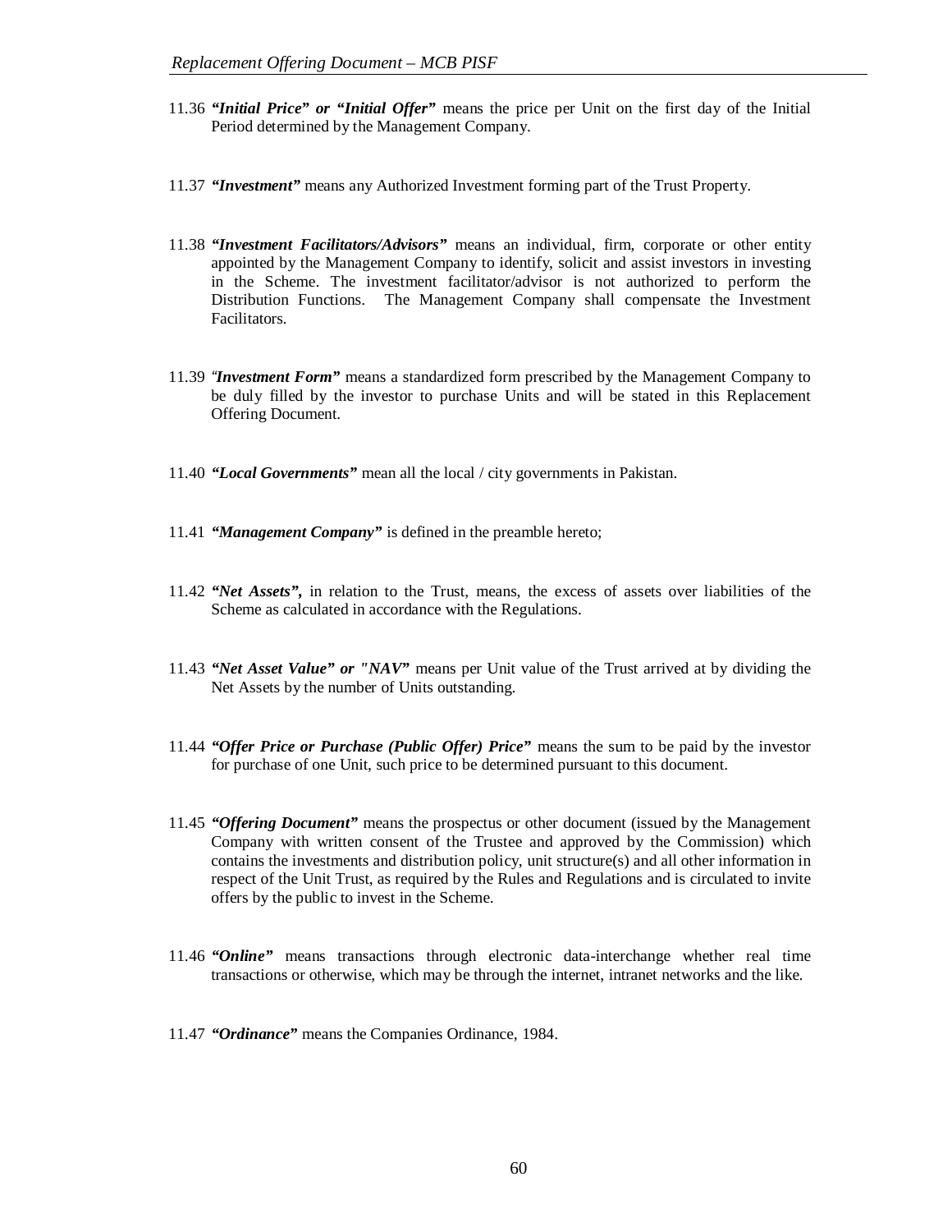11.36 ***"Initial Price" or "Initial Offer"*** means the price per Unit on the first day of the Initial Period determined by the Management Company.

11.37 ***"Investment"*** means any Authorized Investment forming part of the Trust Property.

11.38 ***"Investment Facilitators/Advisors"*** means an individual, firm, corporate or other entity appointed by the Management Company to identify, solicit and assist investors in investing in the Scheme. The investment facilitator/advisor is not authorized to perform the Distribution Functions. The Management Company shall compensate the Investment Facilitators.

11.39 ***"Investment Form"*** means a standardized form prescribed by the Management Company to be duly filled by the investor to purchase Units and will be stated in this Replacement Offering Document.

11.40 ***"Local Governments"*** mean all the local / city governments in Pakistan.

11.41 ***"Management Company"*** is defined in the preamble hereto;

11.42 ***"Net Assets",*** in relation to the Trust, means, the excess of assets over liabilities of the Scheme as calculated in accordance with the Regulations.

11.43 ***"Net Asset Value" or "NAV"*** means per Unit value of the Trust arrived at by dividing the Net Assets by the number of Units outstanding.

11.44 ***"Offer Price or Purchase (Public Offer) Price"*** means the sum to be paid by the investor for purchase of one Unit, such price to be determined pursuant to this document.

11.45 ***"Offering Document"*** means the prospectus or other document (issued by the Management Company with written consent of the Trustee and approved by the Commission) which contains the investments and distribution policy, unit structure(s) and all other information in respect of the Unit Trust, as required by the Rules and Regulations and is circulated to invite offers by the public to invest in the Scheme.

11.46 ***"Online"*** means transactions through electronic data-interchange whether real time transactions or otherwise, which may be through the internet, intranet networks and the like.

11.47 ***"Ordinance"*** means the Companies Ordinance, 1984.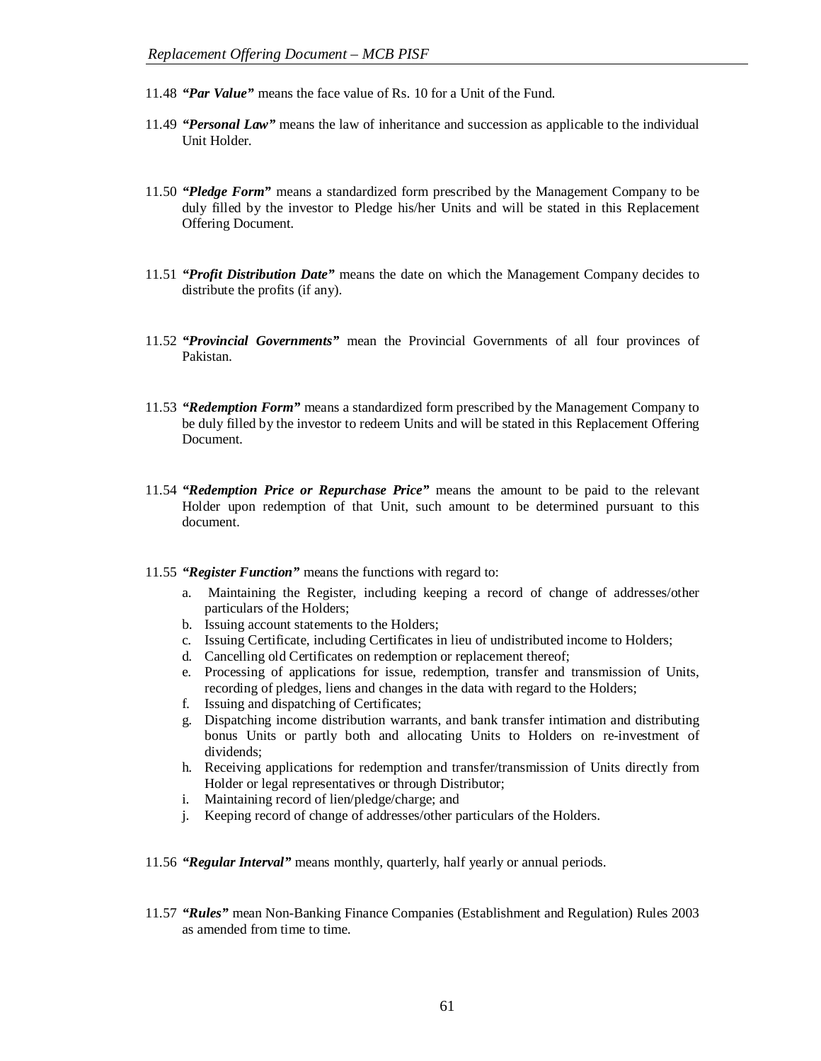11.48 ***"Par Value"*** means the face value of Rs. 10 for a Unit of the Fund.

11.49 ***"Personal Law"*** means the law of inheritance and succession as applicable to the individual Unit Holder.

11.50 ***"Pledge Form"*** means a standardized form prescribed by the Management Company to be duly filled by the investor to Pledge his/her Units and will be stated in this Replacement Offering Document.

11.51 ***"Profit Distribution Date"*** means the date on which the Management Company decides to distribute the profits (if any).

11.52 ***"Provincial Governments"*** mean the Provincial Governments of all four provinces of Pakistan.

11.53 ***"Redemption Form"*** means a standardized form prescribed by the Management Company to be duly filled by the investor to redeem Units and will be stated in this Replacement Offering Document.

11.54 ***"Redemption Price or Repurchase Price"*** means the amount to be paid to the relevant Holder upon redemption of that Unit, such amount to be determined pursuant to this document.

11.55 ***"Register Function"*** means the functions with regard to:

a. Maintaining the Register, including keeping a record of change of addresses/other particulars of the Holders;
b. Issuing account statements to the Holders;
c. Issuing Certificate, including Certificates in lieu of undistributed income to Holders;
d. Cancelling old Certificates on redemption or replacement thereof;
e. Processing of applications for issue, redemption, transfer and transmission of Units, recording of pledges, liens and changes in the data with regard to the Holders;
f. Issuing and dispatching of Certificates;
g. Dispatching income distribution warrants, and bank transfer intimation and distributing bonus Units or partly both and allocating Units to Holders on re-investment of dividends;
h. Receiving applications for redemption and transfer/transmission of Units directly from Holder or legal representatives or through Distributor;
i. Maintaining record of lien/pledge/charge; and
j. Keeping record of change of addresses/other particulars of the Holders.

11.56 ***"Regular Interval"*** means monthly, quarterly, half yearly or annual periods.

11.57 ***"Rules"*** mean Non-Banking Finance Companies (Establishment and Regulation) Rules 2003 as amended from time to time.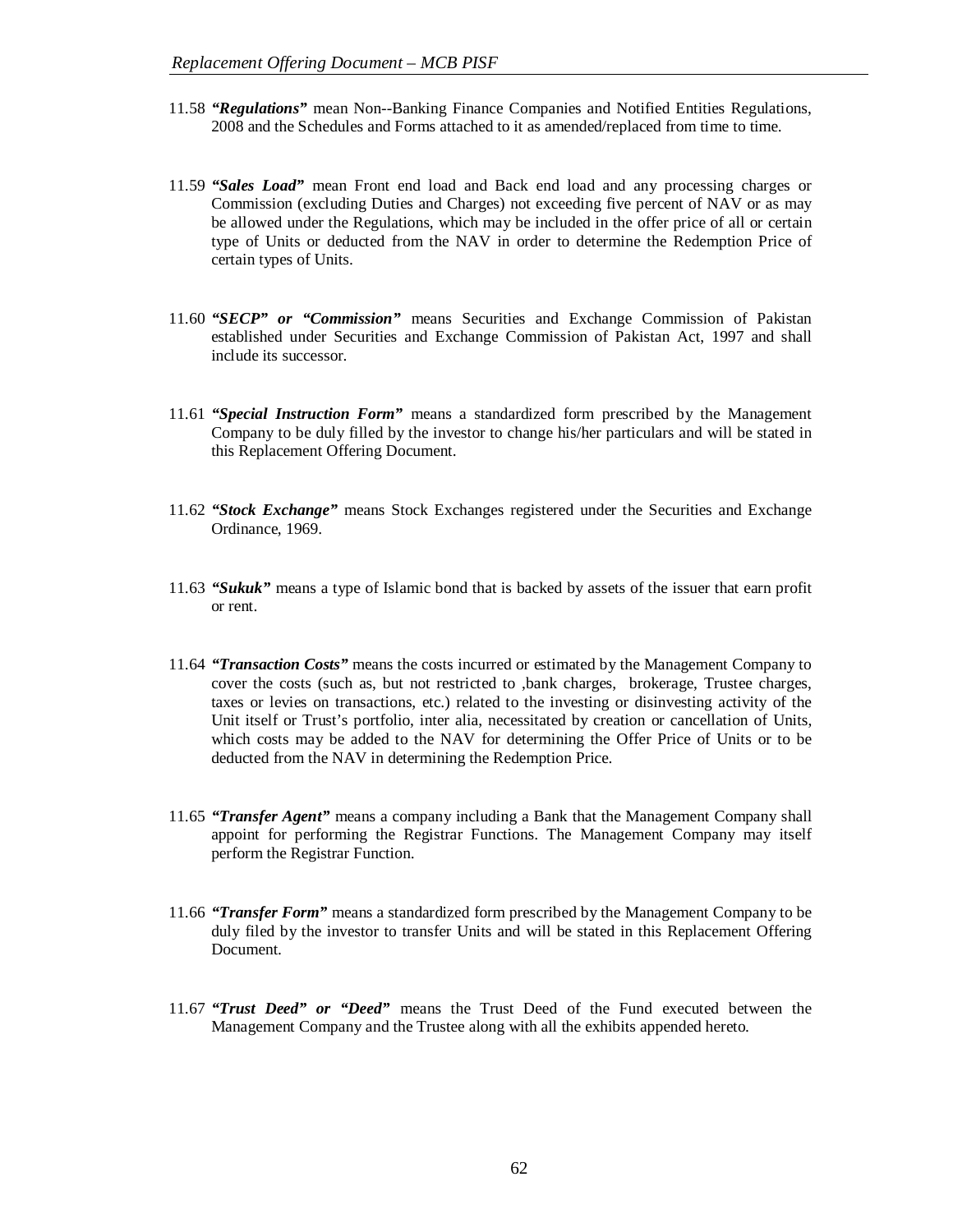11.58 ***"Regulations"*** mean Non--Banking Finance Companies and Notified Entities Regulations, 2008 and the Schedules and Forms attached to it as amended/replaced from time to time.

11.59 ***"Sales Load"*** mean Front end load and Back end load and any processing charges or Commission (excluding Duties and Charges) not exceeding five percent of NAV or as may be allowed under the Regulations, which may be included in the offer price of all or certain type of Units or deducted from the NAV in order to determine the Redemption Price of certain types of Units.

11.60 ***"SECP" or "Commission"*** means Securities and Exchange Commission of Pakistan established under Securities and Exchange Commission of Pakistan Act, 1997 and shall include its successor.

11.61 ***"Special Instruction Form"*** means a standardized form prescribed by the Management Company to be duly filled by the investor to change his/her particulars and will be stated in this Replacement Offering Document.

11.62 ***"Stock Exchange"*** means Stock Exchanges registered under the Securities and Exchange Ordinance, 1969.

11.63 ***"Sukuk"*** means a type of Islamic bond that is backed by assets of the issuer that earn profit or rent.

11.64 ***"Transaction Costs"*** means the costs incurred or estimated by the Management Company to cover the costs (such as, but not restricted to ,bank charges, brokerage, Trustee charges, taxes or levies on transactions, etc.) related to the investing or disinvesting activity of the Unit itself or Trust's portfolio, inter alia, necessitated by creation or cancellation of Units, which costs may be added to the NAV for determining the Offer Price of Units or to be deducted from the NAV in determining the Redemption Price.

11.65 ***"Transfer Agent"*** means a company including a Bank that the Management Company shall appoint for performing the Registrar Functions. The Management Company may itself perform the Registrar Function.

11.66 ***"Transfer Form"*** means a standardized form prescribed by the Management Company to be duly filed by the investor to transfer Units and will be stated in this Replacement Offering Document.

11.67 ***"Trust Deed" or "Deed"*** means the Trust Deed of the Fund executed between the Management Company and the Trustee along with all the exhibits appended hereto.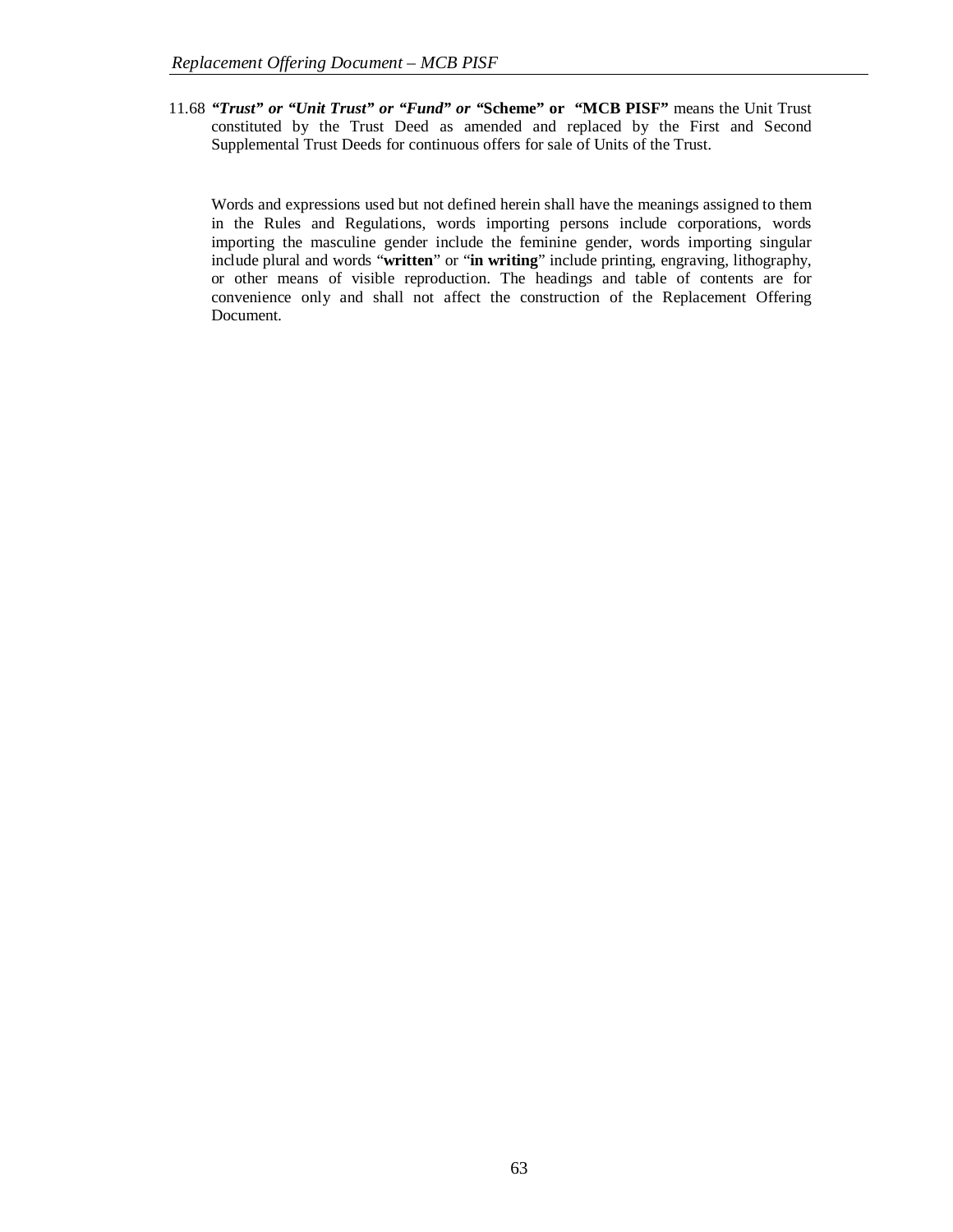11.68 ***"Trust" or "Unit Trust" or "Fund" or* "Scheme" or "MCB PISF"** means the Unit Trust constituted by the Trust Deed as amended and replaced by the First and Second Supplemental Trust Deeds for continuous offers for sale of Units of the Trust.

Words and expressions used but not defined herein shall have the meanings assigned to them in the Rules and Regulations, words importing persons include corporations, words importing the masculine gender include the feminine gender, words importing singular include plural and words "**written**" or "**in writing**" include printing, engraving, lithography, or other means of visible reproduction. The headings and table of contents are for convenience only and shall not affect the construction of the Replacement Offering Document.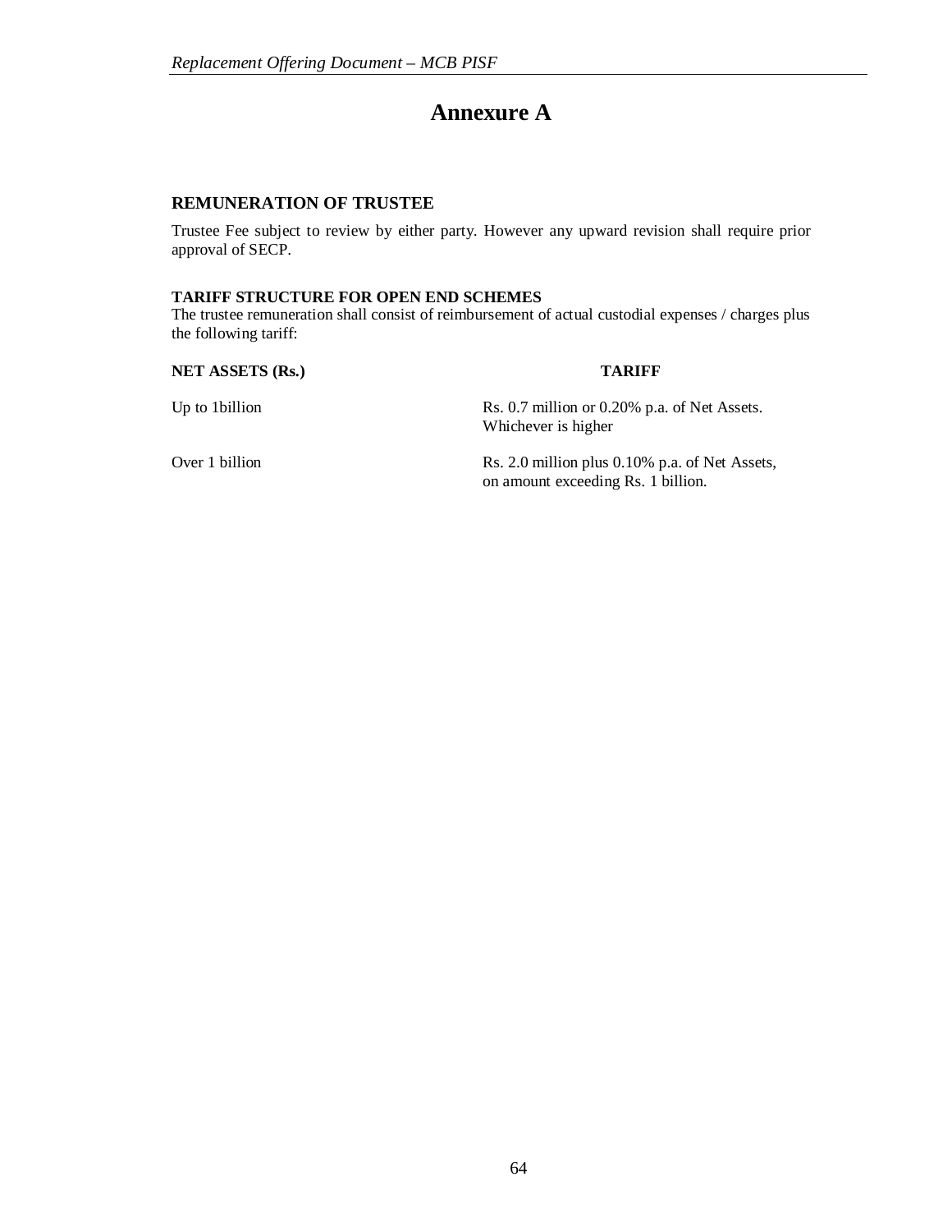# Annexure A

## REMUNERATION OF TRUSTEE

Trustee Fee subject to review by either party. However any upward revision shall require prior approval of SECP.

### TARIFF STRUCTURE FOR OPEN END SCHEMES

The trustee remuneration shall consist of reimbursement of actual custodial expenses / charges plus the following tariff:

| NET ASSETS (Rs.) | TARIFF |
|---|---|
| Up to 1billion | Rs. 0.7 million or 0.20% p.a. of Net Assets. Whichever is higher |
| Over 1 billion | Rs. 2.0 million plus 0.10% p.a. of Net Assets, on amount exceeding Rs. 1 billion. |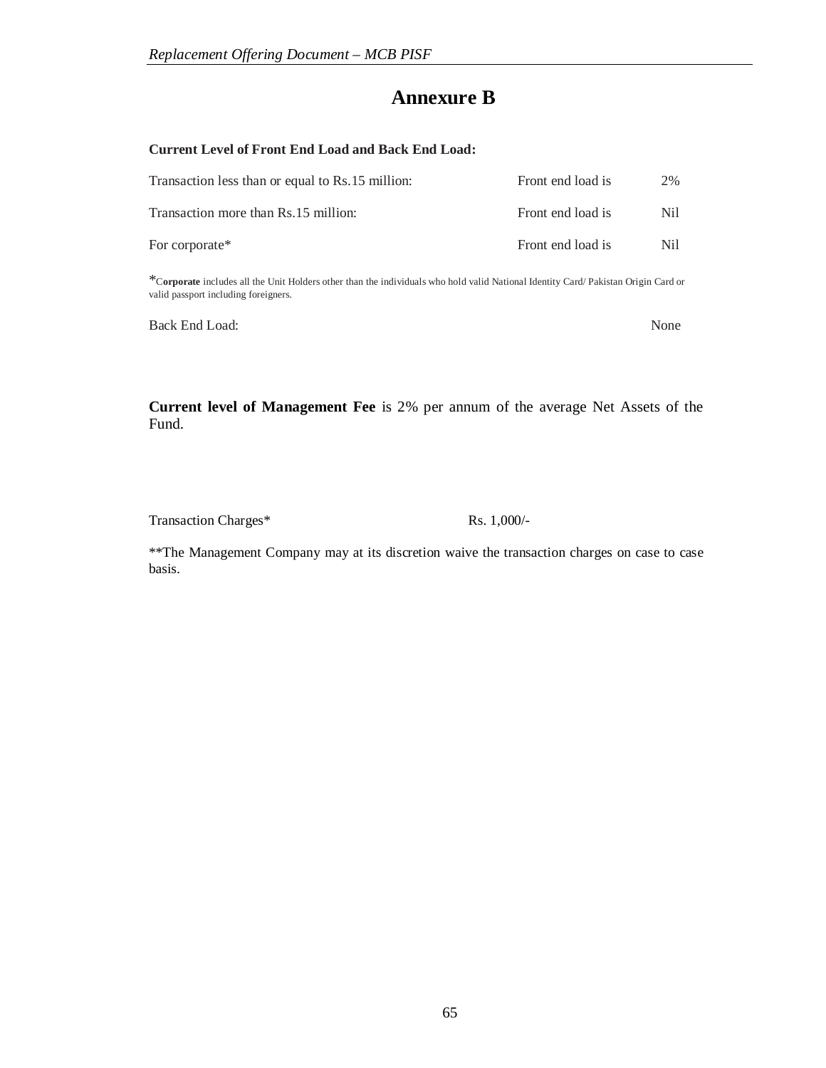# Annexure B

**Current Level of Front End Load and Back End Load:**

| | | |
|---|---|---|
| Transaction less than or equal to Rs.15 million: | Front end load is | 2% |
| Transaction more than Rs.15 million: | Front end load is | Nil |
| For corporate* | Front end load is | Nil |

*C**orporate** includes all the Unit Holders other than the individuals who hold valid National Identity Card/ Pakistan Origin Card or valid passport including foreigners.

Back End Load: None

**Current level of Management Fee** is 2% per annum of the average Net Assets of the Fund.

Transaction Charges* Rs. 1,000/-

**The Management Company may at its discretion waive the transaction charges on case to case basis.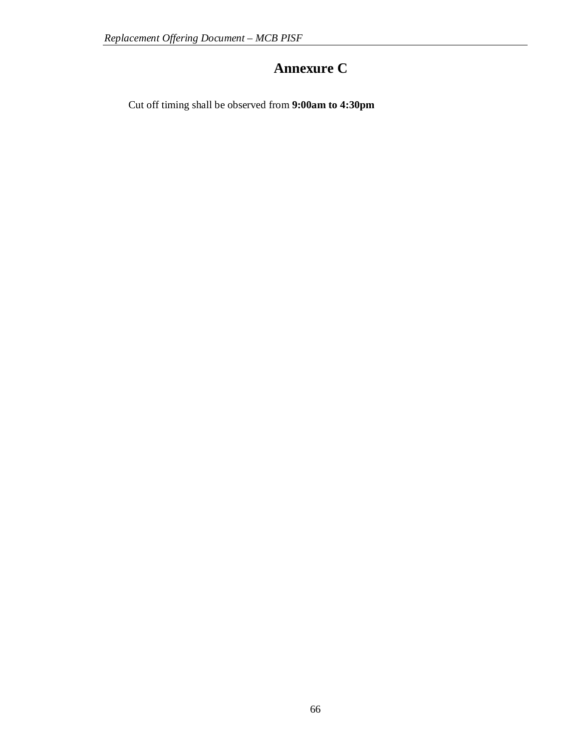# Annexure C

Cut off timing shall be observed from **9:00am to 4:30pm**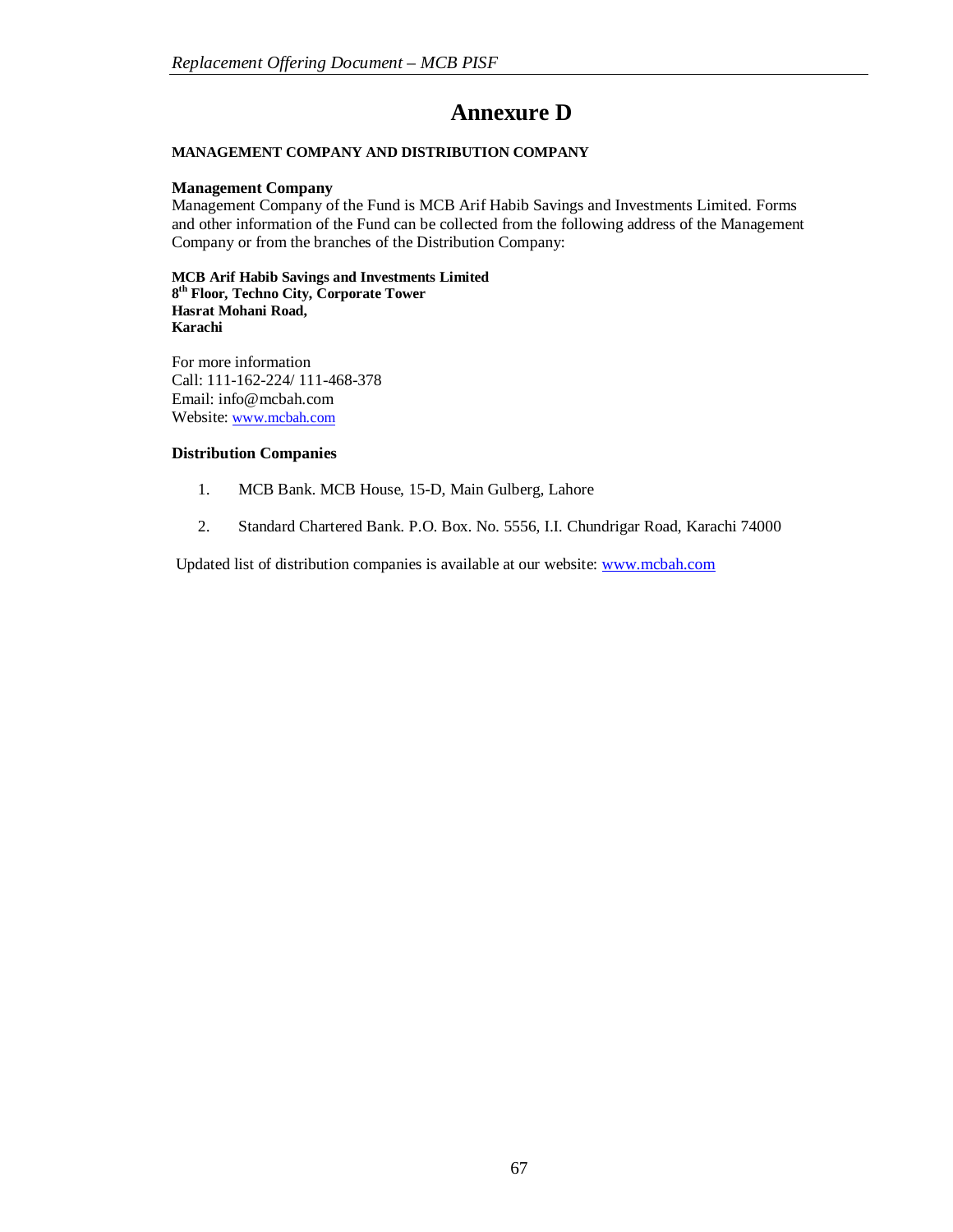# Annexure D

**MANAGEMENT COMPANY AND DISTRIBUTION COMPANY**

**Management Company**
Management Company of the Fund is MCB Arif Habib Savings and Investments Limited. Forms and other information of the Fund can be collected from the following address of the Management Company or from the branches of the Distribution Company:

**MCB Arif Habib Savings and Investments Limited**
**8th Floor, Techno City, Corporate Tower**
**Hasrat Mohani Road,**
**Karachi**

For more information
Call: 111-162-224/ 111-468-378
Email: info@mcbah.com
Website: www.mcbah.com

**Distribution Companies**

1. MCB Bank. MCB House, 15-D, Main Gulberg, Lahore
2. Standard Chartered Bank. P.O. Box. No. 5556, I.I. Chundrigar Road, Karachi 74000

Updated list of distribution companies is available at our website: www.mcbah.com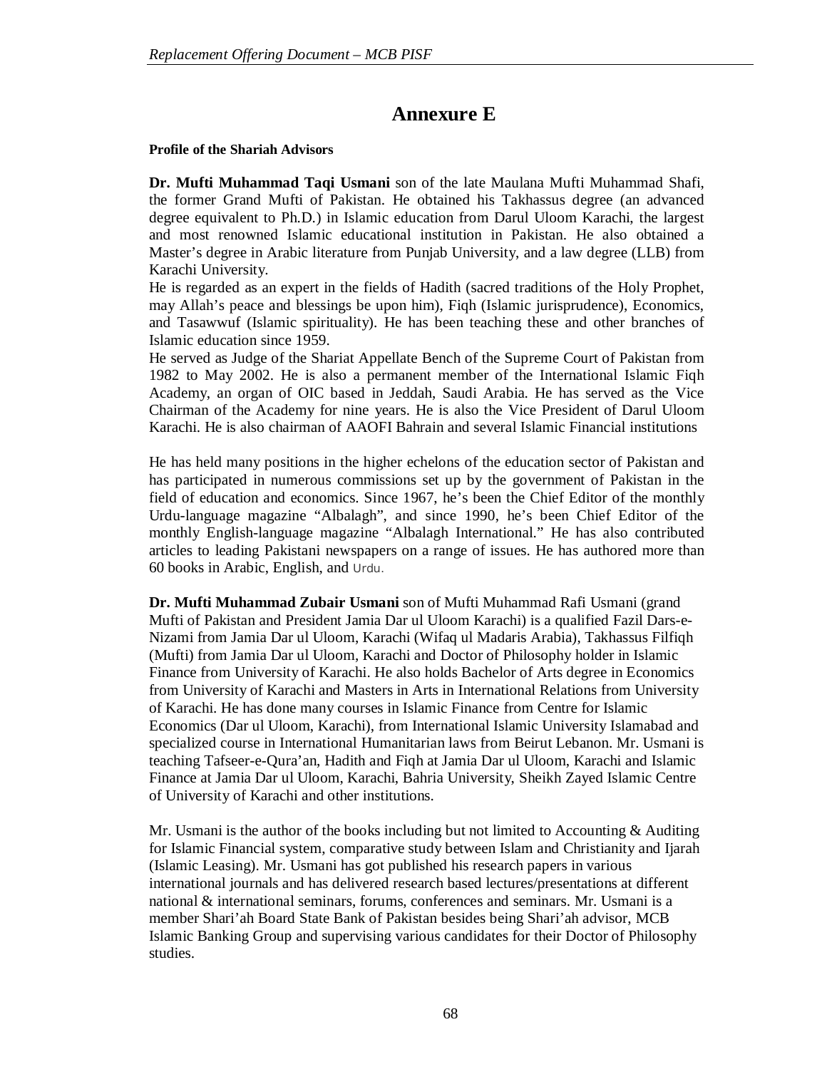# Annexure E

**Profile of the Shariah Advisors**

**Dr. Mufti Muhammad Taqi Usmani** son of the late Maulana Mufti Muhammad Shafi, the former Grand Mufti of Pakistan. He obtained his Takhassus degree (an advanced degree equivalent to Ph.D.) in Islamic education from Darul Uloom Karachi, the largest and most renowned Islamic educational institution in Pakistan. He also obtained a Master's degree in Arabic literature from Punjab University, and a law degree (LLB) from Karachi University.
He is regarded as an expert in the fields of Hadith (sacred traditions of the Holy Prophet, may Allah's peace and blessings be upon him), Fiqh (Islamic jurisprudence), Economics, and Tasawwuf (Islamic spirituality). He has been teaching these and other branches of Islamic education since 1959.
He served as Judge of the Shariat Appellate Bench of the Supreme Court of Pakistan from 1982 to May 2002. He is also a permanent member of the International Islamic Fiqh Academy, an organ of OIC based in Jeddah, Saudi Arabia. He has served as the Vice Chairman of the Academy for nine years. He is also the Vice President of Darul Uloom Karachi. He is also chairman of AAOFI Bahrain and several Islamic Financial institutions

He has held many positions in the higher echelons of the education sector of Pakistan and has participated in numerous commissions set up by the government of Pakistan in the field of education and economics. Since 1967, he's been the Chief Editor of the monthly Urdu-language magazine "Albalagh", and since 1990, he's been Chief Editor of the monthly English-language magazine "Albalagh International." He has also contributed articles to leading Pakistani newspapers on a range of issues. He has authored more than 60 books in Arabic, English, and Urdu.

**Dr. Mufti Muhammad Zubair Usmani** son of Mufti Muhammad Rafi Usmani (grand Mufti of Pakistan and President Jamia Dar ul Uloom Karachi) is a qualified Fazil Dars-e-Nizami from Jamia Dar ul Uloom, Karachi (Wifaq ul Madaris Arabia), Takhassus Filfiqh (Mufti) from Jamia Dar ul Uloom, Karachi and Doctor of Philosophy holder in Islamic Finance from University of Karachi. He also holds Bachelor of Arts degree in Economics from University of Karachi and Masters in Arts in International Relations from University of Karachi. He has done many courses in Islamic Finance from Centre for Islamic Economics (Dar ul Uloom, Karachi), from International Islamic University Islamabad and specialized course in International Humanitarian laws from Beirut Lebanon. Mr. Usmani is teaching Tafseer-e-Qura'an, Hadith and Fiqh at Jamia Dar ul Uloom, Karachi and Islamic Finance at Jamia Dar ul Uloom, Karachi, Bahria University, Sheikh Zayed Islamic Centre of University of Karachi and other institutions.

Mr. Usmani is the author of the books including but not limited to Accounting & Auditing for Islamic Financial system, comparative study between Islam and Christianity and Ijarah (Islamic Leasing). Mr. Usmani has got published his research papers in various international journals and has delivered research based lectures/presentations at different national & international seminars, forums, conferences and seminars. Mr. Usmani is a member Shari'ah Board State Bank of Pakistan besides being Shari'ah advisor, MCB Islamic Banking Group and supervising various candidates for their Doctor of Philosophy studies.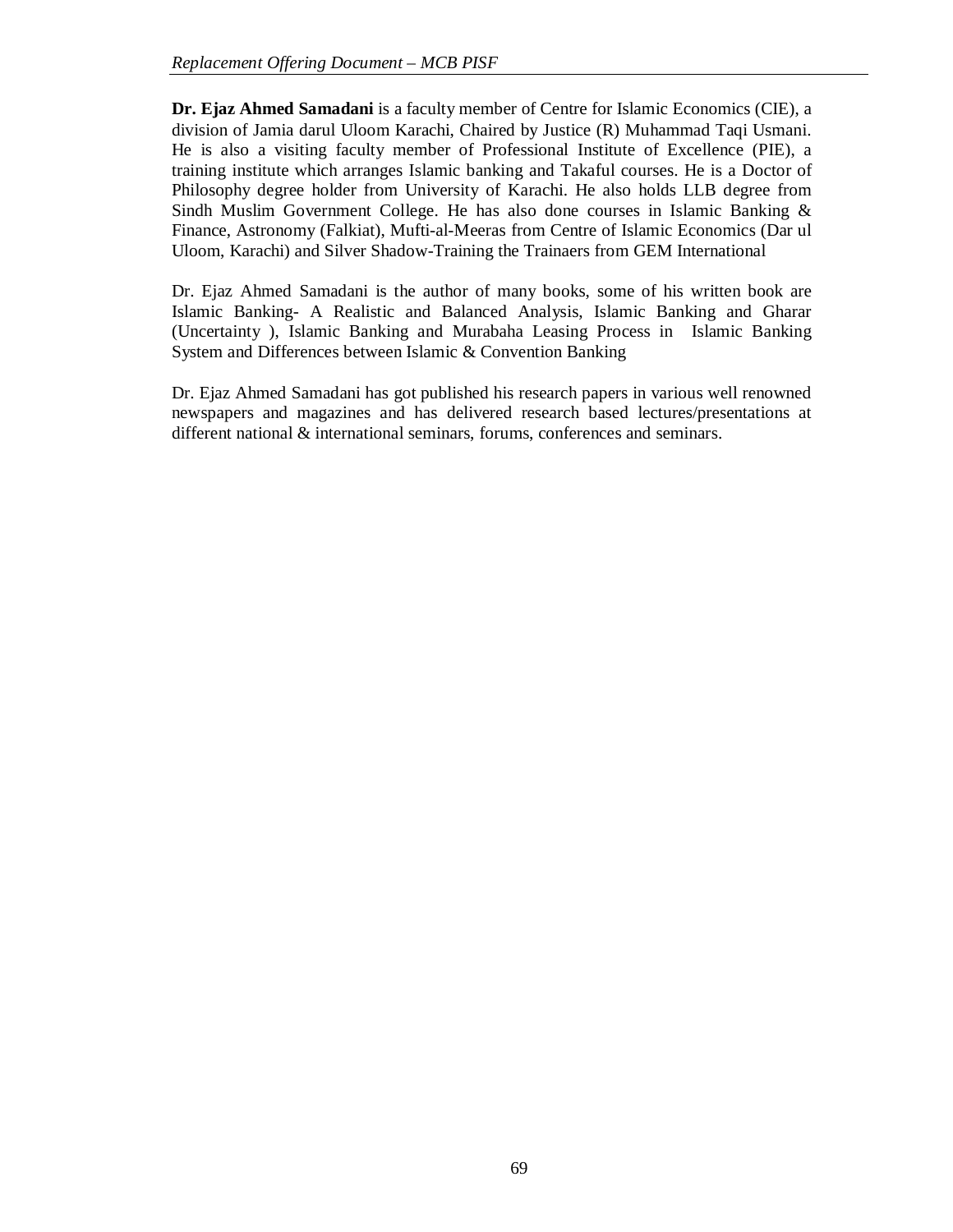**Dr. Ejaz Ahmed Samadani** is a faculty member of Centre for Islamic Economics (CIE), a division of Jamia darul Uloom Karachi, Chaired by Justice (R) Muhammad Taqi Usmani. He is also a visiting faculty member of Professional Institute of Excellence (PIE), a training institute which arranges Islamic banking and Takaful courses. He is a Doctor of Philosophy degree holder from University of Karachi. He also holds LLB degree from Sindh Muslim Government College. He has also done courses in Islamic Banking & Finance, Astronomy (Falkiat), Mufti-al-Meeras from Centre of Islamic Economics (Dar ul Uloom, Karachi) and Silver Shadow-Training the Trainaers from GEM International

Dr. Ejaz Ahmed Samadani is the author of many books, some of his written book are Islamic Banking- A Realistic and Balanced Analysis, Islamic Banking and Gharar (Uncertainty ), Islamic Banking and Murabaha Leasing Process in Islamic Banking System and Differences between Islamic & Convention Banking

Dr. Ejaz Ahmed Samadani has got published his research papers in various well renowned newspapers and magazines and has delivered research based lectures/presentations at different national & international seminars, forums, conferences and seminars.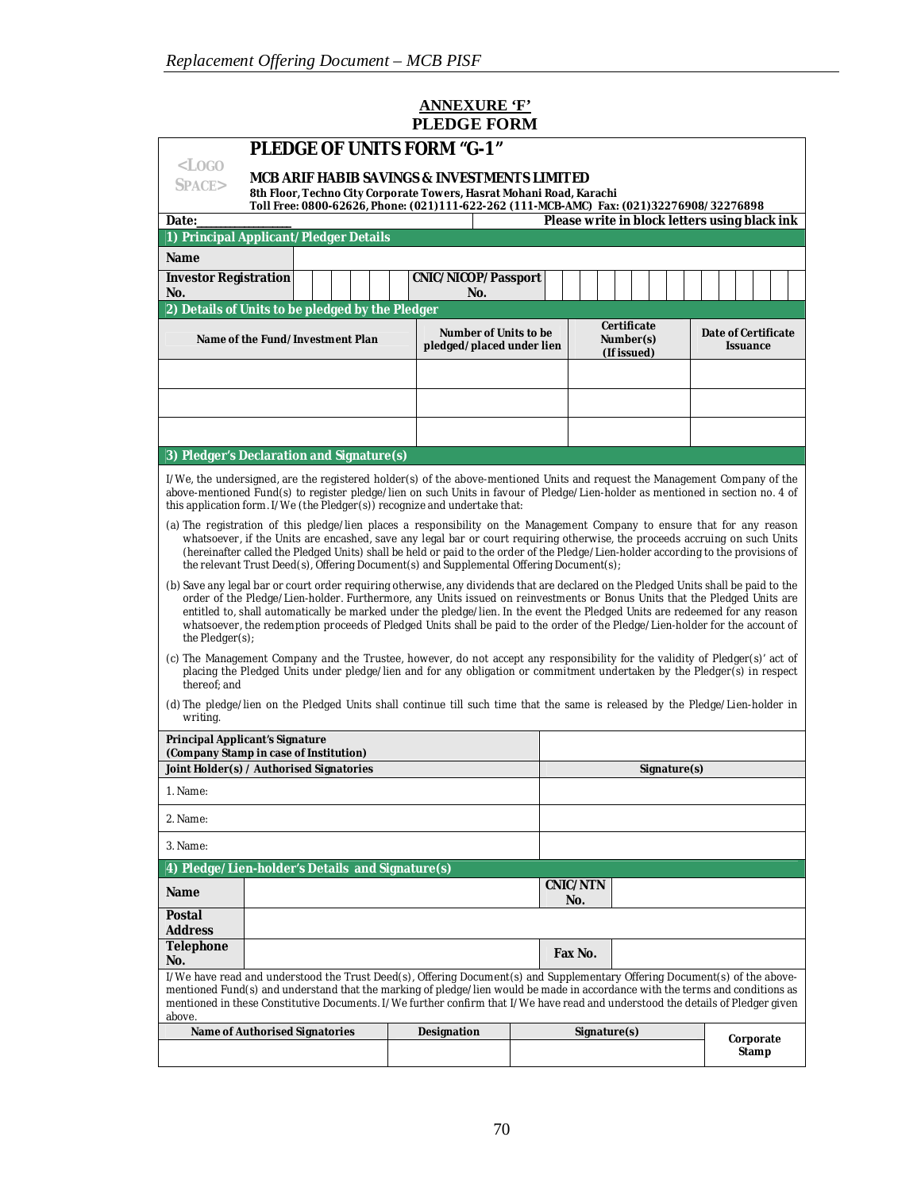# ANNEXURE 'F'
# PLEDGE FORM

## PLEDGE OF UNITS FORM "G-1"

<LOGO SPACE>

**MCB ARIF HABIB SAVINGS & INVESTMENTS LIMITED**
**8th Floor, Techno City Corporate Towers, Hasrat Mohani Road, Karachi**
**Toll Free: 0800-62626, Phone: (021)111-622-262 (111-MCB-AMC) Fax: (021)32276908/32276898**

**Date:**_______________ **Please write in block letters using black ink**

### 1) Principal Applicant/Pledger Details

| | | | |
|---|---|---|---|
| **Name** | | | |
| **Investor Registration No.** | | **CNIC/NICOP/Passport No.** | |

### 2) Details of Units to be pledged by the Pledger

| Name of the Fund/Investment Plan | Number of Units to be pledged/placed under lien | Certificate Number(s) (If issued) | Date of Certificate Issuance |
|---|---|---|---|
| | | | |
| | | | |
| | | | |

### 3) Pledger's Declaration and Signature(s)

I/We, the undersigned, are the registered holder(s) of the above-mentioned Units and request the Management Company of the above-mentioned Fund(s) to register pledge/lien on such Units in favour of Pledge/Lien-holder as mentioned in section no. 4 of this application form. I/We (the Pledger(s)) recognize and undertake that:

(a) The registration of this pledge/lien places a responsibility on the Management Company to ensure that for any reason whatsoever, if the Units are encashed, save any legal bar or court requiring otherwise, the proceeds accruing on such Units (hereinafter called the Pledged Units) shall be held or paid to the order of the Pledge/Lien-holder according to the provisions of the relevant Trust Deed(s), Offering Document(s) and Supplemental Offering Document(s);

(b) Save any legal bar or court order requiring otherwise, any dividends that are declared on the Pledged Units shall be paid to the order of the Pledge/Lien-holder. Furthermore, any Units issued on reinvestments or Bonus Units that the Pledged Units are entitled to, shall automatically be marked under the pledge/lien. In the event the Pledged Units are redeemed for any reason whatsoever, the redemption proceeds of Pledged Units shall be paid to the order of the Pledge/Lien-holder for the account of the Pledger(s);

(c) The Management Company and the Trustee, however, do not accept any responsibility for the validity of Pledger(s)' act of placing the Pledged Units under pledge/lien and for any obligation or commitment undertaken by the Pledger(s) in respect thereof; and

(d) The pledge/lien on the Pledged Units shall continue till such time that the same is released by the Pledge/Lien-holder in writing.

| | |
|---|---|
| **Principal Applicant's Signature (Company Stamp in case of Institution)** | |
| **Joint Holder(s) / Authorised Signatories** | **Signature(s)** |
| 1. Name: | |
| 2. Name: | |
| 3. Name: | |

### 4) Pledge/Lien-holder's Details and Signature(s)

| | | | |
|---|---|---|---|
| **Name** | | **CNIC/NTN No.** | |
| **Postal Address** | | | |
| **Telephone No.** | | **Fax No.** | |

I/We have read and understood the Trust Deed(s), Offering Document(s) and Supplementary Offering Document(s) of the above-mentioned Fund(s) and understand that the marking of pledge/lien would be made in accordance with the terms and conditions as mentioned in these Constitutive Documents. I/We further confirm that I/We have read and understood the details of Pledger given above.

| Name of Authorised Signatories | Designation | Signature(s) | Corporate Stamp |
|---|---|---|---|
| | | | |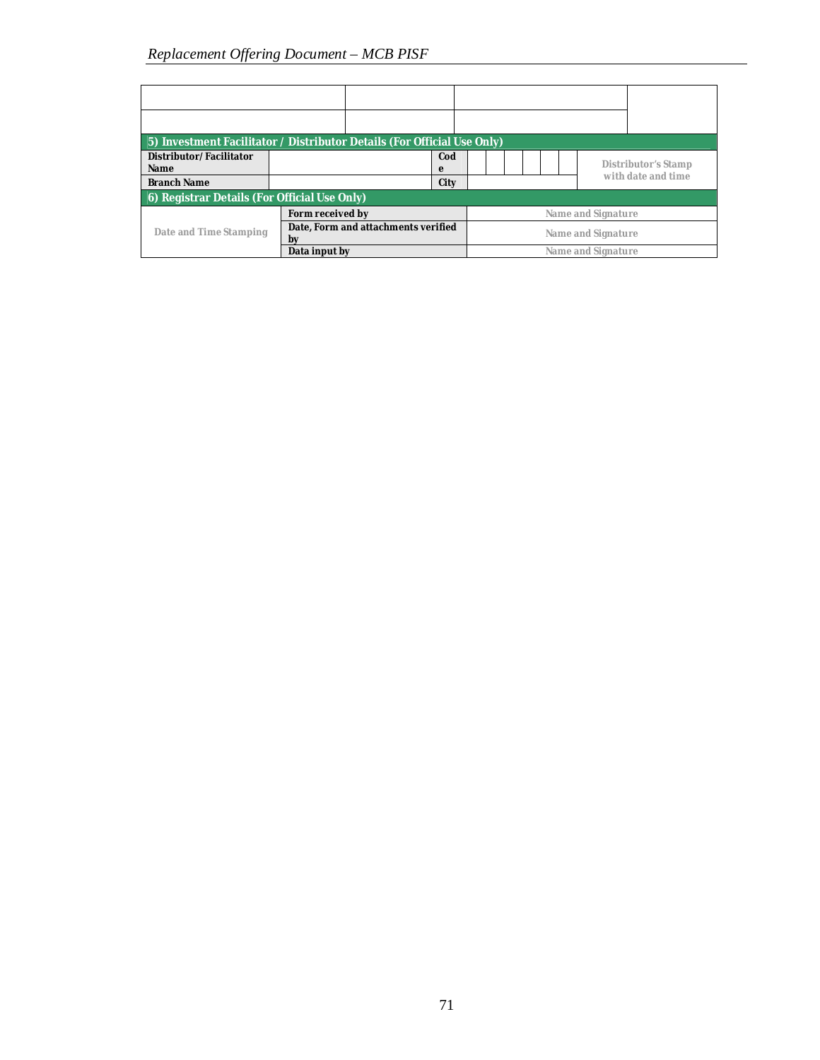| | | | |
|---|---|---|---|
| | | | |
| | | | |

**5) Investment Facilitator / Distributor Details (For Official Use Only)**

| | | | | |
|---|---|---|---|---|
| **Distributor/ Facilitator Name** | | **Code** | | Distributor's Stamp with date and time |
| **Branch Name** | | **City** | | |

**6) Registrar Details (For Official Use Only)**

| | | |
|---|---|---|
| Date and Time Stamping | **Form received by** | Name and Signature |
| | **Date, Form and attachments verified by** | Name and Signature |
| | **Data input by** | Name and Signature |